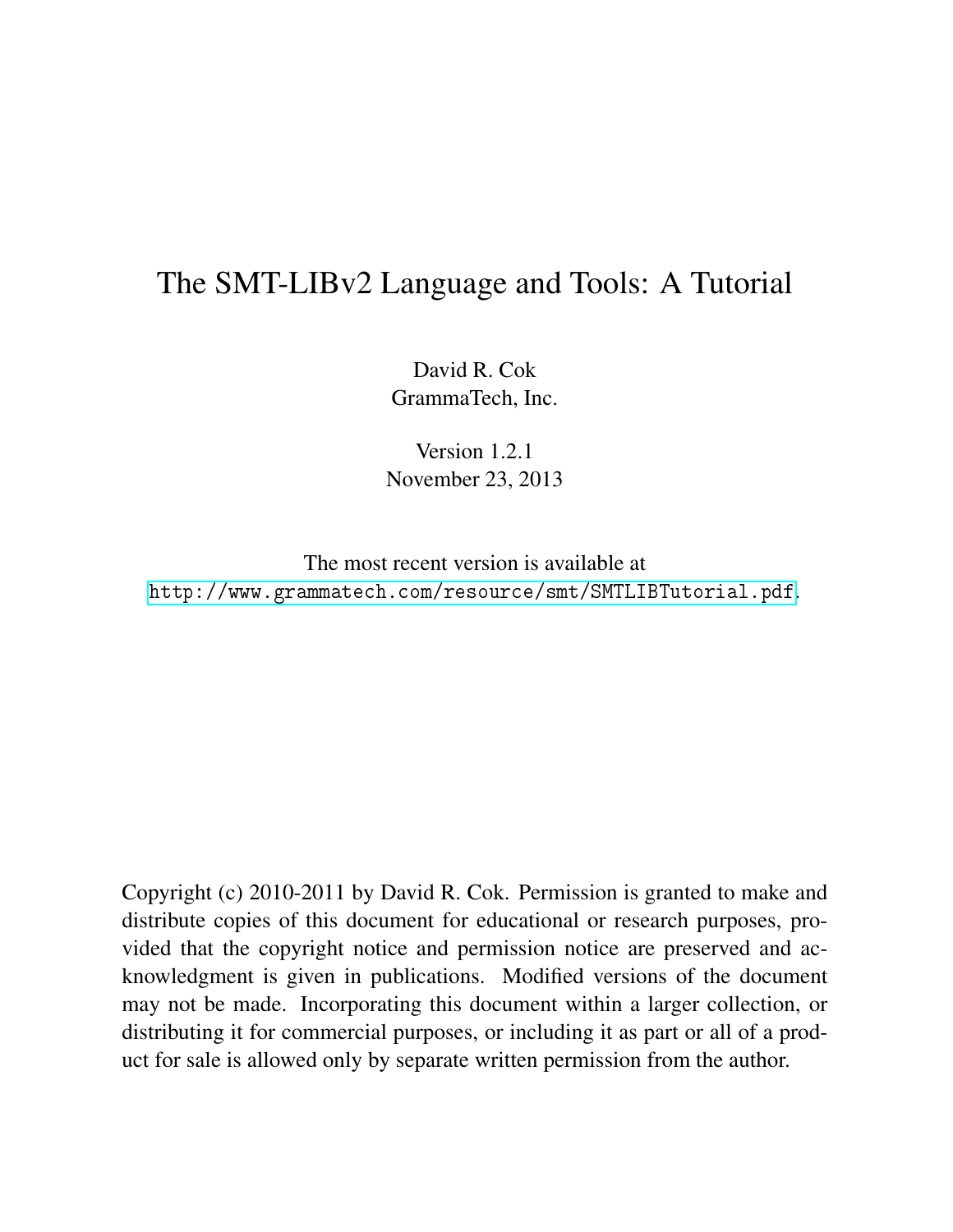# The SMT-LIBv2 Language and Tools: A Tutorial

David R. Cok
GrammaTech, Inc.

Version 1.2.1
November 23, 2013

The most recent version is available at
http://www.grammatech.com/resource/smt/SMTLIBTutorial.pdf.

Copyright (c) 2010-2011 by David R. Cok. Permission is granted to make and distribute copies of this document for educational or research purposes, provided that the copyright notice and permission notice are preserved and acknowledgment is given in publications. Modified versions of the document may not be made. Incorporating this document within a larger collection, or distributing it for commercial purposes, or including it as part or all of a product for sale is allowed only by separate written permission from the author.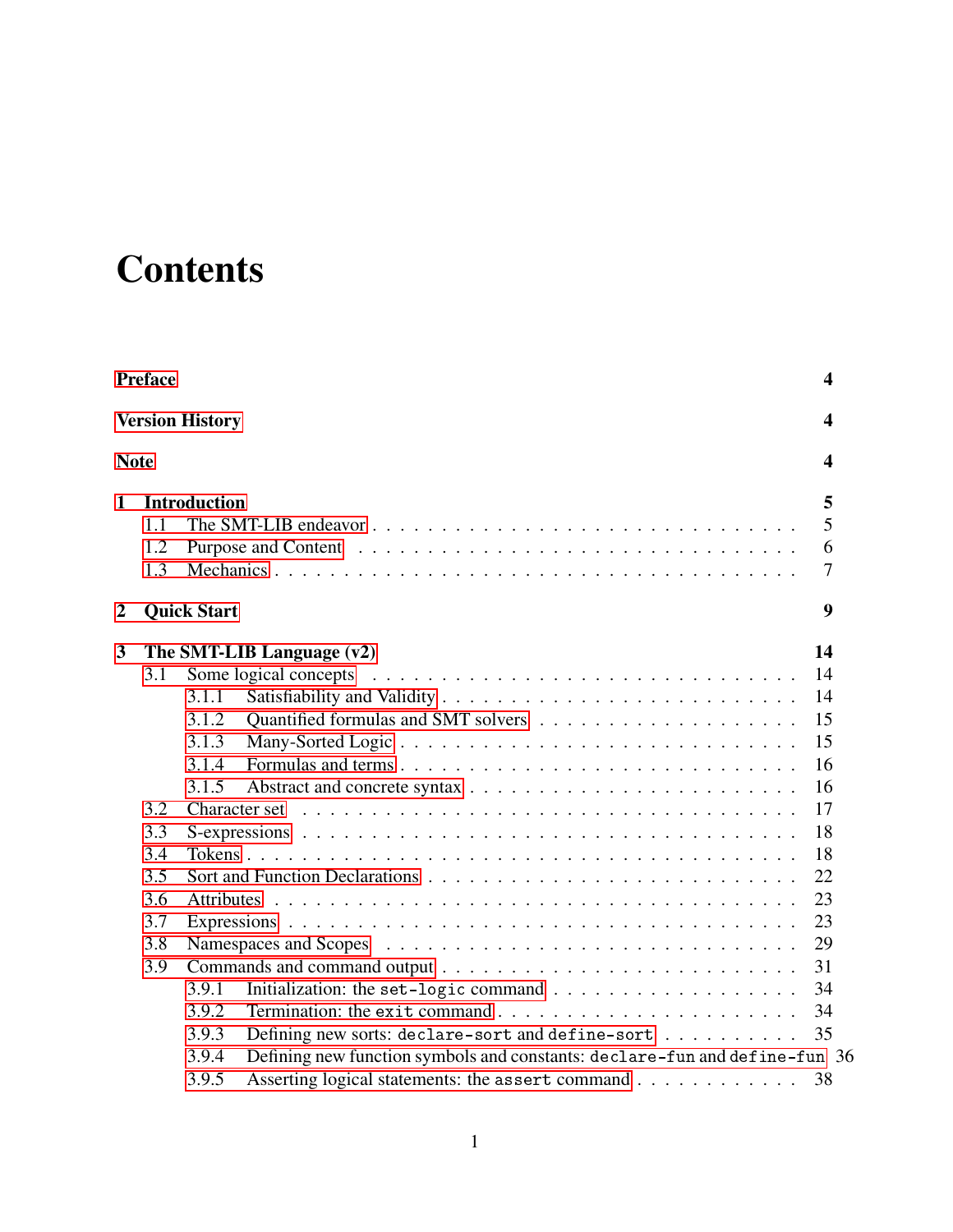# Contents

**Preface** 4

**Version History** 4

**Note** 4

**1 Introduction** 5

- 1.1 The SMT-LIB endeavor . . . 5
- 1.2 Purpose and Content . . . 6
- 1.3 Mechanics . . . 7

**2 Quick Start** 9

**3 The SMT-LIB Language (v2)** 14

- 3.1 Some logical concepts . . . 14
  - 3.1.1 Satisfiability and Validity . . . 14
  - 3.1.2 Quantified formulas and SMT solvers . . . 15
  - 3.1.3 Many-Sorted Logic . . . 15
  - 3.1.4 Formulas and terms . . . 16
  - 3.1.5 Abstract and concrete syntax . . . 16
- 3.2 Character set . . . 17
- 3.3 S-expressions . . . 18
- 3.4 Tokens . . . 18
- 3.5 Sort and Function Declarations . . . 22
- 3.6 Attributes . . . 23
- 3.7 Expressions . . . 23
- 3.8 Namespaces and Scopes . . . 29
- 3.9 Commands and command output . . . 31
  - 3.9.1 Initialization: the `set-logic` command . . . 34
  - 3.9.2 Termination: the `exit` command . . . 34
  - 3.9.3 Defining new sorts: `declare-sort` and `define-sort` . . . 35
  - 3.9.4 Defining new function symbols and constants: `declare-fun` and `define-fun` 36
  - 3.9.5 Asserting logical statements: the `assert` command . . . 38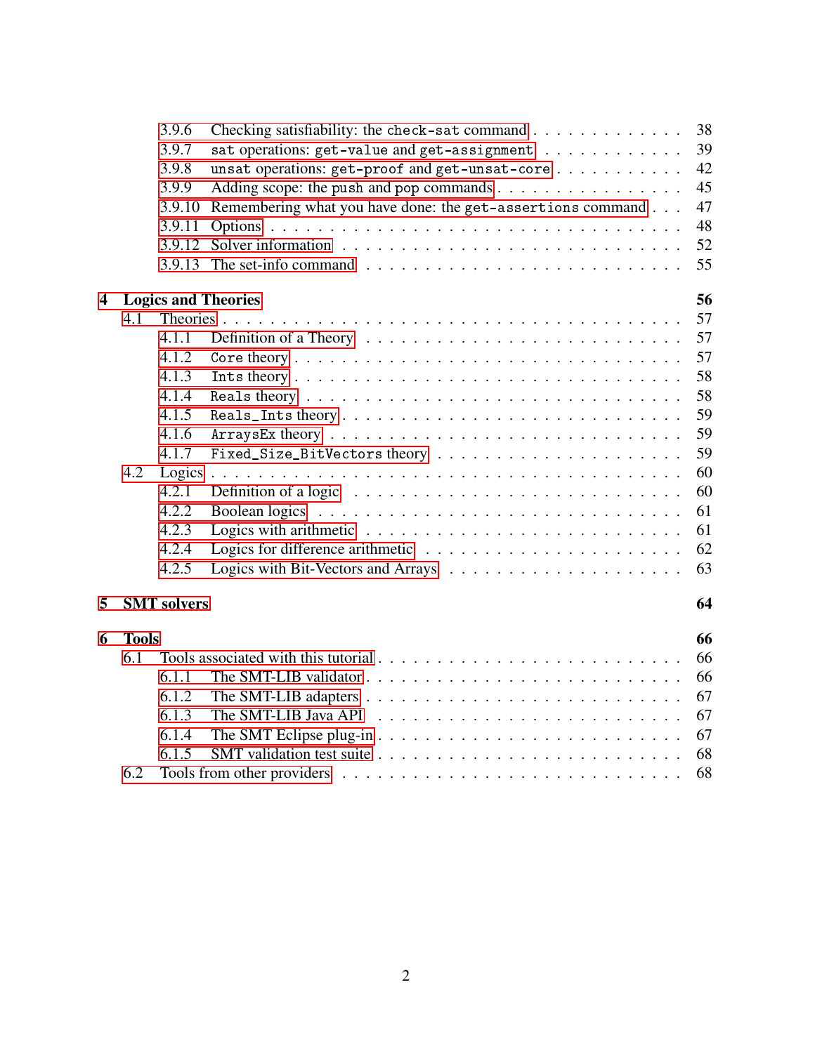3.9.6 Checking satisfiability: the `check-sat` command . . . 38
3.9.7 `sat` operations: `get-value` and `get-assignment` . . . 39
3.9.8 `unsat` operations: `get-proof` and `get-unsat-core` . . . 42
3.9.9 Adding scope: the `push` and `pop` commands . . . 45
3.9.10 Remembering what you have done: the `get-assertions` command . . . 47
3.9.11 Options . . . 48
3.9.12 Solver information . . . 52
3.9.13 The set-info command . . . 55

**4 Logics and Theories** **56**

4.1 Theories . . . 57
4.1.1 Definition of a Theory . . . 57
4.1.2 `Core` theory . . . 57
4.1.3 `Ints` theory . . . 58
4.1.4 `Reals` theory . . . 58
4.1.5 `Reals_Ints` theory . . . 59
4.1.6 `ArraysEx` theory . . . 59
4.1.7 `Fixed_Size_BitVectors` theory . . . 59

4.2 Logics . . . 60
4.2.1 Definition of a logic . . . 60
4.2.2 Boolean logics . . . 61
4.2.3 Logics with arithmetic . . . 61
4.2.4 Logics for difference arithmetic . . . 62
4.2.5 Logics with Bit-Vectors and Arrays . . . 63

**5 SMT solvers** **64**

**6 Tools** **66**

6.1 Tools associated with this tutorial . . . 66
6.1.1 The SMT-LIB validator . . . 66
6.1.2 The SMT-LIB adapters . . . 67
6.1.3 The SMT-LIB Java API . . . 67
6.1.4 The SMT Eclipse plug-in . . . 67
6.1.5 SMT validation test suite . . . 68

6.2 Tools from other providers . . . 68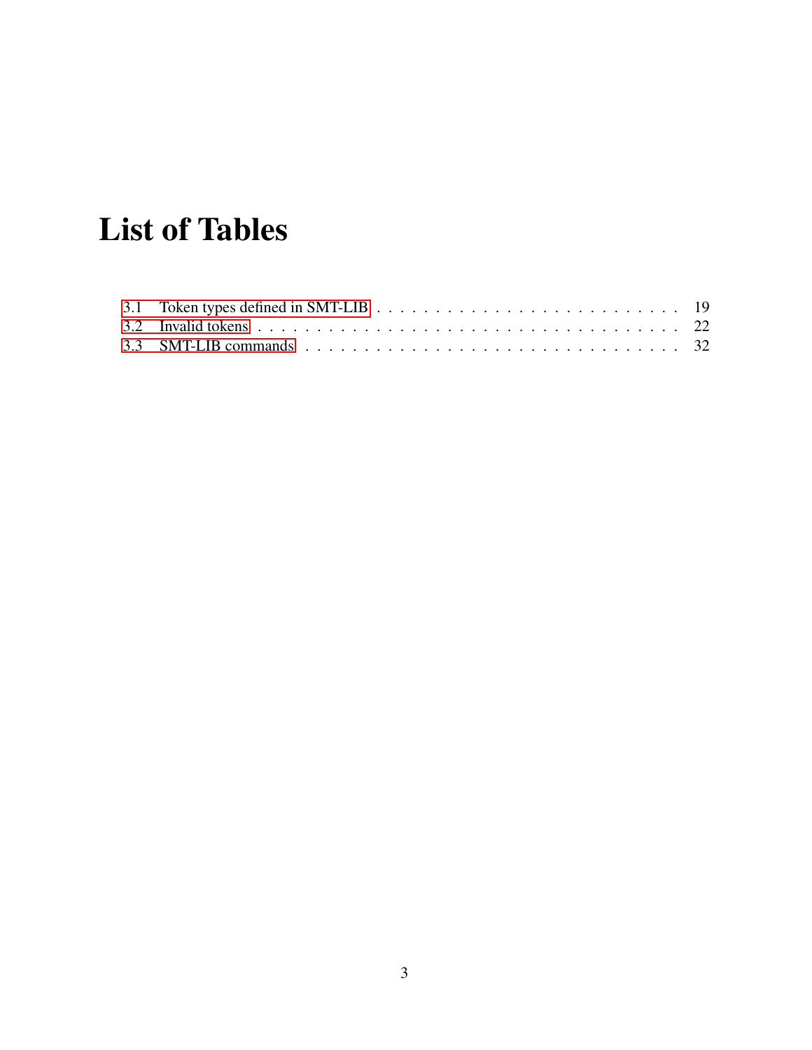# List of Tables

3.1 Token types defined in SMT-LIB . . . . . . . . . . . . . . . . . . . . . . . . . . 19
3.2 Invalid tokens . . . . . . . . . . . . . . . . . . . . . . . . . . . . . . . . . . . . 22
3.3 SMT-LIB commands . . . . . . . . . . . . . . . . . . . . . . . . . . . . . . . . 32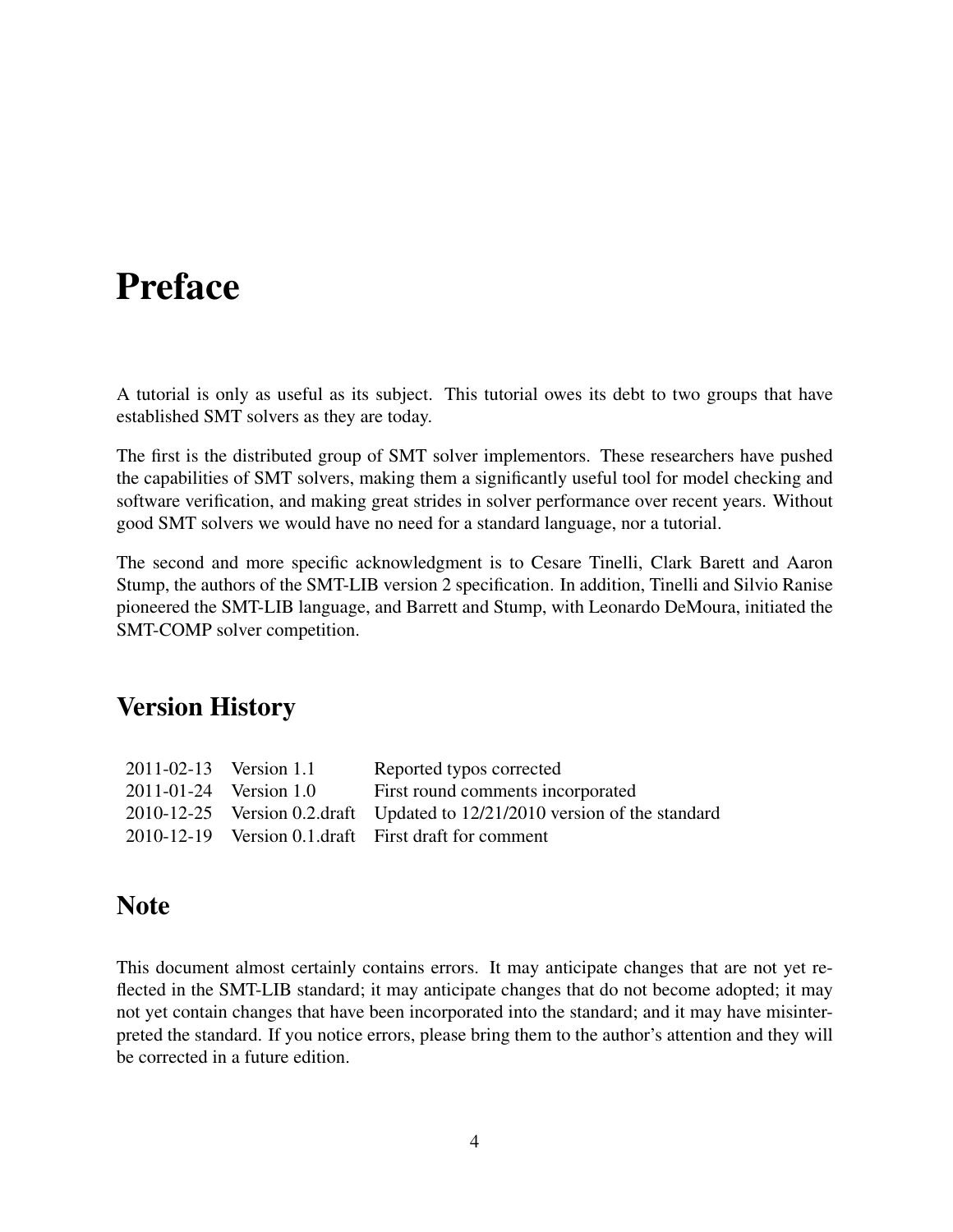# Preface

A tutorial is only as useful as its subject. This tutorial owes its debt to two groups that have established SMT solvers as they are today.

The first is the distributed group of SMT solver implementors. These researchers have pushed the capabilities of SMT solvers, making them a significantly useful tool for model checking and software verification, and making great strides in solver performance over recent years. Without good SMT solvers we would have no need for a standard language, nor a tutorial.

The second and more specific acknowledgment is to Cesare Tinelli, Clark Barett and Aaron Stump, the authors of the SMT-LIB version 2 specification. In addition, Tinelli and Silvio Ranise pioneered the SMT-LIB language, and Barrett and Stump, with Leonardo DeMoura, initiated the SMT-COMP solver competition.

## Version History

| | | |
|---|---|---|
| 2011-02-13 | Version 1.1 | Reported typos corrected |
| 2011-01-24 | Version 1.0 | First round comments incorporated |
| 2010-12-25 | Version 0.2.draft | Updated to 12/21/2010 version of the standard |
| 2010-12-19 | Version 0.1.draft | First draft for comment |

## Note

This document almost certainly contains errors. It may anticipate changes that are not yet reflected in the SMT-LIB standard; it may anticipate changes that do not become adopted; it may not yet contain changes that have been incorporated into the standard; and it may have misinterpreted the standard. If you notice errors, please bring them to the author's attention and they will be corrected in a future edition.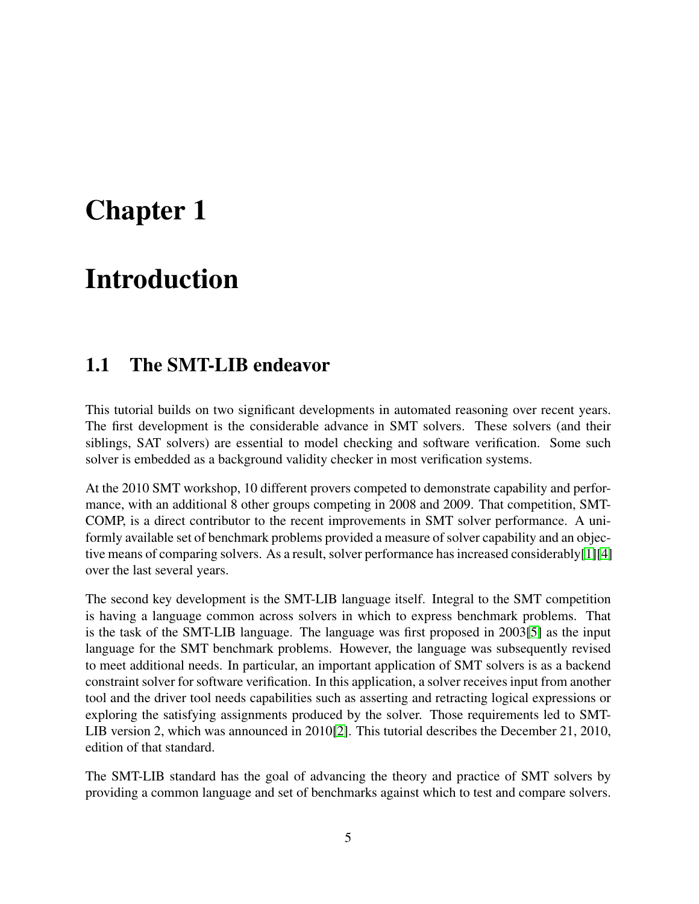# Chapter 1

# Introduction

## 1.1 The SMT-LIB endeavor

This tutorial builds on two significant developments in automated reasoning over recent years. The first development is the considerable advance in SMT solvers. These solvers (and their siblings, SAT solvers) are essential to model checking and software verification. Some such solver is embedded as a background validity checker in most verification systems.

At the 2010 SMT workshop, 10 different provers competed to demonstrate capability and performance, with an additional 8 other groups competing in 2008 and 2009. That competition, SMT-COMP, is a direct contributor to the recent improvements in SMT solver performance. A uniformly available set of benchmark problems provided a measure of solver capability and an objective means of comparing solvers. As a result, solver performance has increased considerably[1][4] over the last several years.

The second key development is the SMT-LIB language itself. Integral to the SMT competition is having a language common across solvers in which to express benchmark problems. That is the task of the SMT-LIB language. The language was first proposed in 2003[5] as the input language for the SMT benchmark problems. However, the language was subsequently revised to meet additional needs. In particular, an important application of SMT solvers is as a backend constraint solver for software verification. In this application, a solver receives input from another tool and the driver tool needs capabilities such as asserting and retracting logical expressions or exploring the satisfying assignments produced by the solver. Those requirements led to SMT-LIB version 2, which was announced in 2010[2]. This tutorial describes the December 21, 2010, edition of that standard.

The SMT-LIB standard has the goal of advancing the theory and practice of SMT solvers by providing a common language and set of benchmarks against which to test and compare solvers.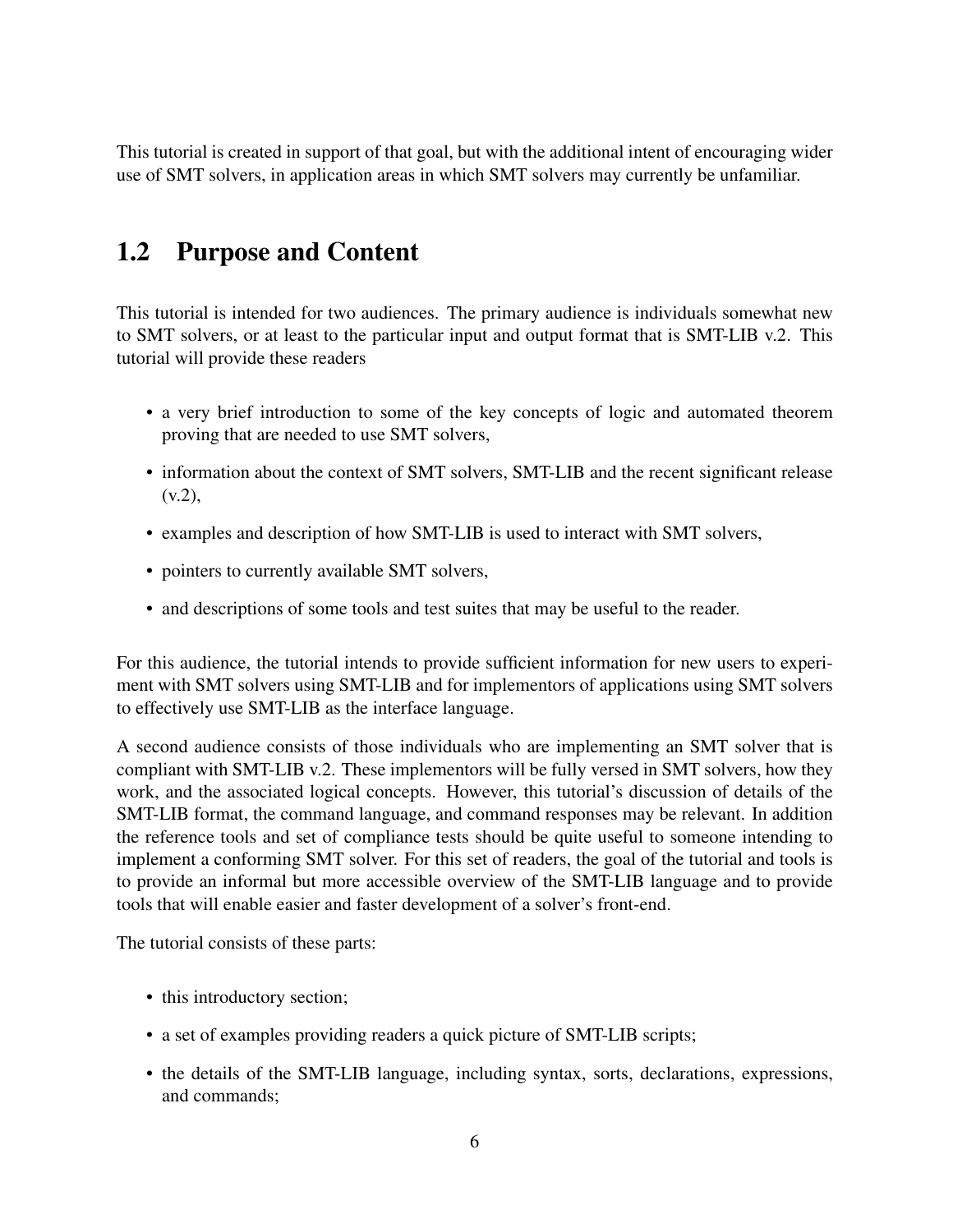This tutorial is created in support of that goal, but with the additional intent of encouraging wider use of SMT solvers, in application areas in which SMT solvers may currently be unfamiliar.

## 1.2 Purpose and Content

This tutorial is intended for two audiences. The primary audience is individuals somewhat new to SMT solvers, or at least to the particular input and output format that is SMT-LIB v.2. This tutorial will provide these readers

- a very brief introduction to some of the key concepts of logic and automated theorem proving that are needed to use SMT solvers,
- information about the context of SMT solvers, SMT-LIB and the recent significant release (v.2),
- examples and description of how SMT-LIB is used to interact with SMT solvers,
- pointers to currently available SMT solvers,
- and descriptions of some tools and test suites that may be useful to the reader.

For this audience, the tutorial intends to provide sufficient information for new users to experiment with SMT solvers using SMT-LIB and for implementors of applications using SMT solvers to effectively use SMT-LIB as the interface language.

A second audience consists of those individuals who are implementing an SMT solver that is compliant with SMT-LIB v.2. These implementors will be fully versed in SMT solvers, how they work, and the associated logical concepts. However, this tutorial's discussion of details of the SMT-LIB format, the command language, and command responses may be relevant. In addition the reference tools and set of compliance tests should be quite useful to someone intending to implement a conforming SMT solver. For this set of readers, the goal of the tutorial and tools is to provide an informal but more accessible overview of the SMT-LIB language and to provide tools that will enable easier and faster development of a solver's front-end.

The tutorial consists of these parts:

- this introductory section;
- a set of examples providing readers a quick picture of SMT-LIB scripts;
- the details of the SMT-LIB language, including syntax, sorts, declarations, expressions, and commands;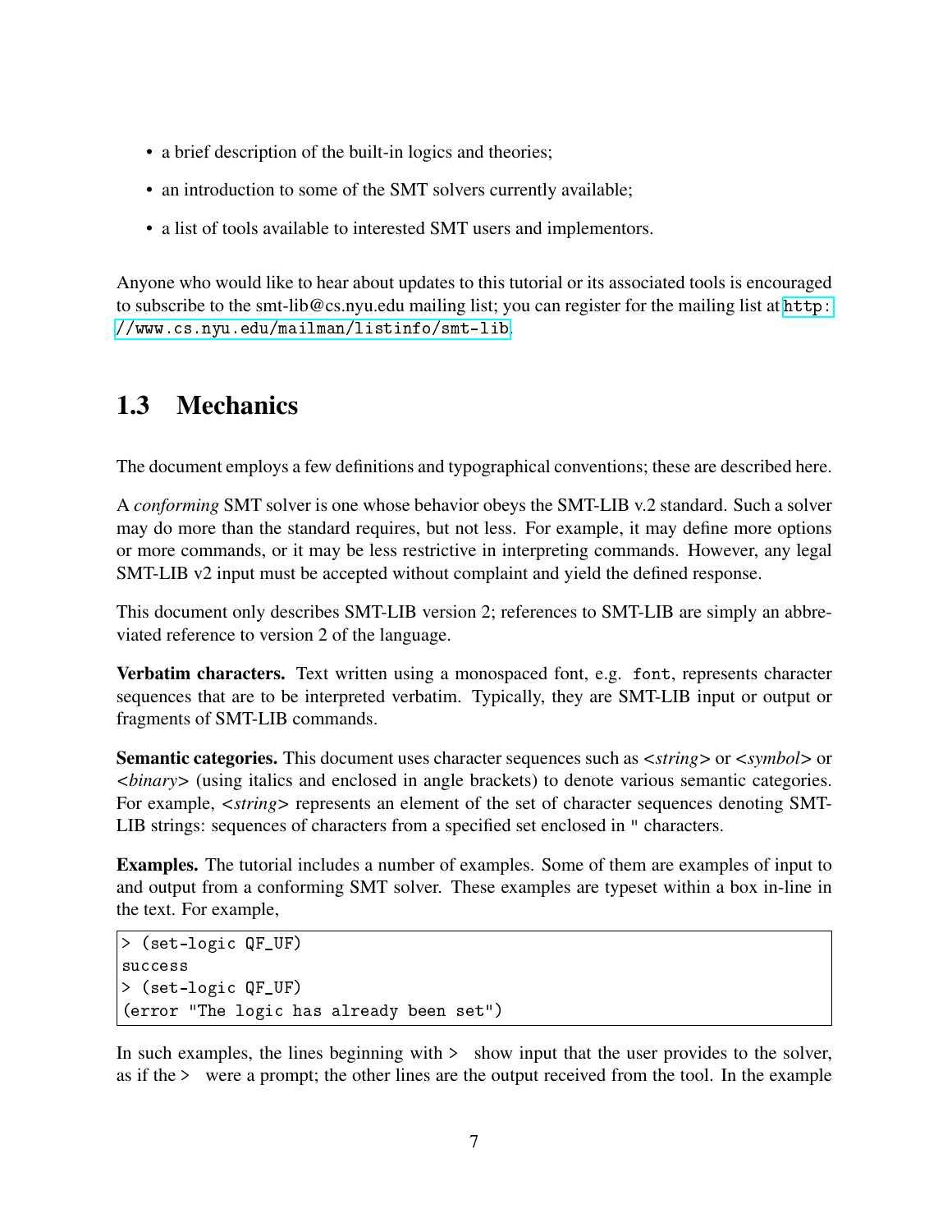- a brief description of the built-in logics and theories;
- an introduction to some of the SMT solvers currently available;
- a list of tools available to interested SMT users and implementors.

Anyone who would like to hear about updates to this tutorial or its associated tools is encouraged to subscribe to the smt-lib@cs.nyu.edu mailing list; you can register for the mailing list at `http://www.cs.nyu.edu/mailman/listinfo/smt-lib`.

## 1.3 Mechanics

The document employs a few definitions and typographical conventions; these are described here.

A *conforming* SMT solver is one whose behavior obeys the SMT-LIB v.2 standard. Such a solver may do more than the standard requires, but not less. For example, it may define more options or more commands, or it may be less restrictive in interpreting commands. However, any legal SMT-LIB v2 input must be accepted without complaint and yield the defined response.

This document only describes SMT-LIB version 2; references to SMT-LIB are simply an abbreviated reference to version 2 of the language.

**Verbatim characters.** Text written using a monospaced font, e.g. `font`, represents character sequences that are to be interpreted verbatim. Typically, they are SMT-LIB input or output or fragments of SMT-LIB commands.

**Semantic categories.** This document uses character sequences such as <*string*> or <*symbol*> or <*binary*> (using italics and enclosed in angle brackets) to denote various semantic categories. For example, <*string*> represents an element of the set of character sequences denoting SMT-LIB strings: sequences of characters from a specified set enclosed in `"` characters.

**Examples.** The tutorial includes a number of examples. Some of them are examples of input to and output from a conforming SMT solver. These examples are typeset within a box in-line in the text. For example,

```
> (set-logic QF_UF)
success
> (set-logic QF_UF)
(error "The logic has already been set")
```

In such examples, the lines beginning with `>` show input that the user provides to the solver, as if the `>` were a prompt; the other lines are the output received from the tool. In the example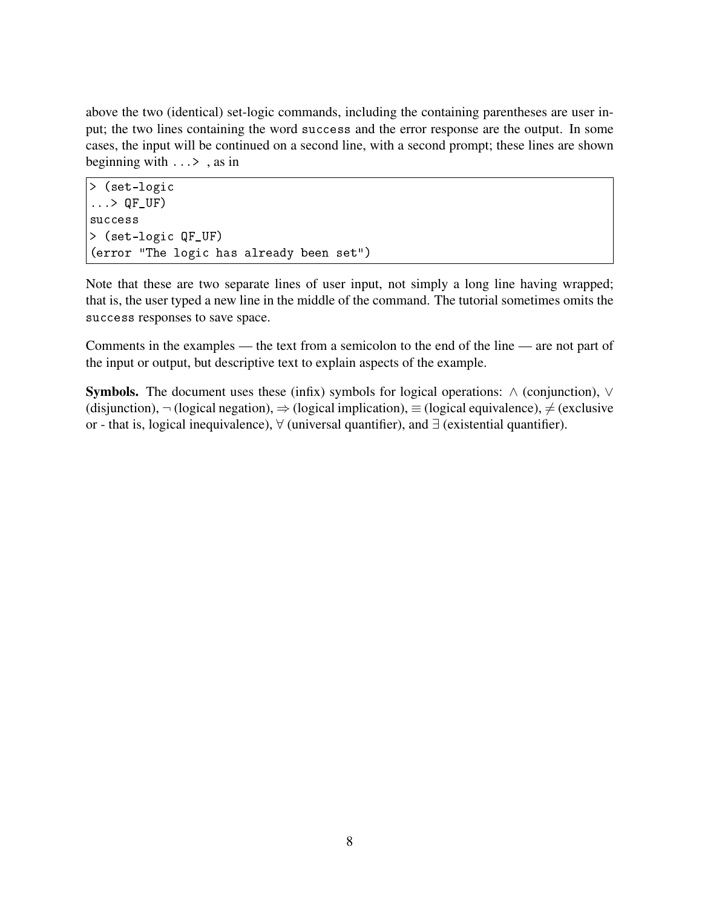above the two (identical) set-logic commands, including the containing parentheses are user input; the two lines containing the word `success` and the error response are the output. In some cases, the input will be continued on a second line, with a second prompt; these lines are shown beginning with `...>` , as in

```
> (set-logic
...> QF_UF)
success
> (set-logic QF_UF)
(error "The logic has already been set")
```

Note that these are two separate lines of user input, not simply a long line having wrapped; that is, the user typed a new line in the middle of the command. The tutorial sometimes omits the `success` responses to save space.

Comments in the examples — the text from a semicolon to the end of the line — are not part of the input or output, but descriptive text to explain aspects of the example.

**Symbols.** The document uses these (infix) symbols for logical operations: $\wedge$ (conjunction), $\vee$ (disjunction), $\neg$ (logical negation), $\Rightarrow$ (logical implication), $\equiv$ (logical equivalence), $\neq$ (exclusive or - that is, logical inequivalence), $\forall$ (universal quantifier), and $\exists$ (existential quantifier).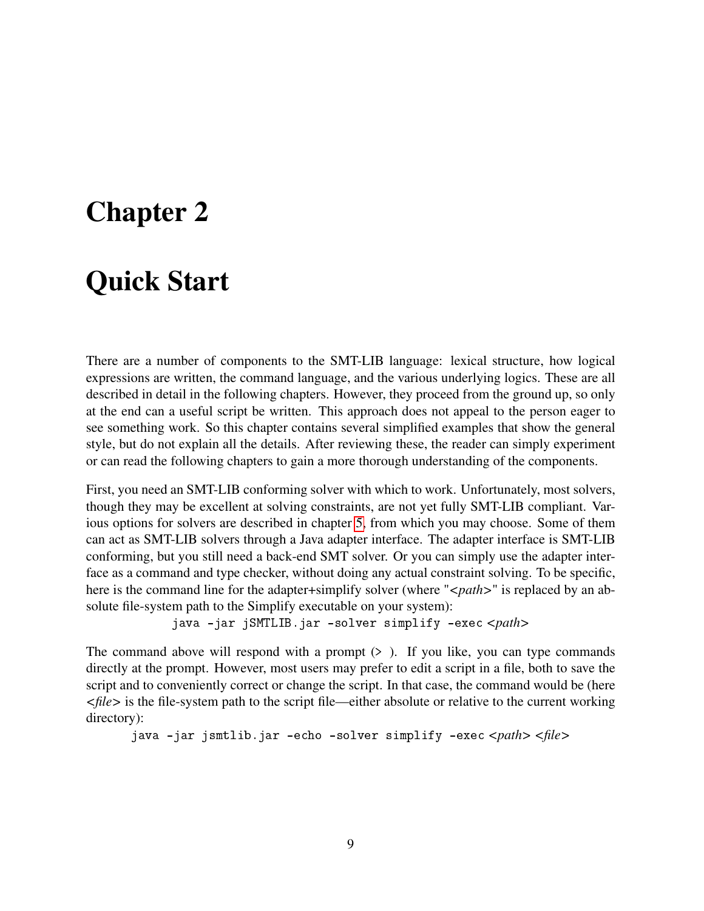# Chapter 2

# Quick Start

There are a number of components to the SMT-LIB language: lexical structure, how logical expressions are written, the command language, and the various underlying logics. These are all described in detail in the following chapters. However, they proceed from the ground up, so only at the end can a useful script be written. This approach does not appeal to the person eager to see something work. So this chapter contains several simplified examples that show the general style, but do not explain all the details. After reviewing these, the reader can simply experiment or can read the following chapters to gain a more thorough understanding of the components.

First, you need an SMT-LIB conforming solver with which to work. Unfortunately, most solvers, though they may be excellent at solving constraints, are not yet fully SMT-LIB compliant. Various options for solvers are described in chapter 5, from which you may choose. Some of them can act as SMT-LIB solvers through a Java adapter interface. The adapter interface is SMT-LIB conforming, but you still need a back-end SMT solver. Or you can simply use the adapter interface as a command and type checker, without doing any actual constraint solving. To be specific, here is the command line for the adapter+simplify solver (where "<*path*>" is replaced by an absolute file-system path to the Simplify executable on your system):

```
java -jar jSMTLIB.jar -solver simplify -exec <path>
```

The command above will respond with a prompt (> ). If you like, you can type commands directly at the prompt. However, most users may prefer to edit a script in a file, both to save the script and to conveniently correct or change the script. In that case, the command would be (here <*file*> is the file-system path to the script file—either absolute or relative to the current working directory):

```
java -jar jsmtlib.jar -echo -solver simplify -exec <path> <file>
```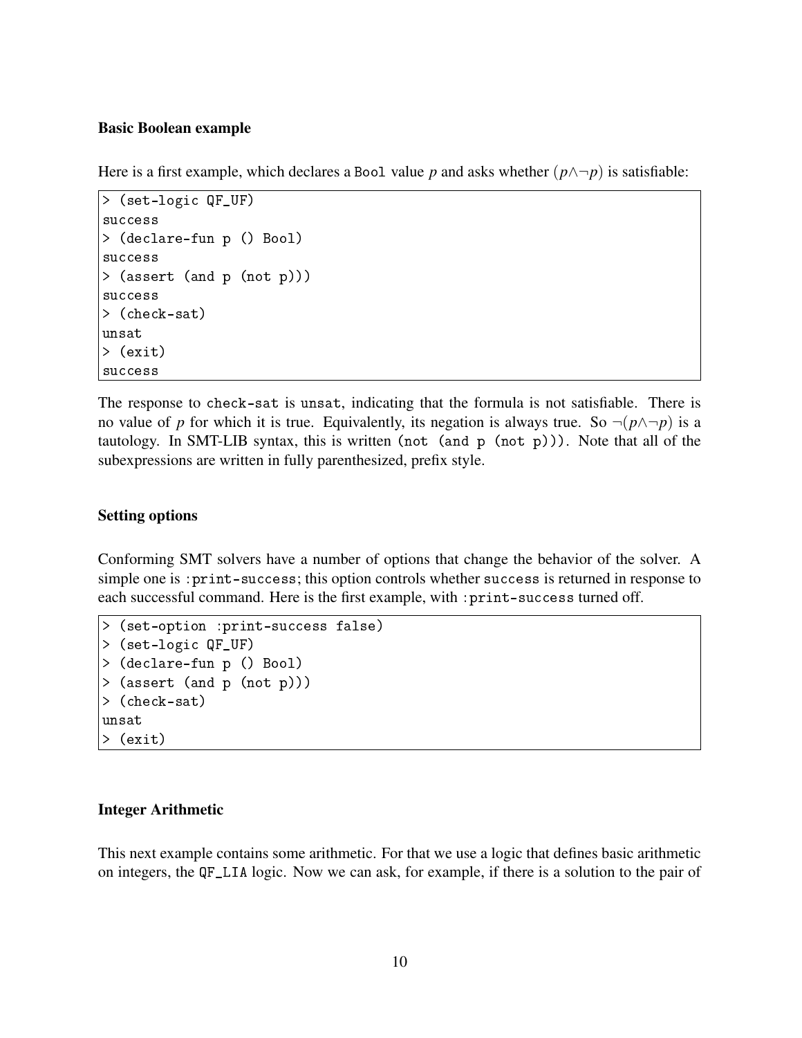### Basic Boolean example

Here is a first example, which declares a `Bool` value $p$ and asks whether $(p \wedge \neg p)$ is satisfiable:

```
> (set-logic QF_UF)
success
> (declare-fun p () Bool)
success
> (assert (and p (not p)))
success
> (check-sat)
unsat
> (exit)
success
```

The response to `check-sat` is `unsat`, indicating that the formula is not satisfiable. There is no value of $p$ for which it is true. Equivalently, its negation is always true. So $\neg(p \wedge \neg p)$ is a tautology. In SMT-LIB syntax, this is written `(not (and p (not p)))`. Note that all of the subexpressions are written in fully parenthesized, prefix style.

### Setting options

Conforming SMT solvers have a number of options that change the behavior of the solver. A simple one is `:print-success`; this option controls whether `success` is returned in response to each successful command. Here is the first example, with `:print-success` turned off.

```
> (set-option :print-success false)
> (set-logic QF_UF)
> (declare-fun p () Bool)
> (assert (and p (not p)))
> (check-sat)
unsat
> (exit)
```

### Integer Arithmetic

This next example contains some arithmetic. For that we use a logic that defines basic arithmetic on integers, the `QF_LIA` logic. Now we can ask, for example, if there is a solution to the pair of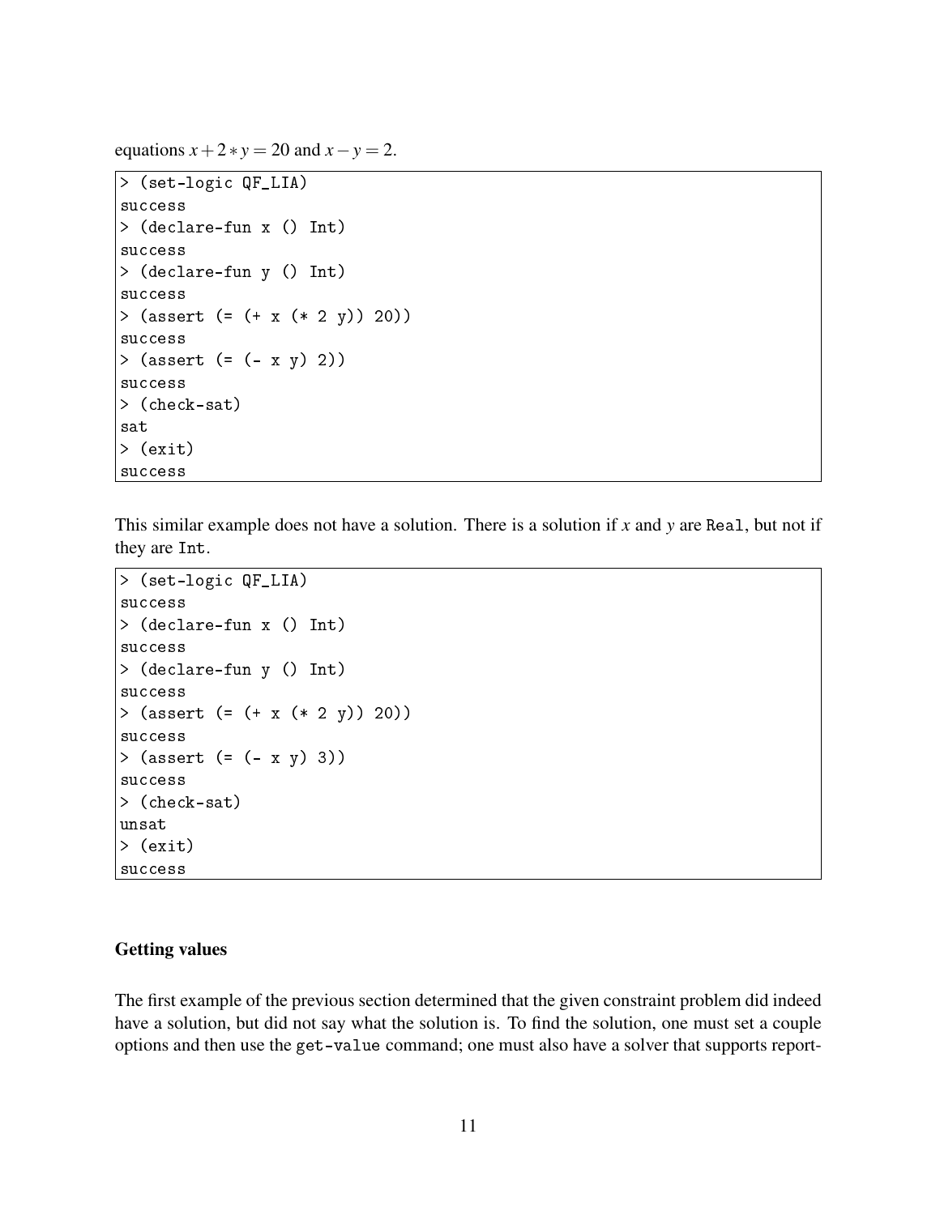equations $x + 2 * y = 20$ and $x - y = 2$.

```
> (set-logic QF_LIA)
success
> (declare-fun x () Int)
success
> (declare-fun y () Int)
success
> (assert (= (+ x (* 2 y)) 20))
success
> (assert (= (- x y) 2))
success
> (check-sat)
sat
> (exit)
success
```

This similar example does not have a solution. There is a solution if $x$ and $y$ are `Real`, but not if they are `Int`.

```
> (set-logic QF_LIA)
success
> (declare-fun x () Int)
success
> (declare-fun y () Int)
success
> (assert (= (+ x (* 2 y)) 20))
success
> (assert (= (- x y) 3))
success
> (check-sat)
unsat
> (exit)
success
```

### Getting values

The first example of the previous section determined that the given constraint problem did indeed have a solution, but did not say what the solution is. To find the solution, one must set a couple options and then use the `get-value` command; one must also have a solver that supports report-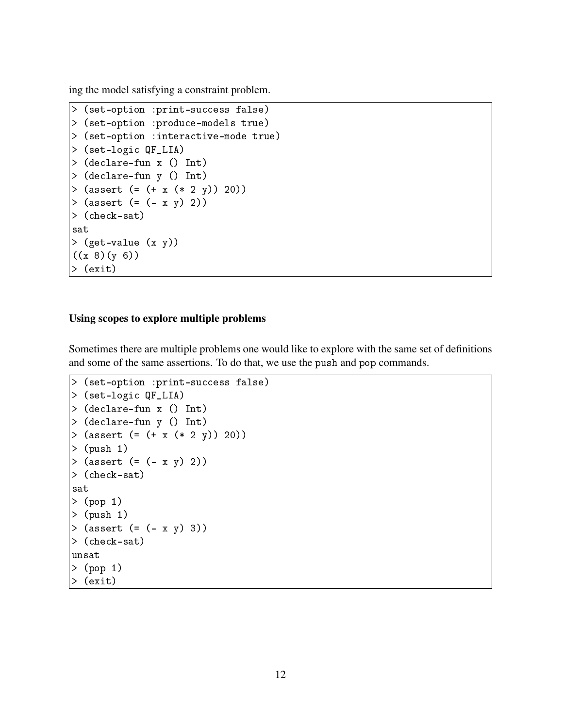ing the model satisfying a constraint problem.

```
> (set-option :print-success false)
> (set-option :produce-models true)
> (set-option :interactive-mode true)
> (set-logic QF_LIA)
> (declare-fun x () Int)
> (declare-fun y () Int)
> (assert (= (+ x (* 2 y)) 20))
> (assert (= (- x y) 2))
> (check-sat)
sat
> (get-value (x y))
((x 8)(y 6))
> (exit)
```

### Using scopes to explore multiple problems

Sometimes there are multiple problems one would like to explore with the same set of definitions and some of the same assertions. To do that, we use the push and pop commands.

```
> (set-option :print-success false)
> (set-logic QF_LIA)
> (declare-fun x () Int)
> (declare-fun y () Int)
> (assert (= (+ x (* 2 y)) 20))
> (push 1)
> (assert (= (- x y) 2))
> (check-sat)
sat
> (pop 1)
> (push 1)
> (assert (= (- x y) 3))
> (check-sat)
unsat
> (pop 1)
> (exit)
```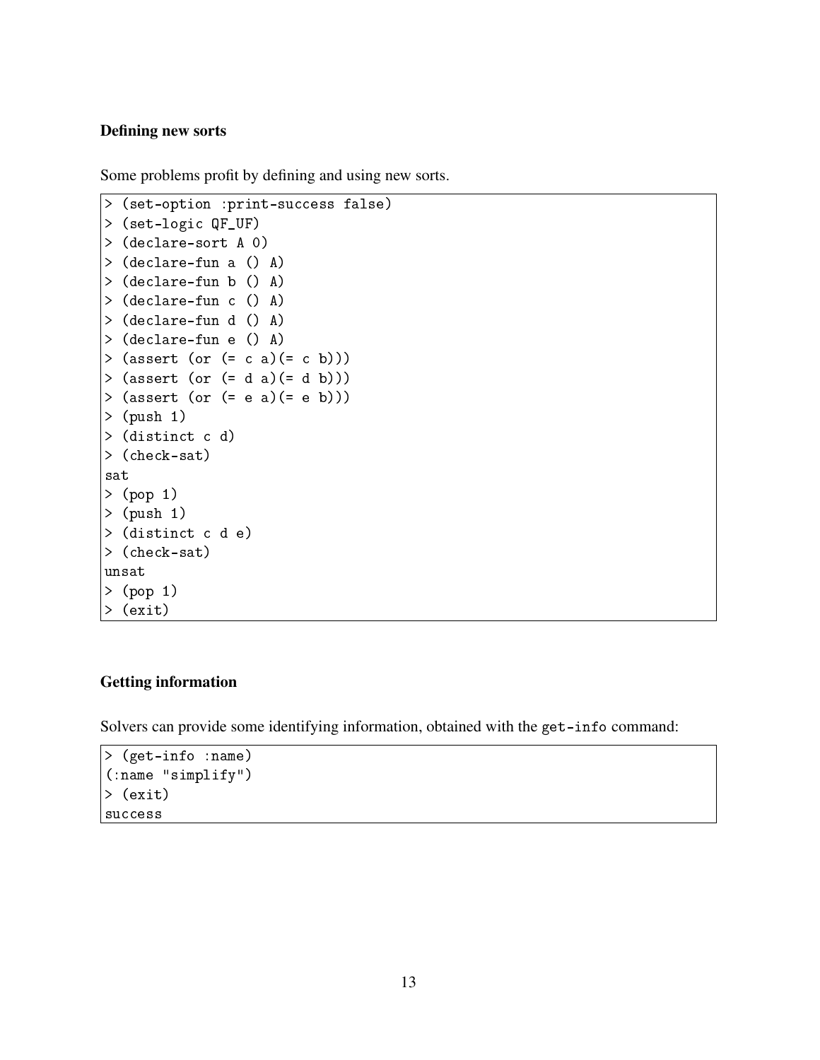### Defining new sorts

Some problems profit by defining and using new sorts.

```
> (set-option :print-success false)
> (set-logic QF_UF)
> (declare-sort A 0)
> (declare-fun a () A)
> (declare-fun b () A)
> (declare-fun c () A)
> (declare-fun d () A)
> (declare-fun e () A)
> (assert (or (= c a)(= c b)))
> (assert (or (= d a)(= d b)))
> (assert (or (= e a)(= e b)))
> (push 1)
> (distinct c d)
> (check-sat)
sat
> (pop 1)
> (push 1)
> (distinct c d e)
> (check-sat)
unsat
> (pop 1)
> (exit)
```

### Getting information

Solvers can provide some identifying information, obtained with the `get-info` command:

```
> (get-info :name)
(:name "simplify")
> (exit)
success
```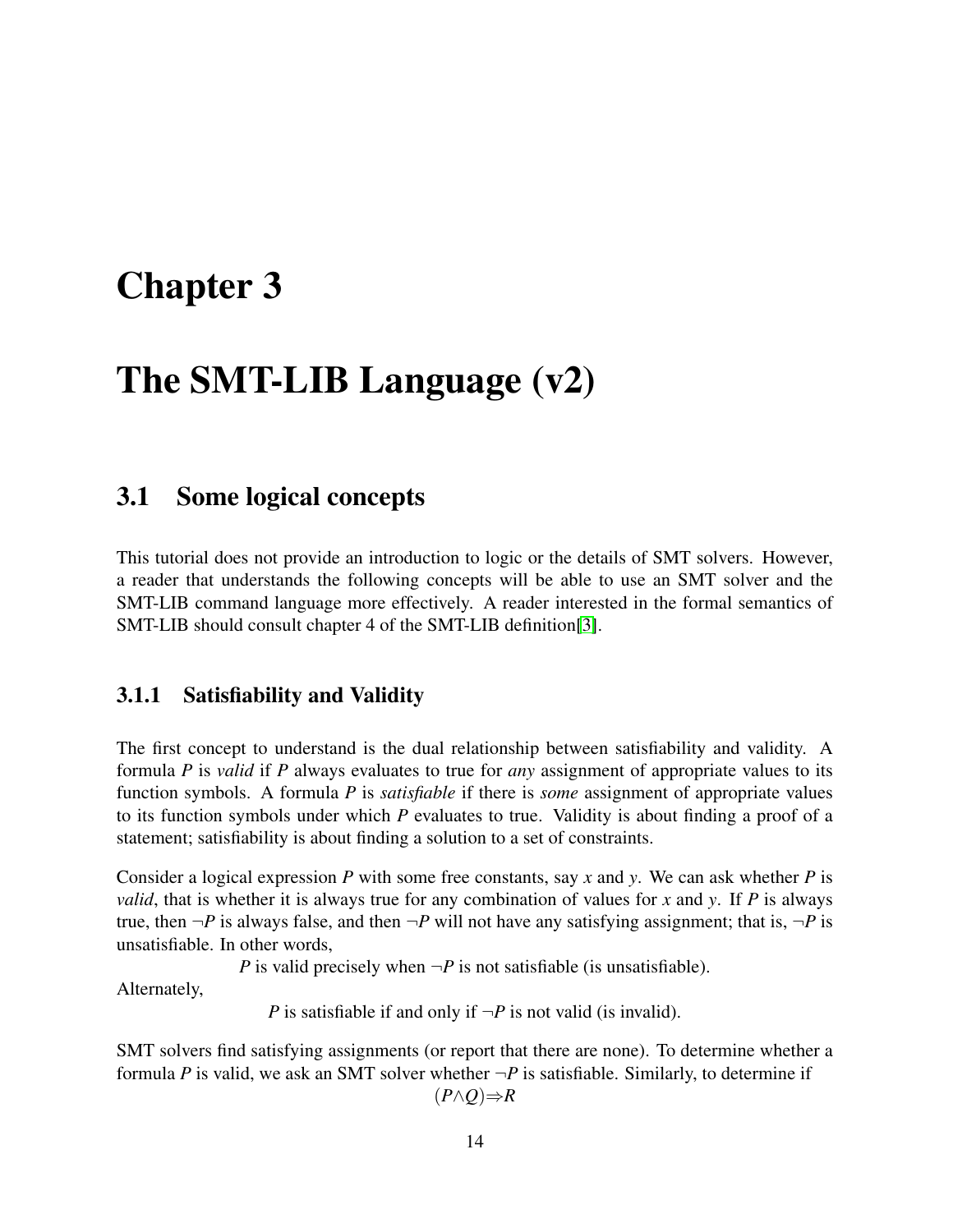# Chapter 3

# The SMT-LIB Language (v2)

## 3.1 Some logical concepts

This tutorial does not provide an introduction to logic or the details of SMT solvers. However, a reader that understands the following concepts will be able to use an SMT solver and the SMT-LIB command language more effectively. A reader interested in the formal semantics of SMT-LIB should consult chapter 4 of the SMT-LIB definition[3].

### 3.1.1 Satisfiability and Validity

The first concept to understand is the dual relationship between satisfiability and validity. A formula $P$ is *valid* if $P$ always evaluates to true for *any* assignment of appropriate values to its function symbols. A formula $P$ is *satisfiable* if there is *some* assignment of appropriate values to its function symbols under which $P$ evaluates to true. Validity is about finding a proof of a statement; satisfiability is about finding a solution to a set of constraints.

Consider a logical expression $P$ with some free constants, say $x$ and $y$. We can ask whether $P$ is *valid*, that is whether it is always true for any combination of values for $x$ and $y$. If $P$ is always true, then $\neg P$ is always false, and then $\neg P$ will not have any satisfying assignment; that is, $\neg P$ is unsatisfiable. In other words,

$P$ is valid precisely when $\neg P$ is not satisfiable (is unsatisfiable).

Alternately,

$P$ is satisfiable if and only if $\neg P$ is not valid (is invalid).

SMT solvers find satisfying assignments (or report that there are none). To determine whether a formula $P$ is valid, we ask an SMT solver whether $\neg P$ is satisfiable. Similarly, to determine if

$$(P \wedge Q) \Rightarrow R$$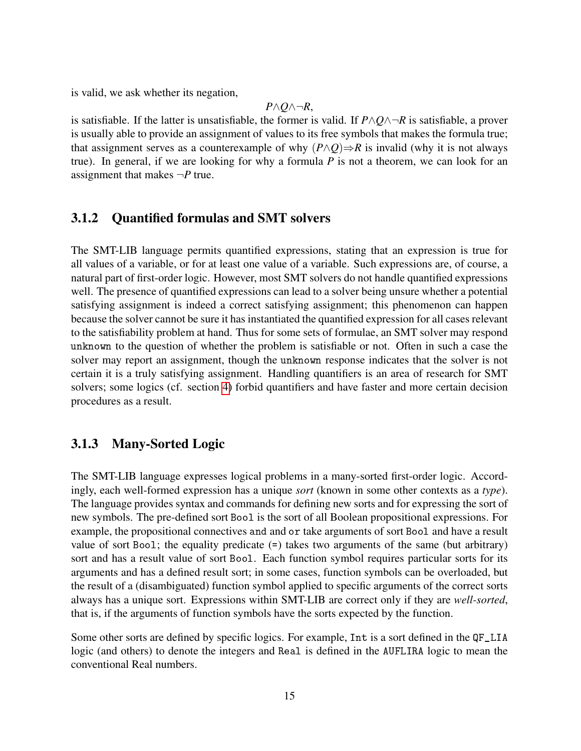is valid, we ask whether its negation,

$$P \wedge Q \wedge \neg R,$$

is satisfiable. If the latter is unsatisfiable, the former is valid. If $P \wedge Q \wedge \neg R$ is satisfiable, a prover is usually able to provide an assignment of values to its free symbols that makes the formula true; that assignment serves as a counterexample of why $(P \wedge Q) \Rightarrow R$ is invalid (why it is not always true). In general, if we are looking for why a formula $P$ is not a theorem, we can look for an assignment that makes $\neg P$ true.

### 3.1.2 Quantified formulas and SMT solvers

The SMT-LIB language permits quantified expressions, stating that an expression is true for all values of a variable, or for at least one value of a variable. Such expressions are, of course, a natural part of first-order logic. However, most SMT solvers do not handle quantified expressions well. The presence of quantified expressions can lead to a solver being unsure whether a potential satisfying assignment is indeed a correct satisfying assignment; this phenomenon can happen because the solver cannot be sure it has instantiated the quantified expression for all cases relevant to the satisfiability problem at hand. Thus for some sets of formulae, an SMT solver may respond `unknown` to the question of whether the problem is satisfiable or not. Often in such a case the solver may report an assignment, though the `unknown` response indicates that the solver is not certain it is a truly satisfying assignment. Handling quantifiers is an area of research for SMT solvers; some logics (cf. section 4) forbid quantifiers and have faster and more certain decision procedures as a result.

### 3.1.3 Many-Sorted Logic

The SMT-LIB language expresses logical problems in a many-sorted first-order logic. Accordingly, each well-formed expression has a unique *sort* (known in some other contexts as a *type*). The language provides syntax and commands for defining new sorts and for expressing the sort of new symbols. The pre-defined sort `Bool` is the sort of all Boolean propositional expressions. For example, the propositional connectives `and` and `or` take arguments of sort `Bool` and have a result value of sort `Bool`; the equality predicate (`=`) takes two arguments of the same (but arbitrary) sort and has a result value of sort `Bool`. Each function symbol requires particular sorts for its arguments and has a defined result sort; in some cases, function symbols can be overloaded, but the result of a (disambiguated) function symbol applied to specific arguments of the correct sorts always has a unique sort. Expressions within SMT-LIB are correct only if they are *well-sorted*, that is, if the arguments of function symbols have the sorts expected by the function.

Some other sorts are defined by specific logics. For example, `Int` is a sort defined in the `QF_LIA` logic (and others) to denote the integers and `Real` is defined in the `AUFLIRA` logic to mean the conventional Real numbers.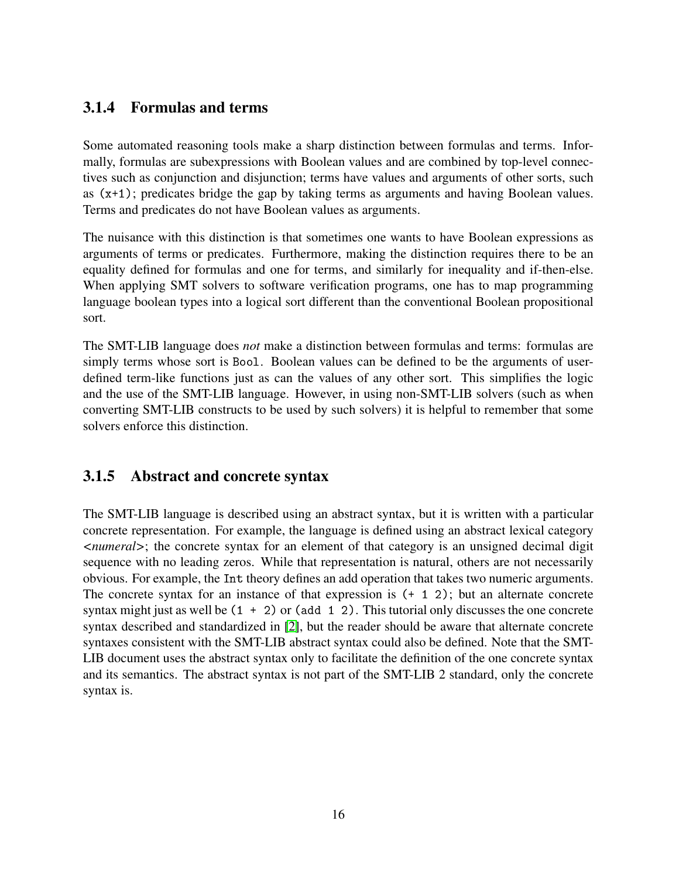### 3.1.4 Formulas and terms

Some automated reasoning tools make a sharp distinction between formulas and terms. Informally, formulas are subexpressions with Boolean values and are combined by top-level connectives such as conjunction and disjunction; terms have values and arguments of other sorts, such as `(x+1)`; predicates bridge the gap by taking terms as arguments and having Boolean values. Terms and predicates do not have Boolean values as arguments.

The nuisance with this distinction is that sometimes one wants to have Boolean expressions as arguments of terms or predicates. Furthermore, making the distinction requires there to be an equality defined for formulas and one for terms, and similarly for inequality and if-then-else. When applying SMT solvers to software verification programs, one has to map programming language boolean types into a logical sort different than the conventional Boolean propositional sort.

The SMT-LIB language does *not* make a distinction between formulas and terms: formulas are simply terms whose sort is `Bool`. Boolean values can be defined to be the arguments of user-defined term-like functions just as can the values of any other sort. This simplifies the logic and the use of the SMT-LIB language. However, in using non-SMT-LIB solvers (such as when converting SMT-LIB constructs to be used by such solvers) it is helpful to remember that some solvers enforce this distinction.

### 3.1.5 Abstract and concrete syntax

The SMT-LIB language is described using an abstract syntax, but it is written with a particular concrete representation. For example, the language is defined using an abstract lexical category <*numeral*>; the concrete syntax for an element of that category is an unsigned decimal digit sequence with no leading zeros. While that representation is natural, others are not necessarily obvious. For example, the `Int` theory defines an add operation that takes two numeric arguments. The concrete syntax for an instance of that expression is `(+ 1 2)`; but an alternate concrete syntax might just as well be `(1 + 2)` or `(add 1 2)`. This tutorial only discusses the one concrete syntax described and standardized in [2], but the reader should be aware that alternate concrete syntaxes consistent with the SMT-LIB abstract syntax could also be defined. Note that the SMT-LIB document uses the abstract syntax only to facilitate the definition of the one concrete syntax and its semantics. The abstract syntax is not part of the SMT-LIB 2 standard, only the concrete syntax is.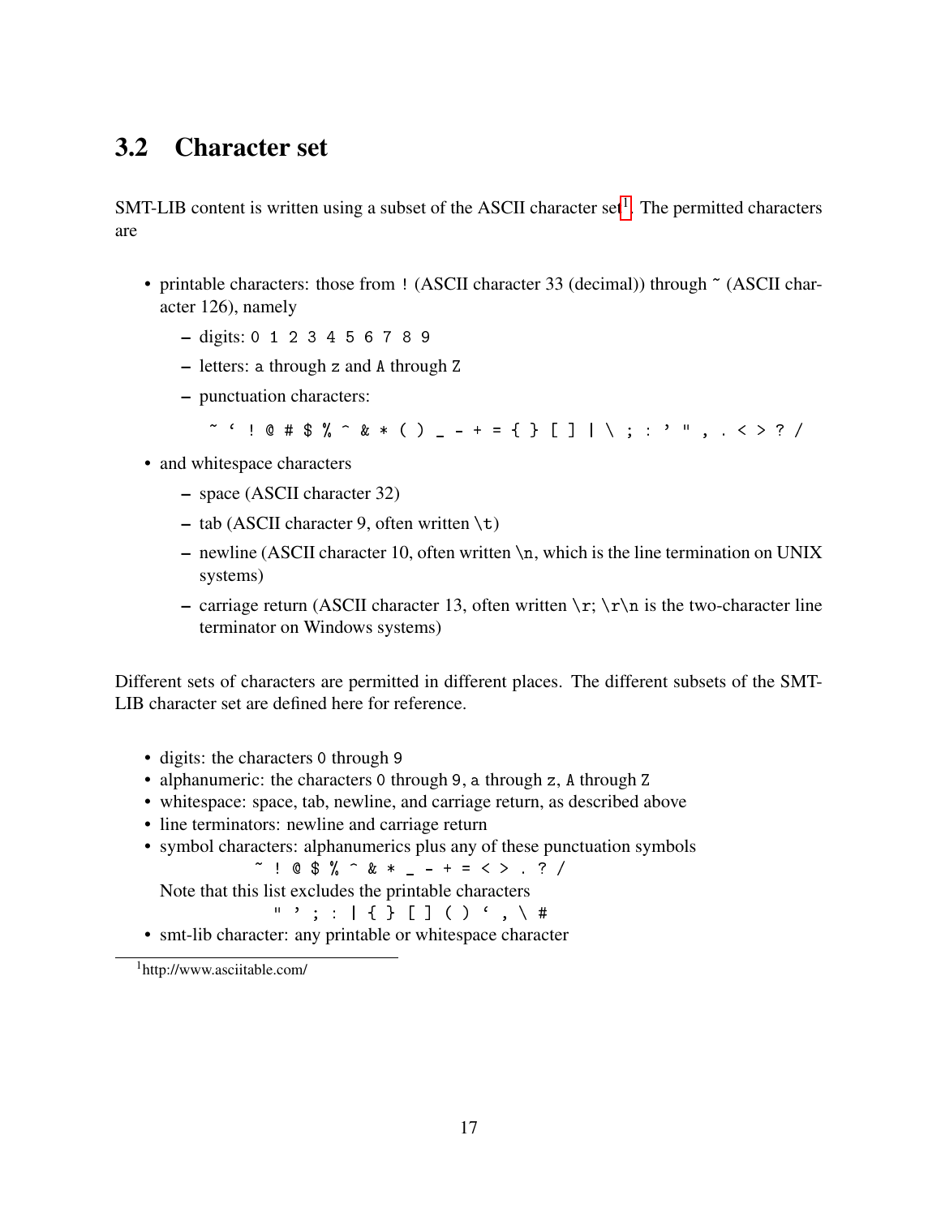## 3.2 Character set

SMT-LIB content is written using a subset of the ASCII character set[1]. The permitted characters are

- printable characters: those from `!` (ASCII character 33 (decimal)) through `~` (ASCII character 126), namely
  - digits: `0 1 2 3 4 5 6 7 8 9`
  - letters: `a` through `z` and `A` through `Z`
  - punctuation characters:

    `` ~ ` ! @ # $ % ^ & * ( ) _ - + = { } [ ] | \ ; : ' " , . < > ? / ``
- and whitespace characters
  - space (ASCII character 32)
  - tab (ASCII character 9, often written `\t`)
  - newline (ASCII character 10, often written `\n`, which is the line termination on UNIX systems)
  - carriage return (ASCII character 13, often written `\r`; `\r\n` is the two-character line terminator on Windows systems)

Different sets of characters are permitted in different places. The different subsets of the SMT-LIB character set are defined here for reference.

- digits: the characters `0` through `9`
- alphanumeric: the characters `0` through `9`, `a` through `z`, `A` through `Z`
- whitespace: space, tab, newline, and carriage return, as described above
- line terminators: newline and carriage return
- symbol characters: alphanumerics plus any of these punctuation symbols

  `~ ! @ $ % ^ & * _ - + = < > . ? /`

  Note that this list excludes the printable characters

  `` " ' ; : | { } [ ] ( ) ` , \ # ``
- smt-lib character: any printable or whitespace character

[1] http://www.asciitable.com/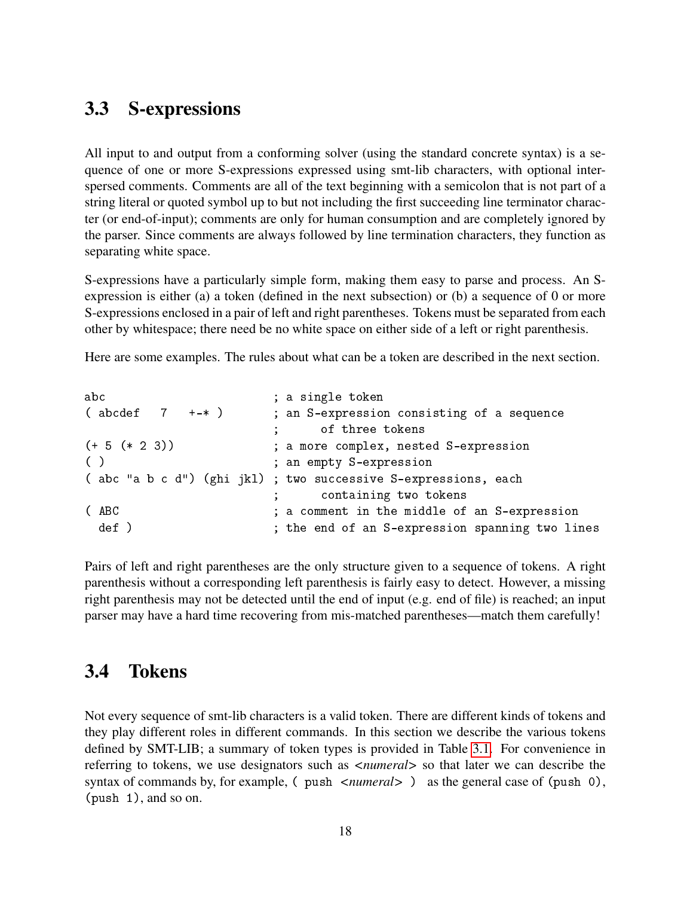## 3.3 S-expressions

All input to and output from a conforming solver (using the standard concrete syntax) is a sequence of one or more S-expressions expressed using smt-lib characters, with optional interspersed comments. Comments are all of the text beginning with a semicolon that is not part of a string literal or quoted symbol up to but not including the first succeeding line terminator character (or end-of-input); comments are only for human consumption and are completely ignored by the parser. Since comments are always followed by line termination characters, they function as separating white space.

S-expressions have a particularly simple form, making them easy to parse and process. An S-expression is either (a) a token (defined in the next subsection) or (b) a sequence of 0 or more S-expressions enclosed in a pair of left and right parentheses. Tokens must be separated from each other by whitespace; there need be no white space on either side of a left or right parenthesis.

Here are some examples. The rules about what can be a token are described in the next section.

```
abc                      ; a single token
( abcdef   7   +-* )     ; an S-expression consisting of a sequence
                         ;      of three tokens
(+ 5 (* 2 3))            ; a more complex, nested S-expression
( )                      ; an empty S-expression
( abc "a b c d") (ghi jkl) ; two successive S-expressions, each
                         ;      containing two tokens
( ABC                    ; a comment in the middle of an S-expression
  def )                  ; the end of an S-expression spanning two lines
```

Pairs of left and right parentheses are the only structure given to a sequence of tokens. A right parenthesis without a corresponding left parenthesis is fairly easy to detect. However, a missing right parenthesis may not be detected until the end of input (e.g. end of file) is reached; an input parser may have a hard time recovering from mis-matched parentheses—match them carefully!

## 3.4 Tokens

Not every sequence of smt-lib characters is a valid token. There are different kinds of tokens and they play different roles in different commands. In this section we describe the various tokens defined by SMT-LIB; a summary of token types is provided in Table 3.1. For convenience in referring to tokens, we use designators such as <*numeral*> so that later we can describe the syntax of commands by, for example, `( push` <*numeral*> `)` as the general case of `(push 0)`, `(push 1)`, and so on.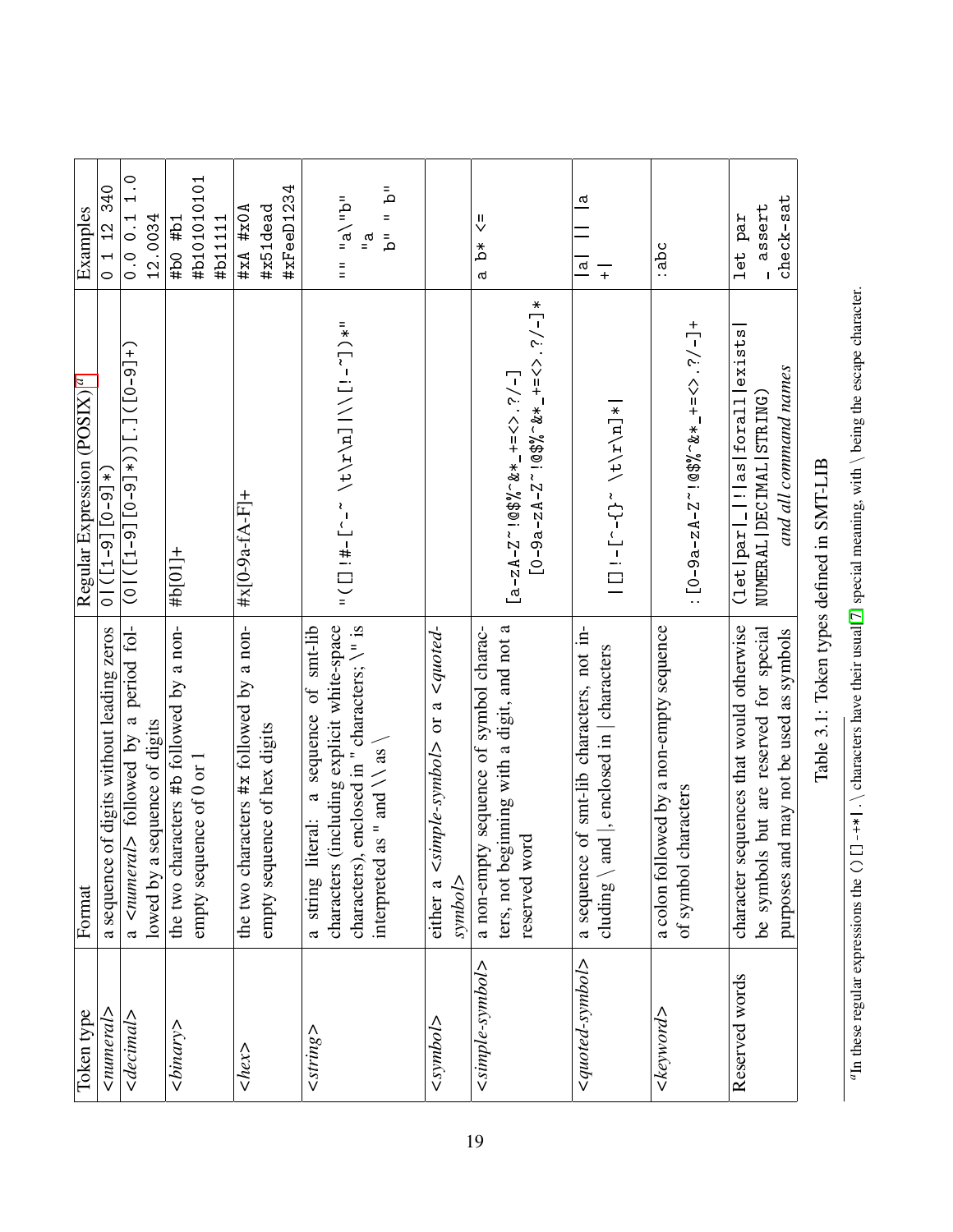| Token type | Format | Regular Expression (POSIX)[a] | Examples |
|---|---|---|---|
| *<numeral>* | a sequence of digits without leading zeros | `0\|([1-9][0-9]*)` | `0 1 12 340` |
| *<decimal>* | a *<numeral>* followed by a period followed by a sequence of digits | `(0\|([1-9][0-9]*))[.]([0-9]+)` | `0.0 0.1 1.0 12.0034` |
| *<binary>* | the two characters #b followed by a non-empty sequence of 0 or 1 | `#b[01]+` | `#b0 #b1 #b10101010 #b11111` |
| *<hex>* | the two characters #x followed by a non-empty sequence of hex digits | `#x[0-9a-fA-F]+` | `#xA #x0A #x51dead #xFeeD1234` |
| *<string>* | a string literal: a sequence of smt-lib characters (including explicit white-space characters), enclosed in " characters; \" is interpreted as " and \\ as \ | `"([]!#-[^-~ \t\r\n]\|\\[!-~])*"` | `"" "a\"b" "a b" " b"` |
| *<symbol>* | either a *<simple-symbol>* or a *<quoted-symbol>* | | |
| *<simple-symbol>* | a non-empty sequence of symbol characters, not beginning with a digit, and not a reserved word | `[a-zA-Z~!@$%^&*_+=<>.?/-][0-9a-zA-Z~!@$%^&*_+=<>.?/-]*` | `a b* <=` |
| *<quoted-symbol>* | a sequence of smt-lib characters, not including \ and \|, enclosed in \| characters | `\|[]!-[^-{}~ \t\r\n]*\|` | `\|a\| \|\| \|a +\|` |
| *<keyword>* | a colon followed by a non-empty sequence of symbol characters | `:[0-9a-zA-Z~!@$%^&*_+=<>.?/-]+` | `:abc` |
| Reserved words | character sequences that would otherwise be symbols but are reserved for special purposes and may not be used as symbols | `(let\|par\|_\|!\|as\|forall\|exists\| NUMERAL\|DECIMAL\|STRING)` *and all command names* | `let par - assert check-sat` |

Table 3.1: Token types defined in SMT-LIB

[a]In these regular expressions the () [] -+*| . \ characters have their usual [7] special meaning, with \ being the escape character.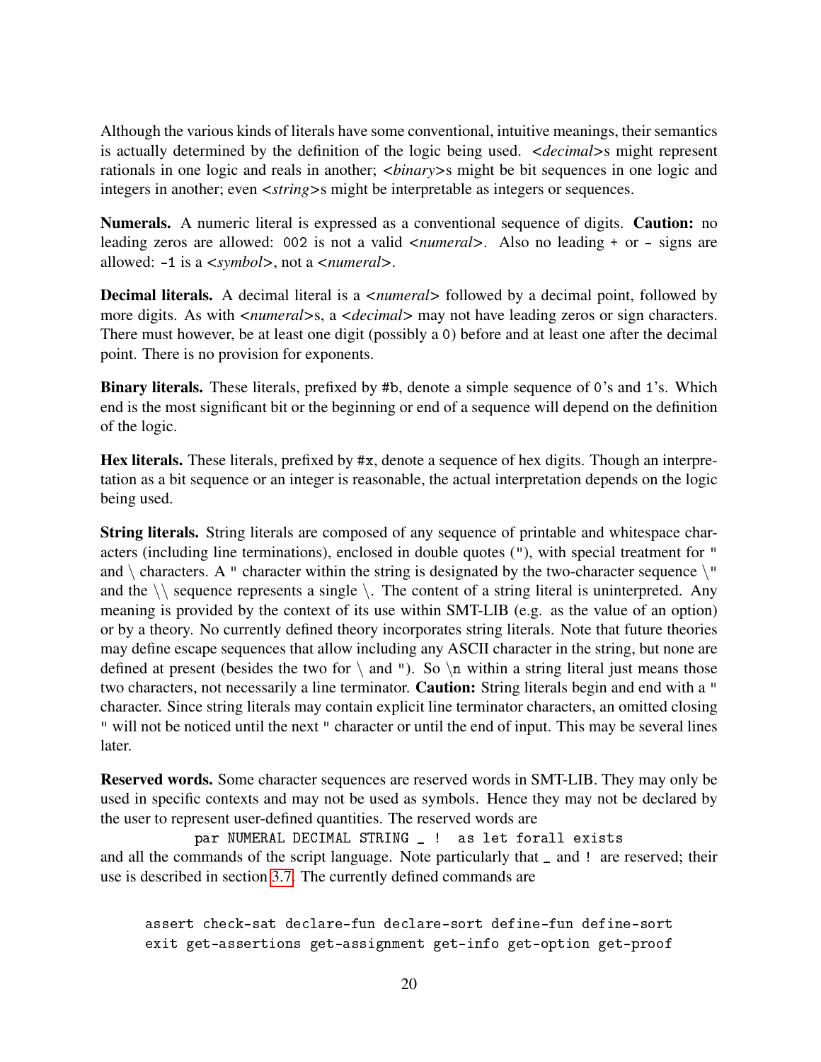Although the various kinds of literals have some conventional, intuitive meanings, their semantics is actually determined by the definition of the logic being used. <*decimal*>s might represent rationals in one logic and reals in another; <*binary*>s might be bit sequences in one logic and integers in another; even <*string*>s might be interpretable as integers or sequences.

**Numerals.** A numeric literal is expressed as a conventional sequence of digits. **Caution:** no leading zeros are allowed: `002` is not a valid <*numeral*>. Also no leading `+` or `-` signs are allowed: `-1` is a <*symbol*>, not a <*numeral*>.

**Decimal literals.** A decimal literal is a <*numeral*> followed by a decimal point, followed by more digits. As with <*numeral*>s, a <*decimal*> may not have leading zeros or sign characters. There must however, be at least one digit (possibly a `0`) before and at least one after the decimal point. There is no provision for exponents.

**Binary literals.** These literals, prefixed by `#b`, denote a simple sequence of `0`'s and `1`'s. Which end is the most significant bit or the beginning or end of a sequence will depend on the definition of the logic.

**Hex literals.** These literals, prefixed by `#x`, denote a sequence of hex digits. Though an interpretation as a bit sequence or an integer is reasonable, the actual interpretation depends on the logic being used.

**String literals.** String literals are composed of any sequence of printable and whitespace characters (including line terminations), enclosed in double quotes (`"`), with special treatment for `"` and \ characters. A `"` character within the string is designated by the two-character sequence \" and the \\ sequence represents a single \. The content of a string literal is uninterpreted. Any meaning is provided by the context of its use within SMT-LIB (e.g. as the value of an option) or by a theory. No currently defined theory incorporates string literals. Note that future theories may define escape sequences that allow including any ASCII character in the string, but none are defined at present (besides the two for \ and `"`). So \n within a string literal just means those two characters, not necessarily a line terminator. **Caution:** String literals begin and end with a `"` character. Since string literals may contain explicit line terminator characters, an omitted closing `"` will not be noticed until the next `"` character or until the end of input. This may be several lines later.

**Reserved words.** Some character sequences are reserved words in SMT-LIB. They may only be used in specific contexts and may not be used as symbols. Hence they may not be declared by the user to represent user-defined quantities. The reserved words are

```
par NUMERAL DECIMAL STRING _ !  as let forall exists
```

and all the commands of the script language. Note particularly that `_` and `!` are reserved; their use is described in section 3.7. The currently defined commands are

```
assert check-sat declare-fun declare-sort define-fun define-sort
exit get-assertions get-assignment get-info get-option get-proof
```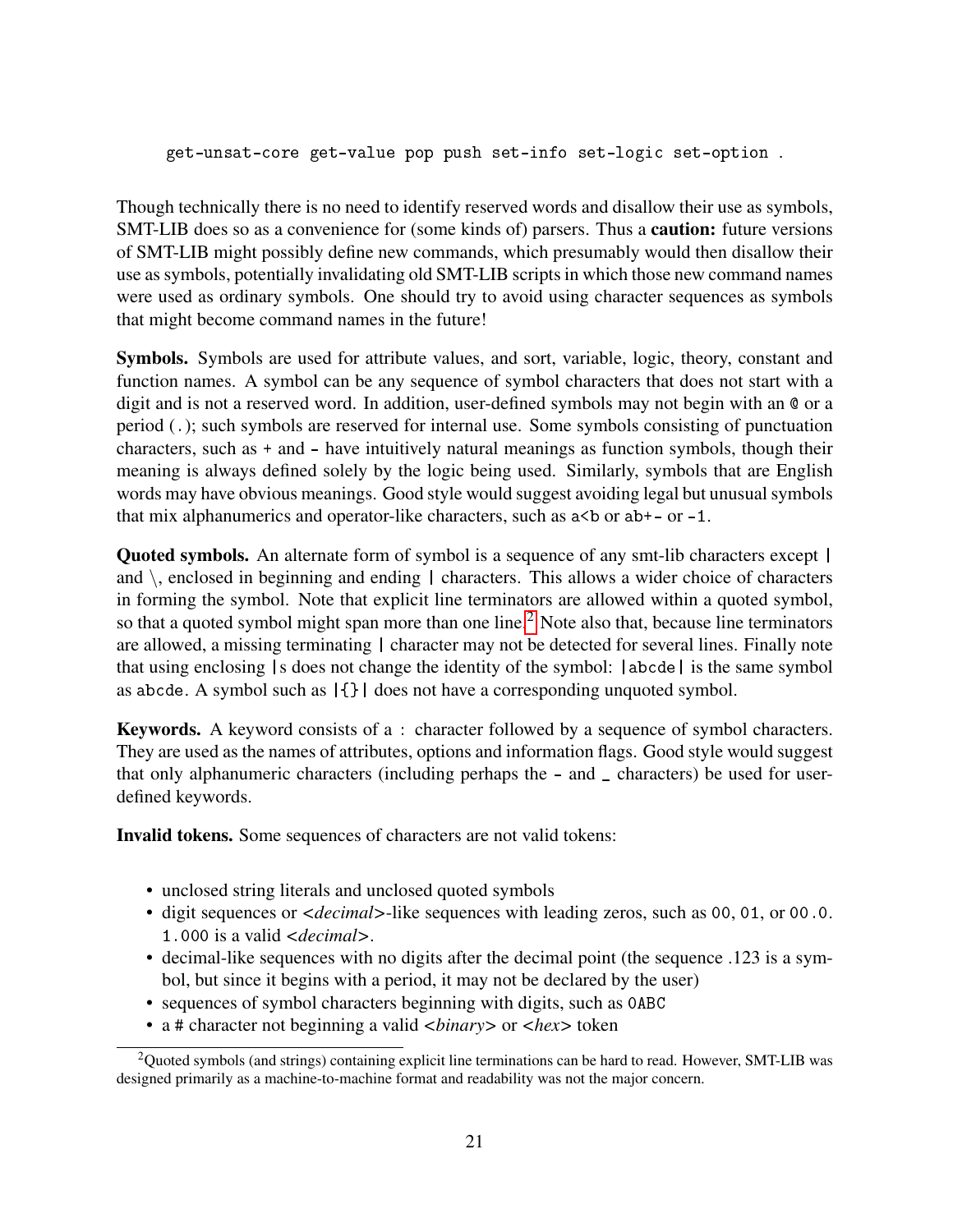get-unsat-core get-value pop push set-info set-logic set-option .

Though technically there is no need to identify reserved words and disallow their use as symbols, SMT-LIB does so as a convenience for (some kinds of) parsers. Thus a **caution:** future versions of SMT-LIB might possibly define new commands, which presumably would then disallow their use as symbols, potentially invalidating old SMT-LIB scripts in which those new command names were used as ordinary symbols. One should try to avoid using character sequences as symbols that might become command names in the future!

**Symbols.** Symbols are used for attribute values, and sort, variable, logic, theory, constant and function names. A symbol can be any sequence of symbol characters that does not start with a digit and is not a reserved word. In addition, user-defined symbols may not begin with an `@` or a period (`.`); such symbols are reserved for internal use. Some symbols consisting of punctuation characters, such as `+` and `-` have intuitively natural meanings as function symbols, though their meaning is always defined solely by the logic being used. Similarly, symbols that are English words may have obvious meanings. Good style would suggest avoiding legal but unusual symbols that mix alphanumerics and operator-like characters, such as `a<b` or `ab+-` or `-1`.

**Quoted symbols.** An alternate form of symbol is a sequence of any smt-lib characters except `|` and `\`, enclosed in beginning and ending `|` characters. This allows a wider choice of characters in forming the symbol. Note that explicit line terminators are allowed within a quoted symbol, so that a quoted symbol might span more than one line.[2] Note also that, because line terminators are allowed, a missing terminating `|` character may not be detected for several lines. Finally note that using enclosing `|`s does not change the identity of the symbol: `|abcde|` is the same symbol as `abcde`. A symbol such as `|{}|` does not have a corresponding unquoted symbol.

**Keywords.** A keyword consists of a `:` character followed by a sequence of symbol characters. They are used as the names of attributes, options and information flags. Good style would suggest that only alphanumeric characters (including perhaps the `-` and `_` characters) be used for user-defined keywords.

**Invalid tokens.** Some sequences of characters are not valid tokens:

- unclosed string literals and unclosed quoted symbols
- digit sequences or <*decimal*>-like sequences with leading zeros, such as `00`, `01`, or `00.0`. `1.000` is a valid <*decimal*>.
- decimal-like sequences with no digits after the decimal point (the sequence .123 is a symbol, but since it begins with a period, it may not be declared by the user)
- sequences of symbol characters beginning with digits, such as `0ABC`
- a `#` character not beginning a valid <*binary*> or <*hex*> token

[2] Quoted symbols (and strings) containing explicit line terminations can be hard to read. However, SMT-LIB was designed primarily as a machine-to-machine format and readability was not the major concern.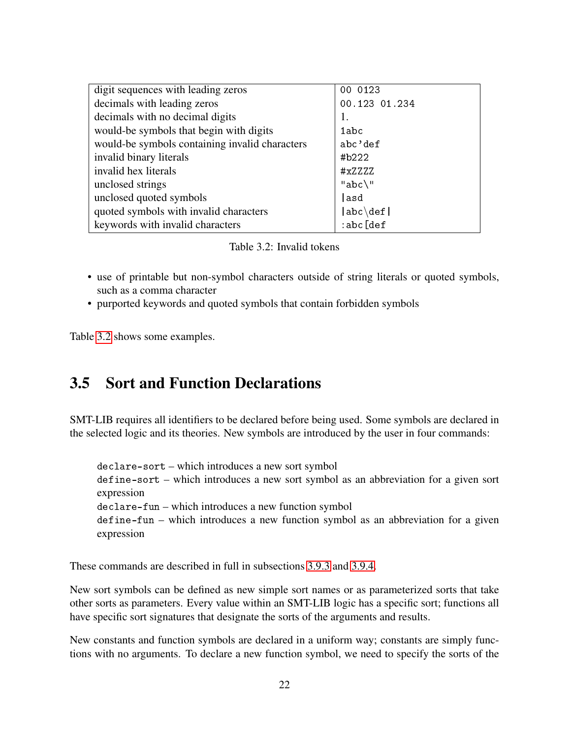| | |
|---|---|
| digit sequences with leading zeros | `00 0123` |
| decimals with leading zeros | `00.123 01.234` |
| decimals with no decimal digits | `1.` |
| would-be symbols that begin with digits | `1abc` |
| would-be symbols containing invalid characters | `abc'def` |
| invalid binary literals | `#b222` |
| invalid hex literals | `#xZZZZ` |
| unclosed strings | `"abc\"` |
| unclosed quoted symbols | `\|asd` |
| quoted symbols with invalid characters | `\|abc\def\|` |
| keywords with invalid characters | `:abc[def` |

Table 3.2: Invalid tokens

- use of printable but non-symbol characters outside of string literals or quoted symbols, such as a comma character
- purported keywords and quoted symbols that contain forbidden symbols

Table 3.2 shows some examples.

## 3.5 Sort and Function Declarations

SMT-LIB requires all identifiers to be declared before being used. Some symbols are declared in the selected logic and its theories. New symbols are introduced by the user in four commands:

> `declare-sort` – which introduces a new sort symbol
> `define-sort` – which introduces a new sort symbol as an abbreviation for a given sort expression
> `declare-fun` – which introduces a new function symbol
> `define-fun` – which introduces a new function symbol as an abbreviation for a given expression

These commands are described in full in subsections 3.9.3 and 3.9.4.

New sort symbols can be defined as new simple sort names or as parameterized sorts that take other sorts as parameters. Every value within an SMT-LIB logic has a specific sort; functions all have specific sort signatures that designate the sorts of the arguments and results.

New constants and function symbols are declared in a uniform way; constants are simply functions with no arguments. To declare a new function symbol, we need to specify the sorts of the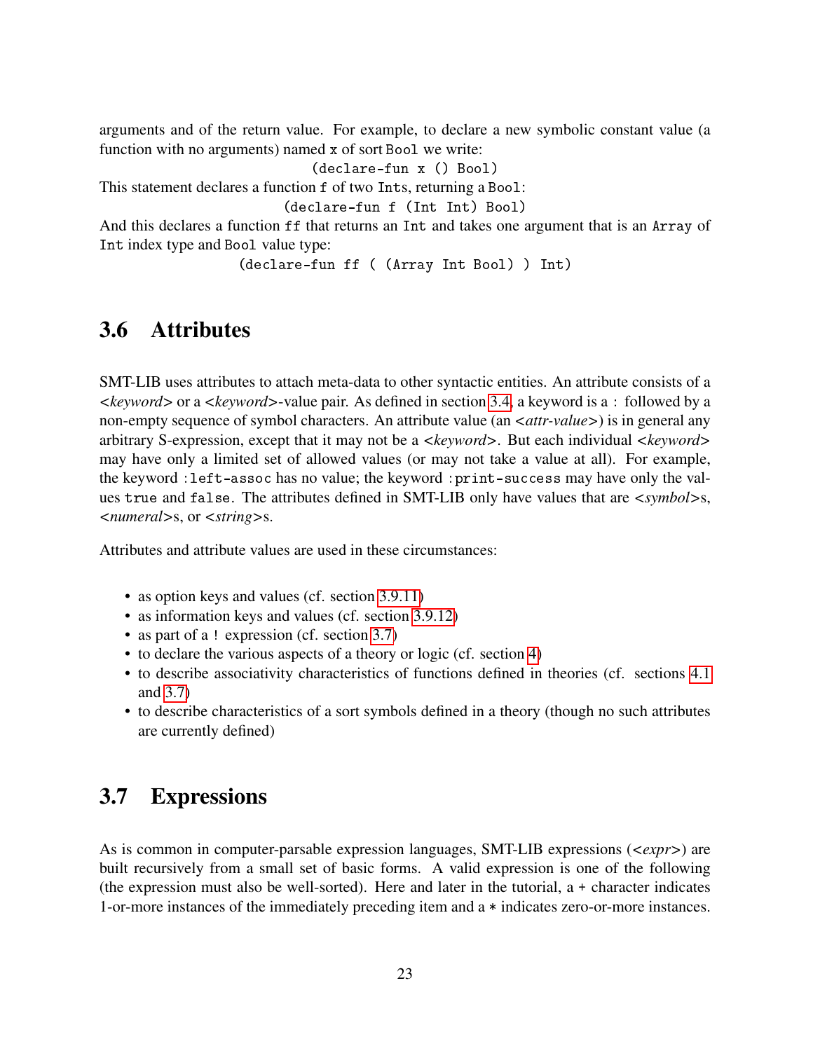arguments and of the return value. For example, to declare a new symbolic constant value (a function with no arguments) named `x` of sort `Bool` we write:

```
(declare-fun x () Bool)
```

This statement declares a function `f` of two `Int`s, returning a `Bool`:

```
(declare-fun f (Int Int) Bool)
```

And this declares a function `ff` that returns an `Int` and takes one argument that is an `Array` of `Int` index type and `Bool` value type:

```
(declare-fun ff ( (Array Int Bool) ) Int)
```

## 3.6 Attributes

SMT-LIB uses attributes to attach meta-data to other syntactic entities. An attribute consists of a <*keyword*> or a <*keyword*>-value pair. As defined in section 3.4, a keyword is a `:` followed by a non-empty sequence of symbol characters. An attribute value (an <*attr-value*>) is in general any arbitrary S-expression, except that it may not be a <*keyword*>. But each individual <*keyword*> may have only a limited set of allowed values (or may not take a value at all). For example, the keyword `:left-assoc` has no value; the keyword `:print-success` may have only the values `true` and `false`. The attributes defined in SMT-LIB only have values that are <*symbol*>s, <*numeral*>s, or <*string*>s.

Attributes and attribute values are used in these circumstances:

- as option keys and values (cf. section 3.9.11)
- as information keys and values (cf. section 3.9.12)
- as part of a `!` expression (cf. section 3.7)
- to declare the various aspects of a theory or logic (cf. section 4)
- to describe associativity characteristics of functions defined in theories (cf. sections 4.1 and 3.7)
- to describe characteristics of a sort symbols defined in a theory (though no such attributes are currently defined)

## 3.7 Expressions

As is common in computer-parsable expression languages, SMT-LIB expressions (<*expr*>) are built recursively from a small set of basic forms. A valid expression is one of the following (the expression must also be well-sorted). Here and later in the tutorial, a `+` character indicates 1-or-more instances of the immediately preceding item and a `*` indicates zero-or-more instances.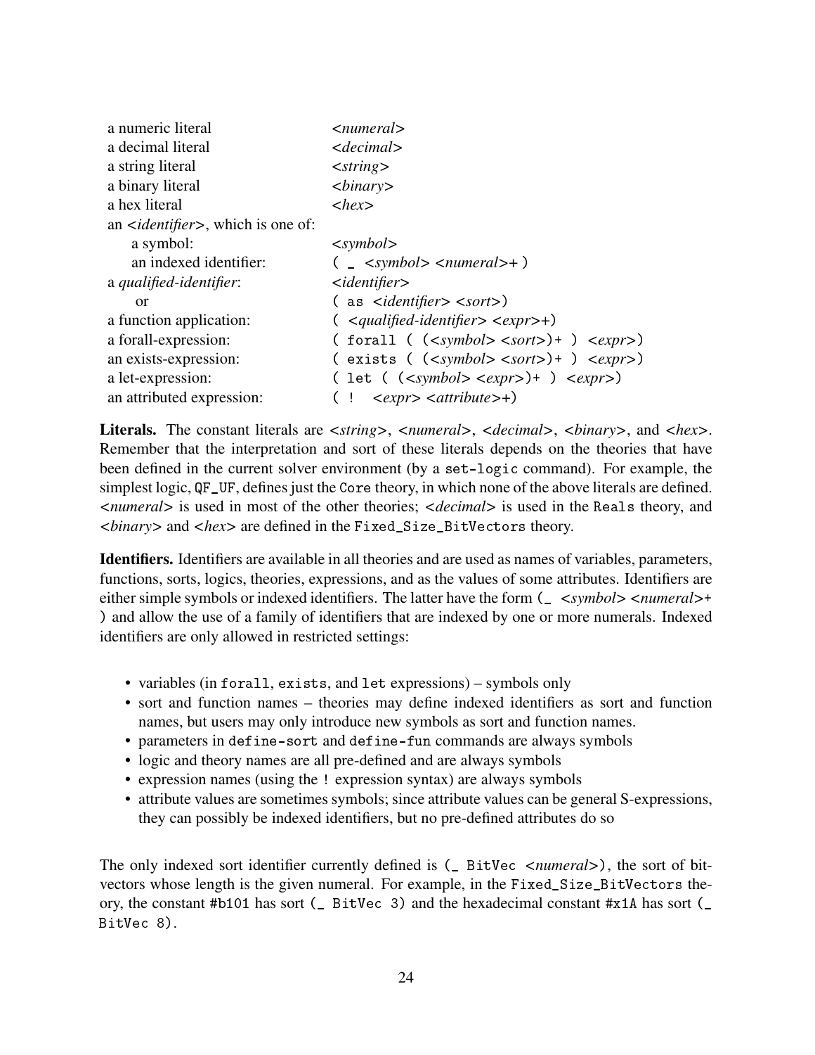| | |
|---|---|
| a numeric literal | *<numeral>* |
| a decimal literal | *<decimal>* |
| a string literal | *<string>* |
| a binary literal | *<binary>* |
| a hex literal | *<hex>* |
| an *<identifier>*, which is one of: | |
| a symbol: | *<symbol>* |
| an indexed identifier: | `( _ <symbol> <numeral>+ )` |
| a *qualified-identifier*: | *<identifier>* |
| or | `( as <identifier> <sort>)` |
| a function application: | `( <qualified-identifier> <expr>+)` |
| a forall-expression: | `( forall ( (<symbol> <sort>)+ ) <expr>)` |
| an exists-expression: | `( exists ( (<symbol> <sort>)+ ) <expr>)` |
| a let-expression: | `( let ( (<symbol> <expr>)+ ) <expr>)` |
| an attributed expression: | `( ! <expr> <attribute>+)` |

**Literals.** The constant literals are *<string>*, *<numeral>*, *<decimal>*, *<binary>*, and *<hex>*. Remember that the interpretation and sort of these literals depends on the theories that have been defined in the current solver environment (by a `set-logic` command). For example, the simplest logic, `QF_UF`, defines just the `Core` theory, in which none of the above literals are defined. *<numeral>* is used in most of the other theories; *<decimal>* is used in the `Reals` theory, and *<binary>* and *<hex>* are defined in the `Fixed_Size_BitVectors` theory.

**Identifiers.** Identifiers are available in all theories and are used as names of variables, parameters, functions, sorts, logics, theories, expressions, and as the values of some attributes. Identifiers are either simple symbols or indexed identifiers. The latter have the form `(_ <symbol> <numeral>+ )` and allow the use of a family of identifiers that are indexed by one or more numerals. Indexed identifiers are only allowed in restricted settings:

- variables (in `forall`, `exists`, and `let` expressions) – symbols only
- sort and function names – theories may define indexed identifiers as sort and function names, but users may only introduce new symbols as sort and function names.
- parameters in `define-sort` and `define-fun` commands are always symbols
- logic and theory names are all pre-defined and are always symbols
- expression names (using the `!` expression syntax) are always symbols
- attribute values are sometimes symbols; since attribute values can be general S-expressions, they can possibly be indexed identifiers, but no pre-defined attributes do so

The only indexed sort identifier currently defined is `(_ BitVec <numeral>)`, the sort of bit-vectors whose length is the given numeral. For example, in the `Fixed_Size_BitVectors` theory, the constant `#b101` has sort `(_ BitVec 3)` and the hexadecimal constant `#x1A` has sort `(_ BitVec 8)`.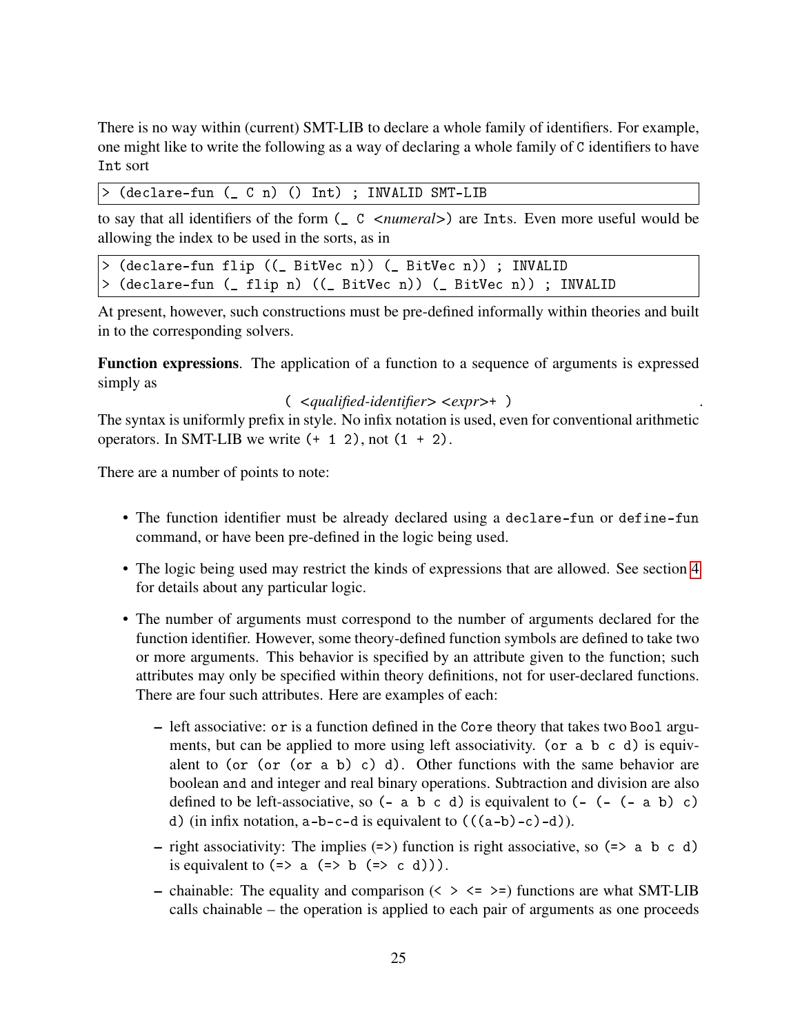There is no way within (current) SMT-LIB to declare a whole family of identifiers. For example, one might like to write the following as a way of declaring a whole family of `C` identifiers to have `Int` sort

```
> (declare-fun (_ C n) () Int) ; INVALID SMT-LIB
```

to say that all identifiers of the form `(_ C` *<numeral>*`)` are `Int`s. Even more useful would be allowing the index to be used in the sorts, as in

```
> (declare-fun flip ((_ BitVec n)) (_ BitVec n)) ; INVALID
> (declare-fun (_ flip n) ((_ BitVec n)) (_ BitVec n)) ; INVALID
```

At present, however, such constructions must be pre-defined informally within theories and built in to the corresponding solvers.

**Function expressions**. The application of a function to a sequence of arguments is expressed simply as

`(` *<qualified-identifier> <expr>+* `)` .

The syntax is uniformly prefix in style. No infix notation is used, even for conventional arithmetic operators. In SMT-LIB we write `(+ 1 2)`, not `(1 + 2)`.

There are a number of points to note:

- The function identifier must be already declared using a `declare-fun` or `define-fun` command, or have been pre-defined in the logic being used.
- The logic being used may restrict the kinds of expressions that are allowed. See section 4 for details about any particular logic.
- The number of arguments must correspond to the number of arguments declared for the function identifier. However, some theory-defined function symbols are defined to take two or more arguments. This behavior is specified by an attribute given to the function; such attributes may only be specified within theory definitions, not for user-declared functions. There are four such attributes. Here are examples of each:
  - left associative: `or` is a function defined in the `Core` theory that takes two `Bool` arguments, but can be applied to more using left associativity. `(or a b c d)` is equivalent to `(or (or (or a b) c) d)`. Other functions with the same behavior are boolean `and` and integer and real binary operations. Subtraction and division are also defined to be left-associative, so `(- a b c d)` is equivalent to `(- (- (- a b) c) d)` (in infix notation, `a-b-c-d` is equivalent to `(((a-b)-c)-d)`).
  - right associativity: The implies (`=>`) function is right associative, so `(=> a b c d)` is equivalent to `(=> a (=> b (=> c d)))`.
  - chainable: The equality and comparison (`< > <= >=`) functions are what SMT-LIB calls chainable – the operation is applied to each pair of arguments as one proceeds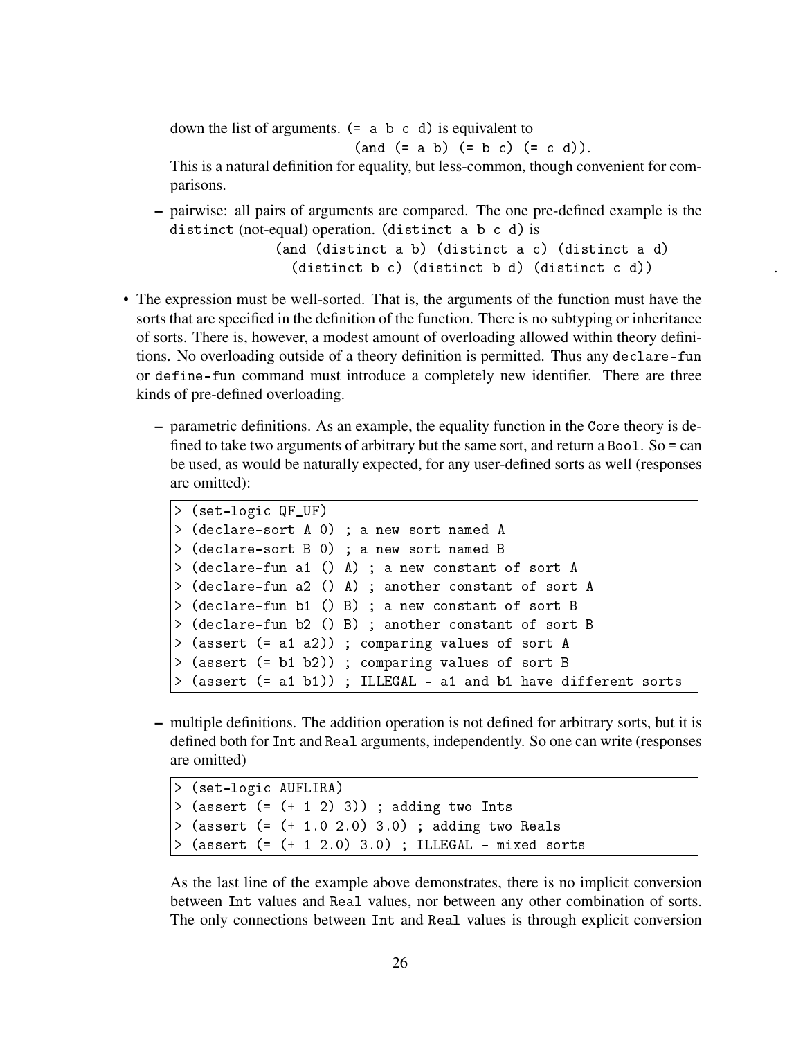down the list of arguments. `(= a b c d)` is equivalent to
`(and (= a b) (= b c) (= c d))`.
This is a natural definition for equality, but less-common, though convenient for comparisons.

  - pairwise: all pairs of arguments are compared. The one pre-defined example is the `distinct` (not-equal) operation. `(distinct a b c d)` is
    `(and (distinct a b) (distinct a c) (distinct a d) (distinct b c) (distinct b d) (distinct c d))`.

- The expression must be well-sorted. That is, the arguments of the function must have the sorts that are specified in the definition of the function. There is no subtyping or inheritance of sorts. There is, however, a modest amount of overloading allowed within theory definitions. No overloading outside of a theory definition is permitted. Thus any `declare-fun` or `define-fun` command must introduce a completely new identifier. There are three kinds of pre-defined overloading.

  - parametric definitions. As an example, the equality function in the `Core` theory is defined to take two arguments of arbitrary but the same sort, and return a `Bool`. So `=` can be used, as would be naturally expected, for any user-defined sorts as well (responses are omitted):

```
> (set-logic QF_UF)
> (declare-sort A 0) ; a new sort named A
> (declare-sort B 0) ; a new sort named B
> (declare-fun a1 () A) ; a new constant of sort A
> (declare-fun a2 () A) ; another constant of sort A
> (declare-fun b1 () B) ; a new constant of sort B
> (declare-fun b2 () B) ; another constant of sort B
> (assert (= a1 a2)) ; comparing values of sort A
> (assert (= b1 b2)) ; comparing values of sort B
> (assert (= a1 b1)) ; ILLEGAL - a1 and b1 have different sorts
```

  - multiple definitions. The addition operation is not defined for arbitrary sorts, but it is defined both for `Int` and `Real` arguments, independently. So one can write (responses are omitted)

```
> (set-logic AUFLIRA)
> (assert (= (+ 1 2) 3)) ; adding two Ints
> (assert (= (+ 1.0 2.0) 3.0) ; adding two Reals
> (assert (= (+ 1 2.0) 3.0) ; ILLEGAL - mixed sorts
```

  As the last line of the example above demonstrates, there is no implicit conversion between `Int` values and `Real` values, nor between any other combination of sorts. The only connections between `Int` and `Real` values is through explicit conversion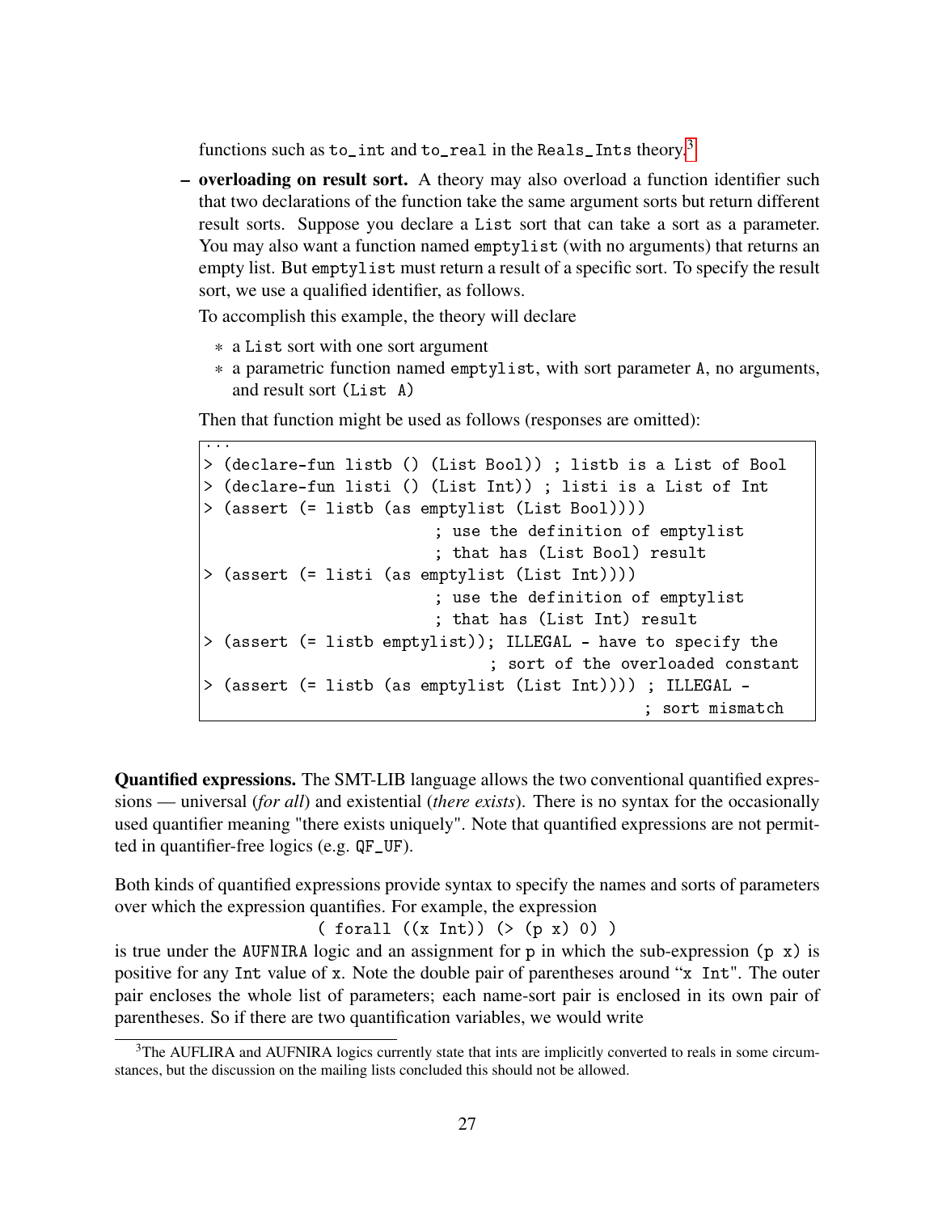functions such as `to_int` and `to_real` in the `Reals_Ints` theory.[3]

- **overloading on result sort.** A theory may also overload a function identifier such that two declarations of the function take the same argument sorts but return different result sorts. Suppose you declare a `List` sort that can take a sort as a parameter. You may also want a function named `emptylist` (with no arguments) that returns an empty list. But `emptylist` must return a result of a specific sort. To specify the result sort, we use a qualified identifier, as follows.

  To accomplish this example, the theory will declare

  * a `List` sort with one sort argument
  * a parametric function named `emptylist`, with sort parameter `A`, no arguments, and result sort `(List A)`

  Then that function might be used as follows (responses are omitted):

```
...
> (declare-fun listb () (List Bool)) ; listb is a List of Bool
> (declare-fun listi () (List Int)) ; listi is a List of Int
> (assert (= listb (as emptylist (List Bool))))
                         ; use the definition of emptylist
                         ; that has (List Bool) result
> (assert (= listi (as emptylist (List Int))))
                         ; use the definition of emptylist
                         ; that has (List Int) result
> (assert (= listb emptylist)); ILLEGAL - have to specify the
                              ; sort of the overloaded constant
> (assert (= listb (as emptylist (List Int)))) ; ILLEGAL -
                                              ; sort mismatch
```

**Quantified expressions.** The SMT-LIB language allows the two conventional quantified expressions — universal (*for all*) and existential (*there exists*). There is no syntax for the occasionally used quantifier meaning "there exists uniquely". Note that quantified expressions are not permitted in quantifier-free logics (e.g. `QF_UF`).

Both kinds of quantified expressions provide syntax to specify the names and sorts of parameters over which the expression quantifies. For example, the expression

`( forall ((x Int)) (> (p x) 0) )`

is true under the `AUFNIRA` logic and an assignment for `p` in which the sub-expression `(p x)` is positive for any `Int` value of `x`. Note the double pair of parentheses around "`x Int`". The outer pair encloses the whole list of parameters; each name-sort pair is enclosed in its own pair of parentheses. So if there are two quantification variables, we would write

[3] The AUFLIRA and AUFNIRA logics currently state that ints are implicitly converted to reals in some circumstances, but the discussion on the mailing lists concluded this should not be allowed.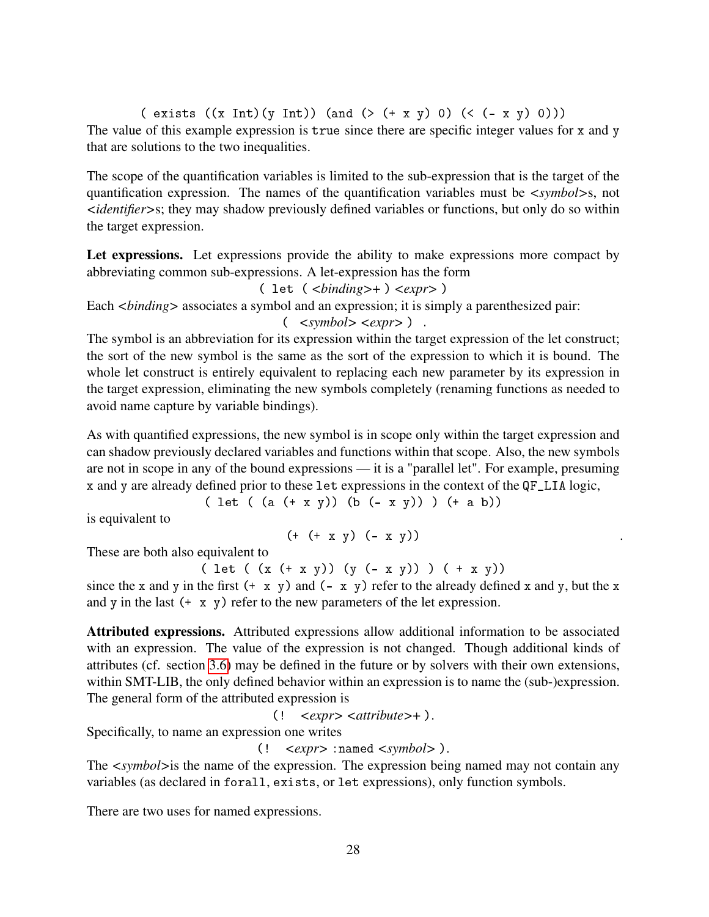```
( exists ((x Int)(y Int)) (and (> (+ x y) 0) (< (- x y) 0)))
```

The value of this example expression is `true` since there are specific integer values for `x` and `y` that are solutions to the two inequalities.

The scope of the quantification variables is limited to the sub-expression that is the target of the quantification expression. The names of the quantification variables must be *<symbol>*s, not *<identifier>*s; they may shadow previously defined variables or functions, but only do so within the target expression.

**Let expressions.** Let expressions provide the ability to make expressions more compact by abbreviating common sub-expressions. A let-expression has the form

`( let (` *<binding>*+ `)` *<expr>* `)`

Each *<binding>* associates a symbol and an expression; it is simply a parenthesized pair:

`(` *<symbol> <expr>* `)` .

The symbol is an abbreviation for its expression within the target expression of the let construct; the sort of the new symbol is the same as the sort of the expression to which it is bound. The whole let construct is entirely equivalent to replacing each new parameter by its expression in the target expression, eliminating the new symbols completely (renaming functions as needed to avoid name capture by variable bindings).

As with quantified expressions, the new symbol is in scope only within the target expression and can shadow previously declared variables and functions within that scope. Also, the new symbols are not in scope in any of the bound expressions — it is a "parallel let". For example, presuming `x` and `y` are already defined prior to these `let` expressions in the context of the `QF_LIA` logic,

```
( let ( (a (+ x y)) (b (- x y)) ) (+ a b))
```

is equivalent to

```
(+ (+ x y) (- x y))
```

These are both also equivalent to

```
( let ( (x (+ x y)) (y (- x y)) ) ( + x y))
```

since the `x` and `y` in the first `(+ x y)` and `(- x y)` refer to the already defined `x` and `y`, but the `x` and `y` in the last `(+ x y)` refer to the new parameters of the let expression.

**Attributed expressions.** Attributed expressions allow additional information to be associated with an expression. The value of the expression is not changed. Though additional kinds of attributes (cf. section 3.6) may be defined in the future or by solvers with their own extensions, within SMT-LIB, the only defined behavior within an expression is to name the (sub-)expression. The general form of the attributed expression is

`(!` *<expr> <attribute>*+ `)`.

Specifically, to name an expression one writes

`(!` *<expr>* `:named` *<symbol>* `)`.

The *<symbol>* is the name of the expression. The expression being named may not contain any variables (as declared in `forall`, `exists`, or `let` expressions), only function symbols.

There are two uses for named expressions.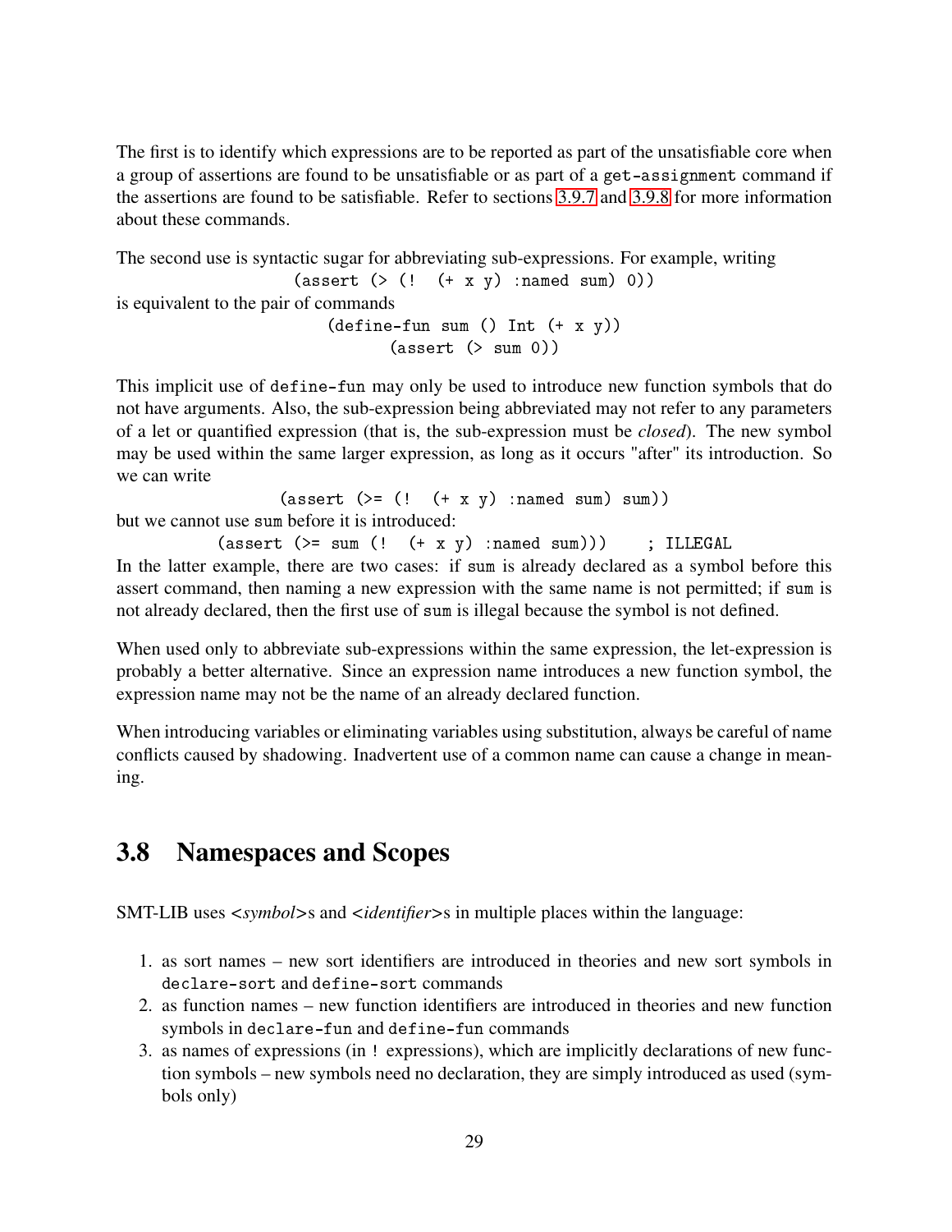The first is to identify which expressions are to be reported as part of the unsatisfiable core when a group of assertions are found to be unsatisfiable or as part of a `get-assignment` command if the assertions are found to be satisfiable. Refer to sections 3.9.7 and 3.9.8 for more information about these commands.

The second use is syntactic sugar for abbreviating sub-expressions. For example, writing

```
(assert (> (!  (+ x y) :named sum) 0))
```

is equivalent to the pair of commands

```
(define-fun sum () Int (+ x y))
(assert (> sum 0))
```

This implicit use of `define-fun` may only be used to introduce new function symbols that do not have arguments. Also, the sub-expression being abbreviated may not refer to any parameters of a let or quantified expression (that is, the sub-expression must be *closed*). The new symbol may be used within the same larger expression, as long as it occurs "after" its introduction. So we can write

```
(assert (>= (!  (+ x y) :named sum) sum))
```

but we cannot use `sum` before it is introduced:

```
(assert (>= sum (!  (+ x y) :named sum)))    ; ILLEGAL
```

In the latter example, there are two cases: if `sum` is already declared as a symbol before this assert command, then naming a new expression with the same name is not permitted; if `sum` is not already declared, then the first use of `sum` is illegal because the symbol is not defined.

When used only to abbreviate sub-expressions within the same expression, the let-expression is probably a better alternative. Since an expression name introduces a new function symbol, the expression name may not be the name of an already declared function.

When introducing variables or eliminating variables using substitution, always be careful of name conflicts caused by shadowing. Inadvertent use of a common name can cause a change in meaning.

## 3.8 Namespaces and Scopes

SMT-LIB uses <*symbol*>s and <*identifier*>s in multiple places within the language:

1. as sort names – new sort identifiers are introduced in theories and new sort symbols in `declare-sort` and `define-sort` commands
2. as function names – new function identifiers are introduced in theories and new function symbols in `declare-fun` and `define-fun` commands
3. as names of expressions (in `!` expressions), which are implicitly declarations of new function symbols – new symbols need no declaration, they are simply introduced as used (symbols only)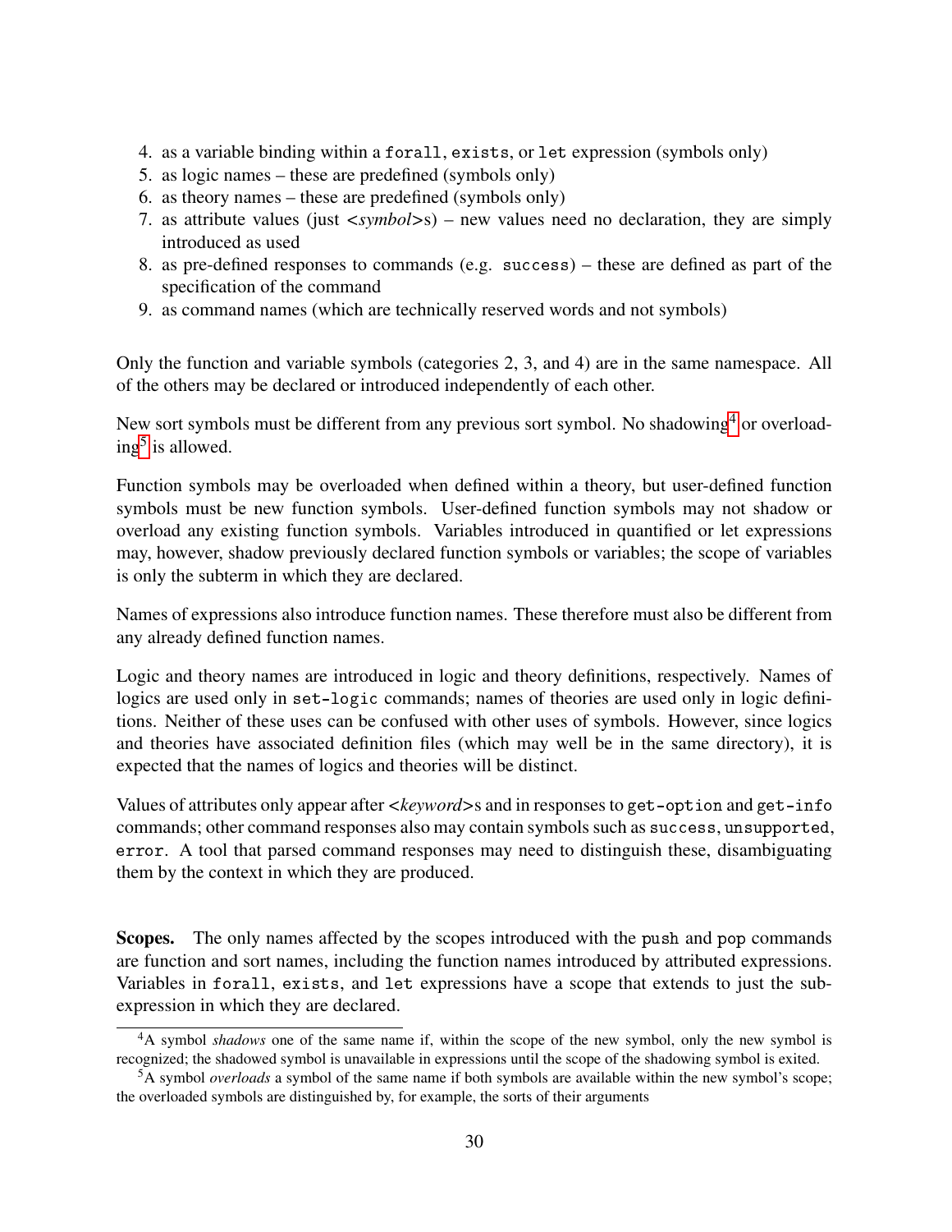4. as a variable binding within a `forall`, `exists`, or `let` expression (symbols only)
5. as logic names – these are predefined (symbols only)
6. as theory names – these are predefined (symbols only)
7. as attribute values (just <*symbol*>s) – new values need no declaration, they are simply introduced as used
8. as pre-defined responses to commands (e.g. `success`) – these are defined as part of the specification of the command
9. as command names (which are technically reserved words and not symbols)

Only the function and variable symbols (categories 2, 3, and 4) are in the same namespace. All of the others may be declared or introduced independently of each other.

New sort symbols must be different from any previous sort symbol. No shadowing[4] or overloading[5] is allowed.

Function symbols may be overloaded when defined within a theory, but user-defined function symbols must be new function symbols. User-defined function symbols may not shadow or overload any existing function symbols. Variables introduced in quantified or let expressions may, however, shadow previously declared function symbols or variables; the scope of variables is only the subterm in which they are declared.

Names of expressions also introduce function names. These therefore must also be different from any already defined function names.

Logic and theory names are introduced in logic and theory definitions, respectively. Names of logics are used only in `set-logic` commands; names of theories are used only in logic definitions. Neither of these uses can be confused with other uses of symbols. However, since logics and theories have associated definition files (which may well be in the same directory), it is expected that the names of logics and theories will be distinct.

Values of attributes only appear after <*keyword*>s and in responses to `get-option` and `get-info` commands; other command responses also may contain symbols such as `success`, `unsupported`, `error`. A tool that parsed command responses may need to distinguish these, disambiguating them by the context in which they are produced.

**Scopes.** The only names affected by the scopes introduced with the `push` and `pop` commands are function and sort names, including the function names introduced by attributed expressions. Variables in `forall`, `exists`, and `let` expressions have a scope that extends to just the subexpression in which they are declared.

---

[4] A symbol *shadows* one of the same name if, within the scope of the new symbol, only the new symbol is recognized; the shadowed symbol is unavailable in expressions until the scope of the shadowing symbol is exited.

[5] A symbol *overloads* a symbol of the same name if both symbols are available within the new symbol's scope; the overloaded symbols are distinguished by, for example, the sorts of their arguments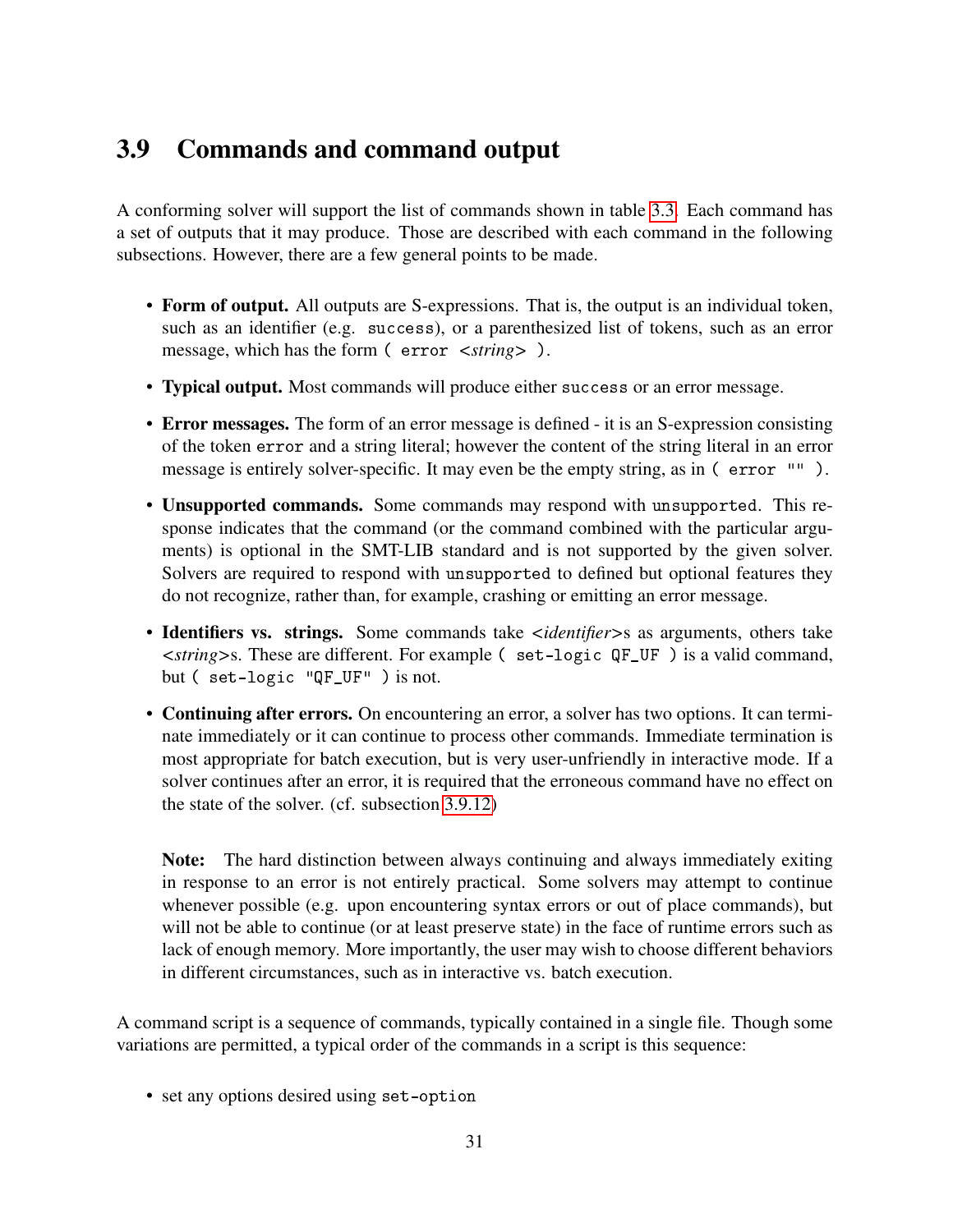## 3.9 Commands and command output

A conforming solver will support the list of commands shown in table 3.3. Each command has a set of outputs that it may produce. Those are described with each command in the following subsections. However, there are a few general points to be made.

- **Form of output.** All outputs are S-expressions. That is, the output is an individual token, such as an identifier (e.g. `success`), or a parenthesized list of tokens, such as an error message, which has the form `( error` <*string*> `)`.
- **Typical output.** Most commands will produce either `success` or an error message.
- **Error messages.** The form of an error message is defined - it is an S-expression consisting of the token `error` and a string literal; however the content of the string literal in an error message is entirely solver-specific. It may even be the empty string, as in `( error "" )`.
- **Unsupported commands.** Some commands may respond with `unsupported`. This response indicates that the command (or the command combined with the particular arguments) is optional in the SMT-LIB standard and is not supported by the given solver. Solvers are required to respond with `unsupported` to defined but optional features they do not recognize, rather than, for example, crashing or emitting an error message.
- **Identifiers vs. strings.** Some commands take <*identifier*>s as arguments, others take <*string*>s. These are different. For example `( set-logic QF_UF )` is a valid command, but `( set-logic "QF_UF" )` is not.
- **Continuing after errors.** On encountering an error, a solver has two options. It can terminate immediately or it can continue to process other commands. Immediate termination is most appropriate for batch execution, but is very user-unfriendly in interactive mode. If a solver continues after an error, it is required that the erroneous command have no effect on the state of the solver. (cf. subsection 3.9.12)

  **Note:** The hard distinction between always continuing and always immediately exiting in response to an error is not entirely practical. Some solvers may attempt to continue whenever possible (e.g. upon encountering syntax errors or out of place commands), but will not be able to continue (or at least preserve state) in the face of runtime errors such as lack of enough memory. More importantly, the user may wish to choose different behaviors in different circumstances, such as in interactive vs. batch execution.

A command script is a sequence of commands, typically contained in a single file. Though some variations are permitted, a typical order of the commands in a script is this sequence:

- set any options desired using `set-option`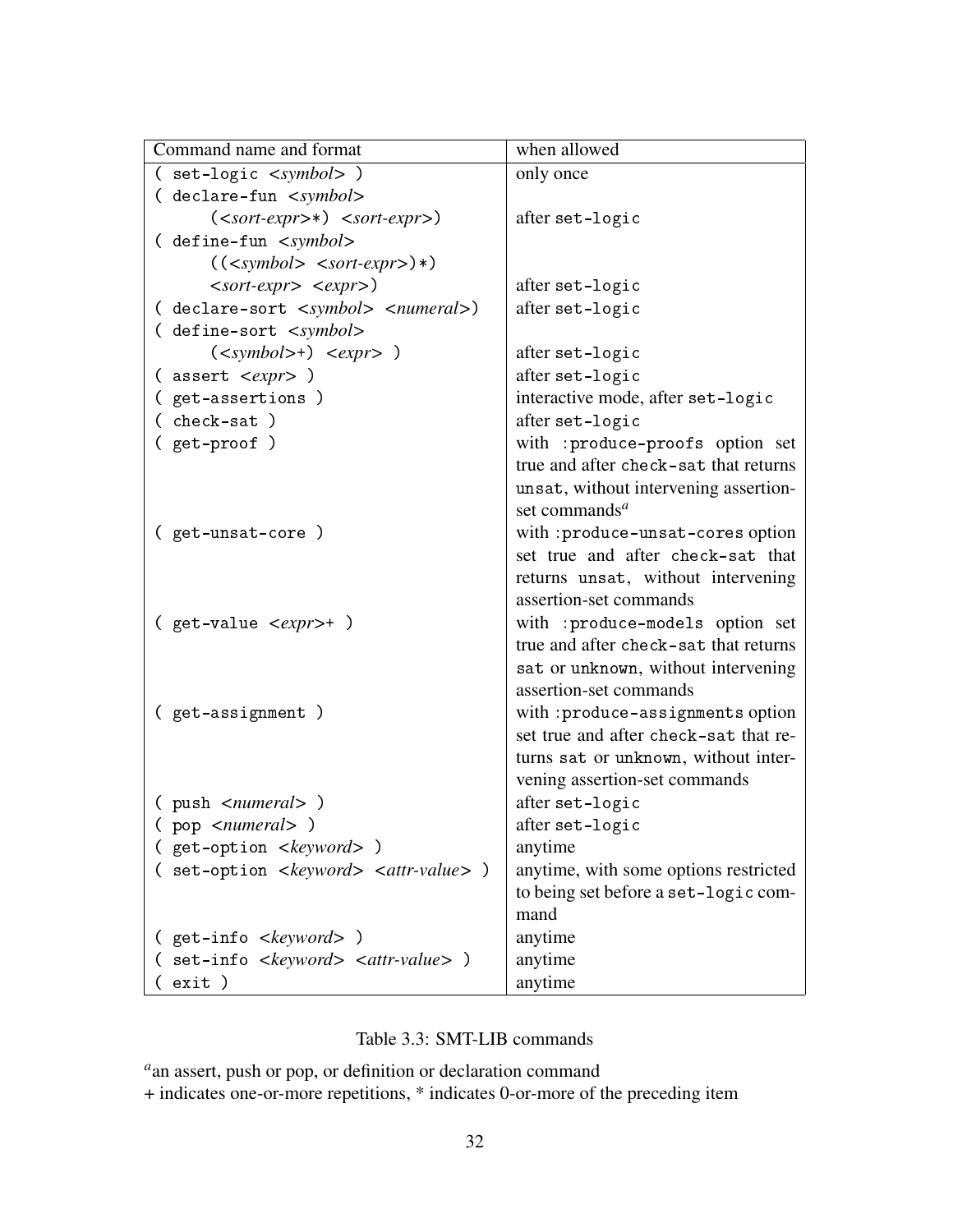| Command name and format | when allowed |
|---|---|
| `( set-logic <symbol> )` | only once |
| `( declare-fun <symbol> (<sort-expr>*) <sort-expr>)` | after `set-logic` |
| `( define-fun <symbol> ((<symbol> <sort-expr>)*) <sort-expr> <expr>)` | after `set-logic` |
| `( declare-sort <symbol> <numeral>)` | after `set-logic` |
| `( define-sort <symbol> (<symbol>+) <expr> )` | after `set-logic` |
| `( assert <expr> )` | after `set-logic` |
| `( get-assertions )` | interactive mode, after `set-logic` |
| `( check-sat )` | after `set-logic` |
| `( get-proof )` | with `:produce-proofs` option set true and after `check-sat` that returns `unsat`, without intervening assertion-set commands[a] |
| `( get-unsat-core )` | with `:produce-unsat-cores` option set true and after `check-sat` that returns `unsat`, without intervening assertion-set commands |
| `( get-value <expr>+ )` | with `:produce-models` option set true and after `check-sat` that returns `sat` or `unknown`, without intervening assertion-set commands |
| `( get-assignment )` | with `:produce-assignments` option set true and after `check-sat` that returns `sat` or `unknown`, without intervening assertion-set commands |
| `( push <numeral> )` | after `set-logic` |
| `( pop <numeral> )` | after `set-logic` |
| `( get-option <keyword> )` | anytime |
| `( set-option <keyword> <attr-value> )` | anytime, with some options restricted to being set before a `set-logic` command |
| `( get-info <keyword> )` | anytime |
| `( set-info <keyword> <attr-value> )` | anytime |
| `( exit )` | anytime |

Table 3.3: SMT-LIB commands

[a] an assert, push or pop, or definition or declaration command

+ indicates one-or-more repetitions, * indicates 0-or-more of the preceding item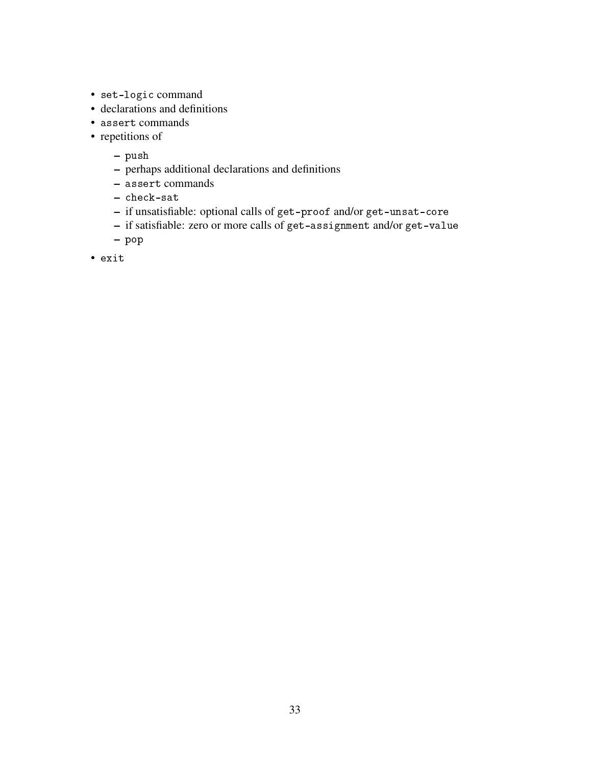- `set-logic` command
- declarations and definitions
- `assert` commands
- repetitions of
  - `push`
  - perhaps additional declarations and definitions
  - `assert` commands
  - `check-sat`
  - if unsatisfiable: optional calls of `get-proof` and/or `get-unsat-core`
  - if satisfiable: zero or more calls of `get-assignment` and/or `get-value`
  - `pop`
- `exit`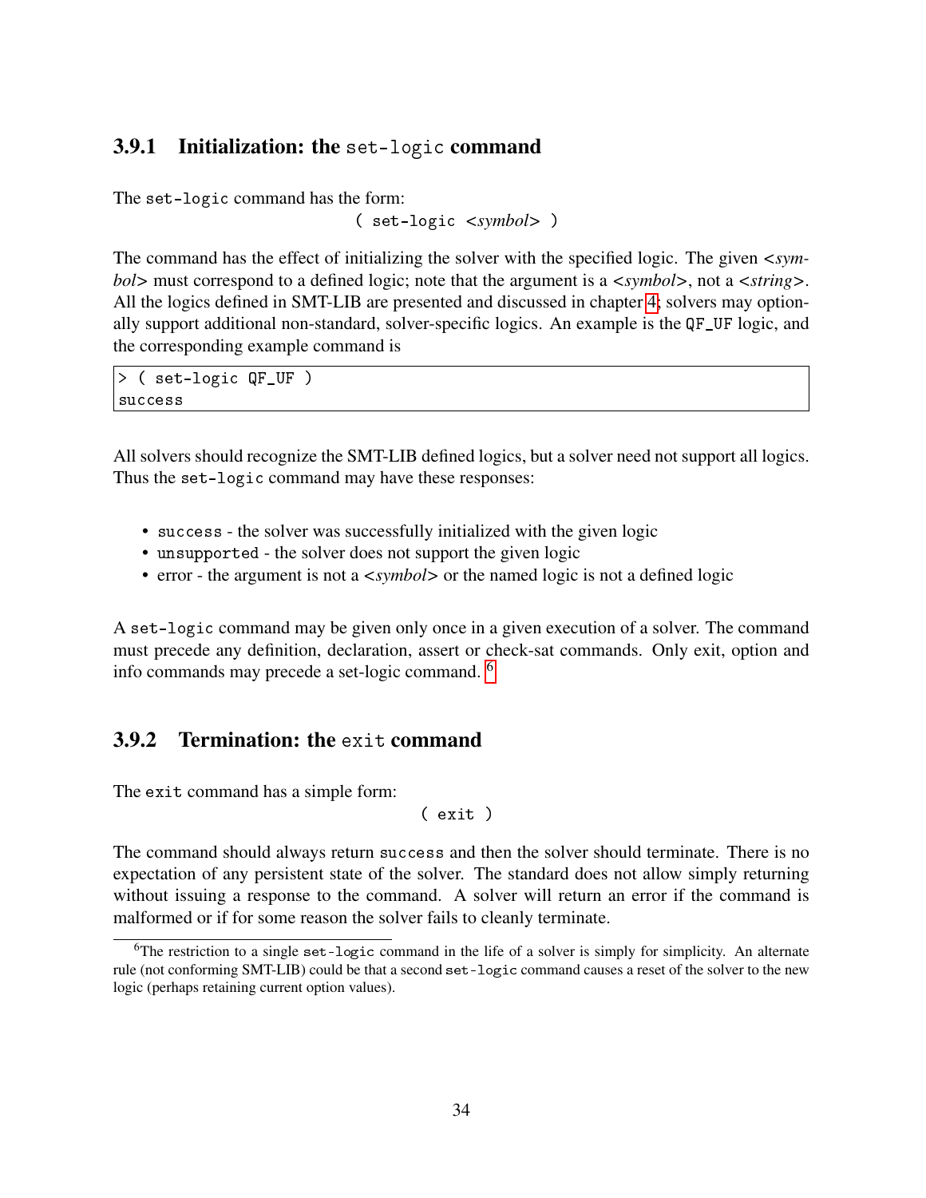### 3.9.1 Initialization: the `set-logic` command

The `set-logic` command has the form:

`( set-logic <symbol> )`

The command has the effect of initializing the solver with the specified logic. The given <*symbol*> must correspond to a defined logic; note that the argument is a <*symbol*>, not a <*string*>. All the logics defined in SMT-LIB are presented and discussed in chapter 4; solvers may optionally support additional non-standard, solver-specific logics. An example is the `QF_UF` logic, and the corresponding example command is

```
> ( set-logic QF_UF )
success
```

All solvers should recognize the SMT-LIB defined logics, but a solver need not support all logics. Thus the `set-logic` command may have these responses:

- `success` - the solver was successfully initialized with the given logic
- `unsupported` - the solver does not support the given logic
- error - the argument is not a <*symbol*> or the named logic is not a defined logic

A `set-logic` command may be given only once in a given execution of a solver. The command must precede any definition, declaration, assert or check-sat commands. Only exit, option and info commands may precede a set-logic command. [6]

### 3.9.2 Termination: the `exit` command

The `exit` command has a simple form:

`( exit )`

The command should always return `success` and then the solver should terminate. There is no expectation of any persistent state of the solver. The standard does not allow simply returning without issuing a response to the command. A solver will return an error if the command is malformed or if for some reason the solver fails to cleanly terminate.

---

[6] The restriction to a single `set-logic` command in the life of a solver is simply for simplicity. An alternate rule (not conforming SMT-LIB) could be that a second `set-logic` command causes a reset of the solver to the new logic (perhaps retaining current option values).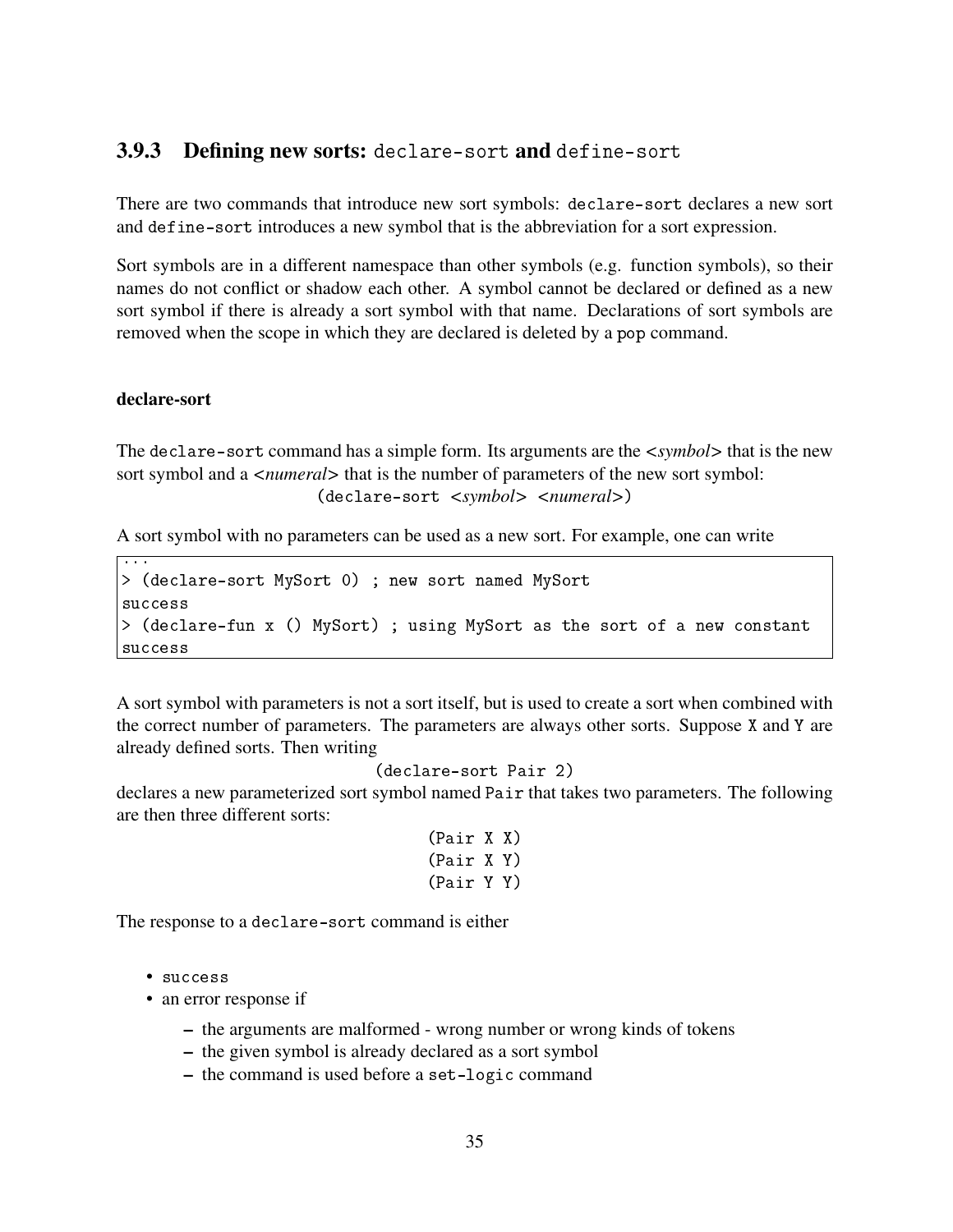### 3.9.3 Defining new sorts: `declare-sort` and `define-sort`

There are two commands that introduce new sort symbols: `declare-sort` declares a new sort and `define-sort` introduces a new symbol that is the abbreviation for a sort expression.

Sort symbols are in a different namespace than other symbols (e.g. function symbols), so their names do not conflict or shadow each other. A symbol cannot be declared or defined as a new sort symbol if there is already a sort symbol with that name. Declarations of sort symbols are removed when the scope in which they are declared is deleted by a `pop` command.

#### declare-sort

The `declare-sort` command has a simple form. Its arguments are the <*symbol*> that is the new sort symbol and a <*numeral*> that is the number of parameters of the new sort symbol:

```
(declare-sort <symbol> <numeral>)
```

A sort symbol with no parameters can be used as a new sort. For example, one can write

```
...
> (declare-sort MySort 0) ; new sort named MySort
success
> (declare-fun x () MySort) ; using MySort as the sort of a new constant
success
```

A sort symbol with parameters is not a sort itself, but is used to create a sort when combined with the correct number of parameters. The parameters are always other sorts. Suppose `X` and `Y` are already defined sorts. Then writing

```
(declare-sort Pair 2)
```

declares a new parameterized sort symbol named `Pair` that takes two parameters. The following are then three different sorts:

```
(Pair X X)
(Pair X Y)
(Pair Y Y)
```

The response to a `declare-sort` command is either

- `success`
- an error response if
  - the arguments are malformed - wrong number or wrong kinds of tokens
  - the given symbol is already declared as a sort symbol
  - the command is used before a `set-logic` command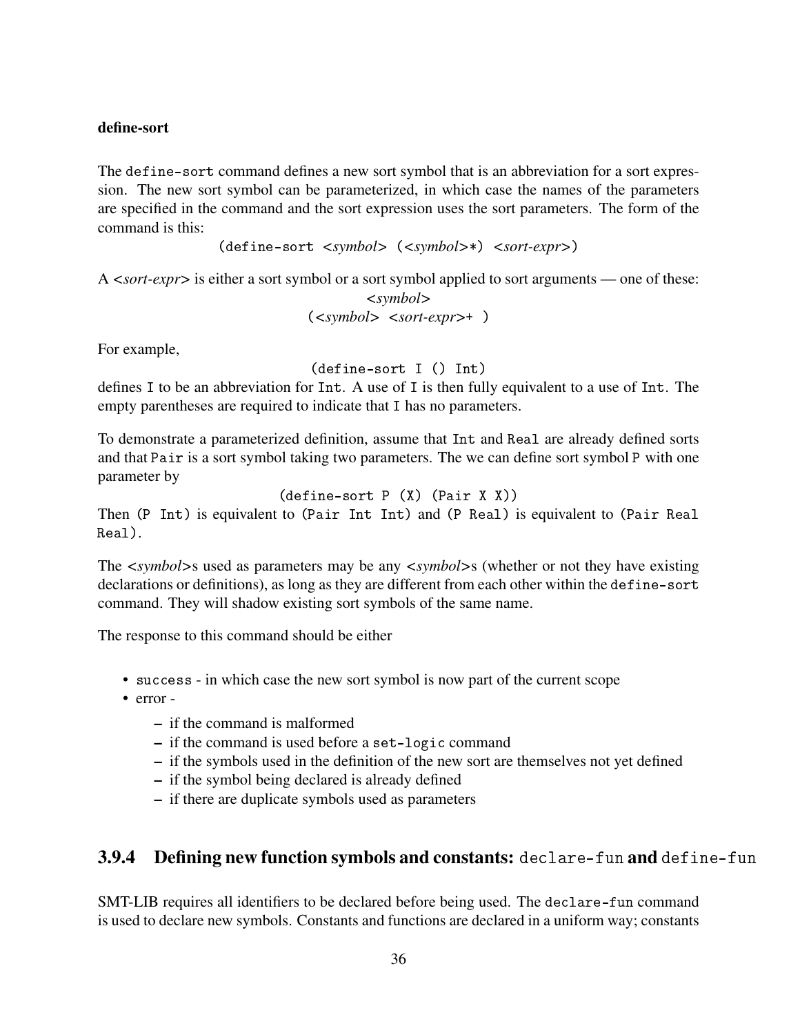**define-sort**

The `define-sort` command defines a new sort symbol that is an abbreviation for a sort expression. The new sort symbol can be parameterized, in which case the names of the parameters are specified in the command and the sort expression uses the sort parameters. The form of the command is this:

```
(define-sort <symbol> (<symbol>*) <sort-expr>)
```

A *<sort-expr>* is either a sort symbol or a sort symbol applied to sort arguments — one of these:

```
<symbol>
(<symbol> <sort-expr>+ )
```

For example,

```
(define-sort I () Int)
```

defines `I` to be an abbreviation for `Int`. A use of `I` is then fully equivalent to a use of `Int`. The empty parentheses are required to indicate that `I` has no parameters.

To demonstrate a parameterized definition, assume that `Int` and `Real` are already defined sorts and that `Pair` is a sort symbol taking two parameters. The we can define sort symbol `P` with one parameter by

```
(define-sort P (X) (Pair X X))
```

Then `(P Int)` is equivalent to `(Pair Int Int)` and `(P Real)` is equivalent to `(Pair Real Real)`.

The *<symbol>*s used as parameters may be any *<symbol>*s (whether or not they have existing declarations or definitions), as long as they are different from each other within the `define-sort` command. They will shadow existing sort symbols of the same name.

The response to this command should be either

- `success` - in which case the new sort symbol is now part of the current scope
- error -
  - if the command is malformed
  - if the command is used before a `set-logic` command
  - if the symbols used in the definition of the new sort are themselves not yet defined
  - if the symbol being declared is already defined
  - if there are duplicate symbols used as parameters

### 3.9.4 Defining new function symbols and constants: `declare-fun` and `define-fun`

SMT-LIB requires all identifiers to be declared before being used. The `declare-fun` command is used to declare new symbols. Constants and functions are declared in a uniform way; constants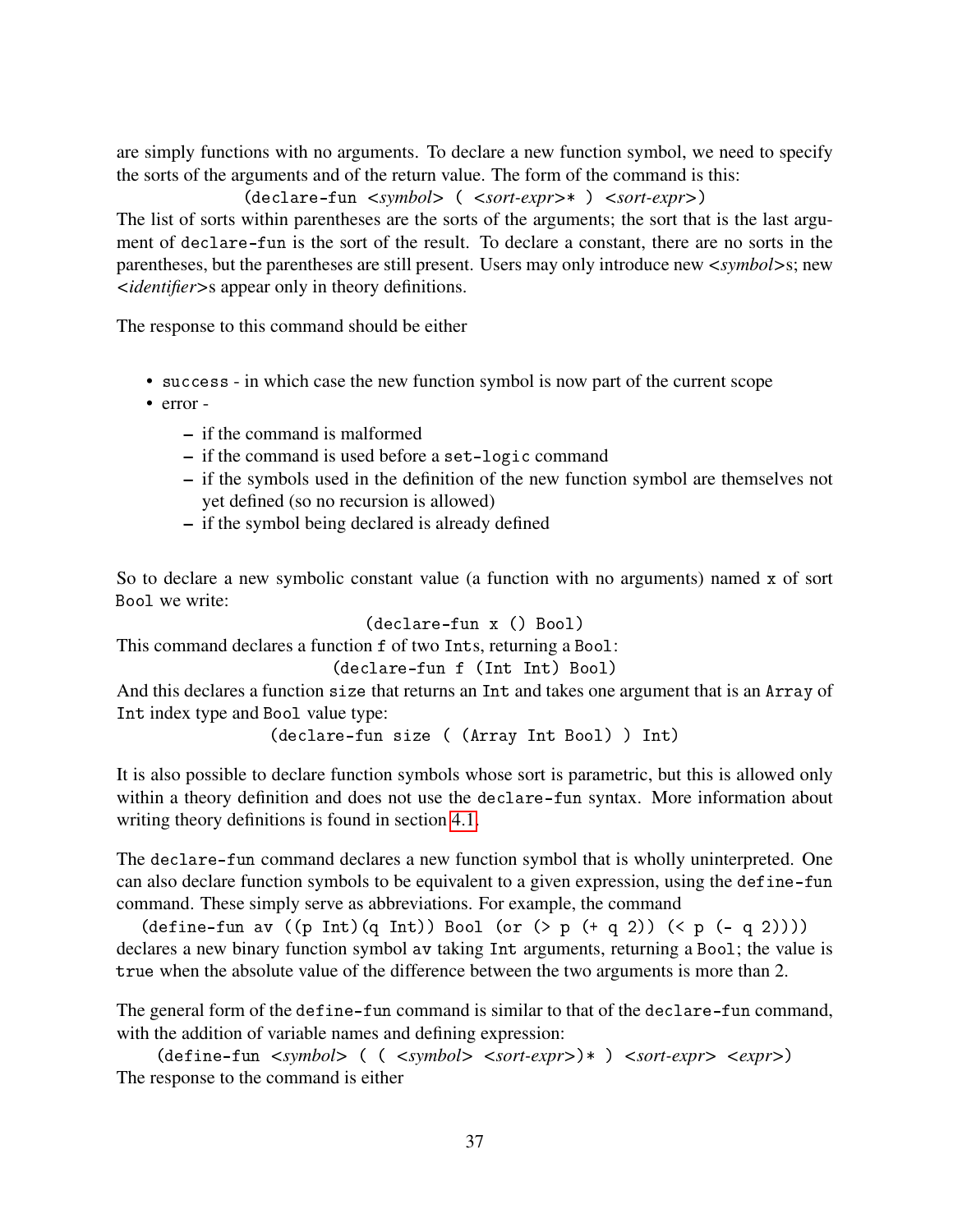are simply functions with no arguments. To declare a new function symbol, we need to specify the sorts of the arguments and of the return value. The form of the command is this:

```
(declare-fun <symbol> ( <sort-expr>* ) <sort-expr>)
```

The list of sorts within parentheses are the sorts of the arguments; the sort that is the last argument of `declare-fun` is the sort of the result. To declare a constant, there are no sorts in the parentheses, but the parentheses are still present. Users may only introduce new *<symbol>*s; new *<identifier>*s appear only in theory definitions.

The response to this command should be either

- `success` - in which case the new function symbol is now part of the current scope
- error -
  - if the command is malformed
  - if the command is used before a `set-logic` command
  - if the symbols used in the definition of the new function symbol are themselves not yet defined (so no recursion is allowed)
  - if the symbol being declared is already defined

So to declare a new symbolic constant value (a function with no arguments) named `x` of sort `Bool` we write:

```
(declare-fun x () Bool)
```

This command declares a function `f` of two `Int`s, returning a `Bool`:

```
(declare-fun f (Int Int) Bool)
```

And this declares a function `size` that returns an `Int` and takes one argument that is an `Array` of `Int` index type and `Bool` value type:

```
(declare-fun size ( (Array Int Bool) ) Int)
```

It is also possible to declare function symbols whose sort is parametric, but this is allowed only within a theory definition and does not use the `declare-fun` syntax. More information about writing theory definitions is found in section 4.1.

The `declare-fun` command declares a new function symbol that is wholly uninterpreted. One can also declare function symbols to be equivalent to a given expression, using the `define-fun` command. These simply serve as abbreviations. For example, the command

```
(define-fun av ((p Int)(q Int)) Bool (or (> p (+ q 2)) (< p (- q 2))))
```

declares a new binary function symbol `av` taking `Int` arguments, returning a `Bool`; the value is `true` when the absolute value of the difference between the two arguments is more than 2.

The general form of the `define-fun` command is similar to that of the `declare-fun` command, with the addition of variable names and defining expression:

```
(define-fun <symbol> ( ( <symbol> <sort-expr>)* ) <sort-expr> <expr>)
```

The response to the command is either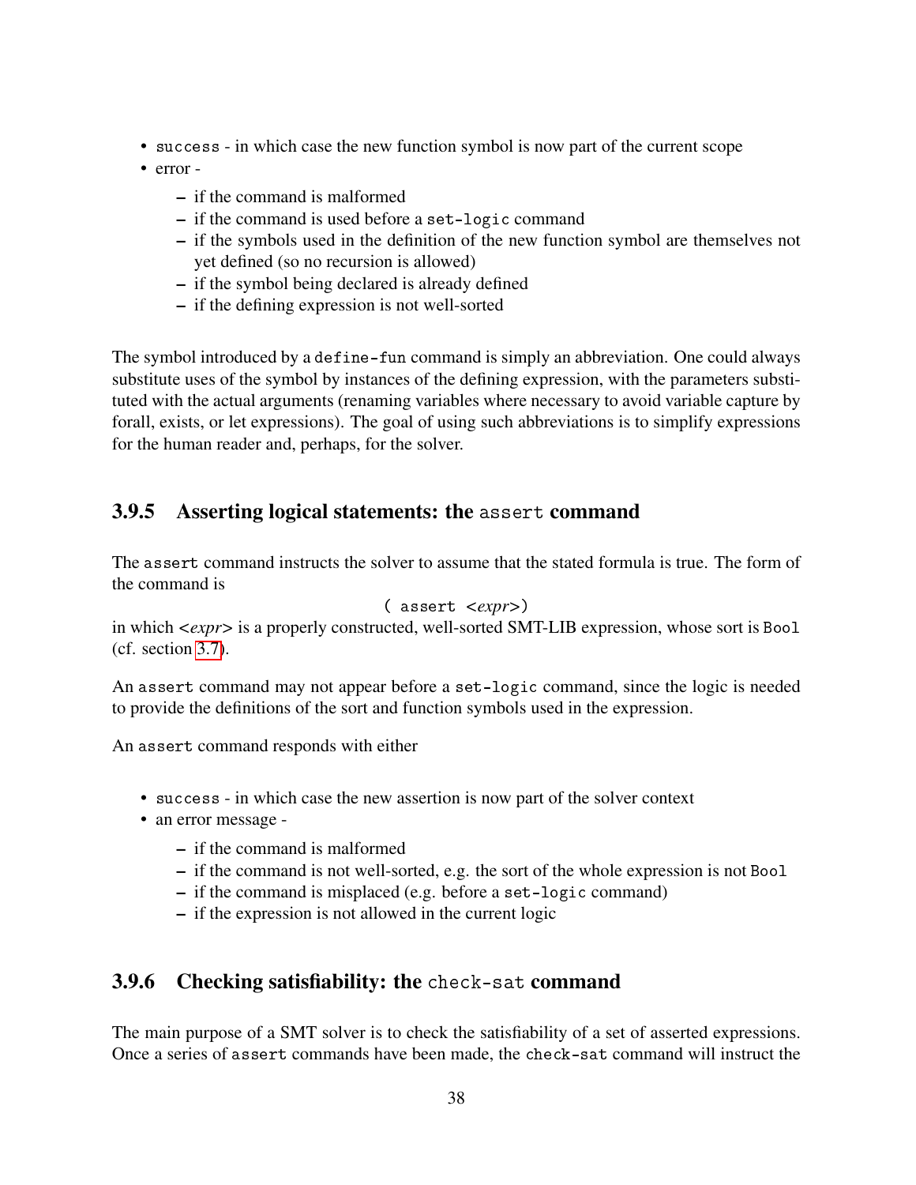- `success` - in which case the new function symbol is now part of the current scope
- error -
  - if the command is malformed
  - if the command is used before a `set-logic` command
  - if the symbols used in the definition of the new function symbol are themselves not yet defined (so no recursion is allowed)
  - if the symbol being declared is already defined
  - if the defining expression is not well-sorted

The symbol introduced by a `define-fun` command is simply an abbreviation. One could always substitute uses of the symbol by instances of the defining expression, with the parameters substituted with the actual arguments (renaming variables where necessary to avoid variable capture by forall, exists, or let expressions). The goal of using such abbreviations is to simplify expressions for the human reader and, perhaps, for the solver.

### 3.9.5 Asserting logical statements: the `assert` command

The `assert` command instructs the solver to assume that the stated formula is true. The form of the command is

`( assert <expr>)`

in which <*expr*> is a properly constructed, well-sorted SMT-LIB expression, whose sort is `Bool` (cf. section 3.7).

An `assert` command may not appear before a `set-logic` command, since the logic is needed to provide the definitions of the sort and function symbols used in the expression.

An `assert` command responds with either

- `success` - in which case the new assertion is now part of the solver context
- an error message -
  - if the command is malformed
  - if the command is not well-sorted, e.g. the sort of the whole expression is not `Bool`
  - if the command is misplaced (e.g. before a `set-logic` command)
  - if the expression is not allowed in the current logic

### 3.9.6 Checking satisfiability: the `check-sat` command

The main purpose of a SMT solver is to check the satisfiability of a set of asserted expressions. Once a series of `assert` commands have been made, the `check-sat` command will instruct the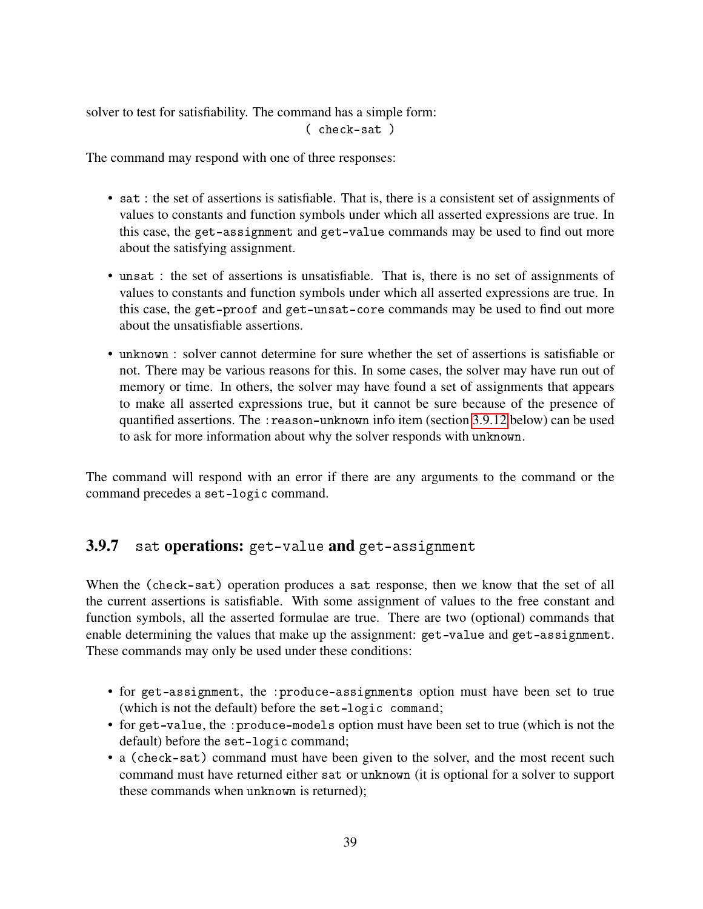solver to test for satisfiability. The command has a simple form:

```
( check-sat )
```

The command may respond with one of three responses:

- `sat` : the set of assertions is satisfiable. That is, there is a consistent set of assignments of values to constants and function symbols under which all asserted expressions are true. In this case, the `get-assignment` and `get-value` commands may be used to find out more about the satisfying assignment.
- `unsat` : the set of assertions is unsatisfiable. That is, there is no set of assignments of values to constants and function symbols under which all asserted expressions are true. In this case, the `get-proof` and `get-unsat-core` commands may be used to find out more about the unsatisfiable assertions.
- `unknown` : solver cannot determine for sure whether the set of assertions is satisfiable or not. There may be various reasons for this. In some cases, the solver may have run out of memory or time. In others, the solver may have found a set of assignments that appears to make all asserted expressions true, but it cannot be sure because of the presence of quantified assertions. The `:reason-unknown` info item (section 3.9.12 below) can be used to ask for more information about why the solver responds with `unknown`.

The command will respond with an error if there are any arguments to the command or the command precedes a `set-logic` command.

### 3.9.7 `sat` operations: `get-value` and `get-assignment`

When the `(check-sat)` operation produces a `sat` response, then we know that the set of all the current assertions is satisfiable. With some assignment of values to the free constant and function symbols, all the asserted formulae are true. There are two (optional) commands that enable determining the values that make up the assignment: `get-value` and `get-assignment`. These commands may only be used under these conditions:

- for `get-assignment`, the `:produce-assignments` option must have been set to true (which is not the default) before the `set-logic command`;
- for `get-value`, the `:produce-models` option must have been set to true (which is not the default) before the `set-logic` command;
- a `(check-sat)` command must have been given to the solver, and the most recent such command must have returned either `sat` or `unknown` (it is optional for a solver to support these commands when `unknown` is returned);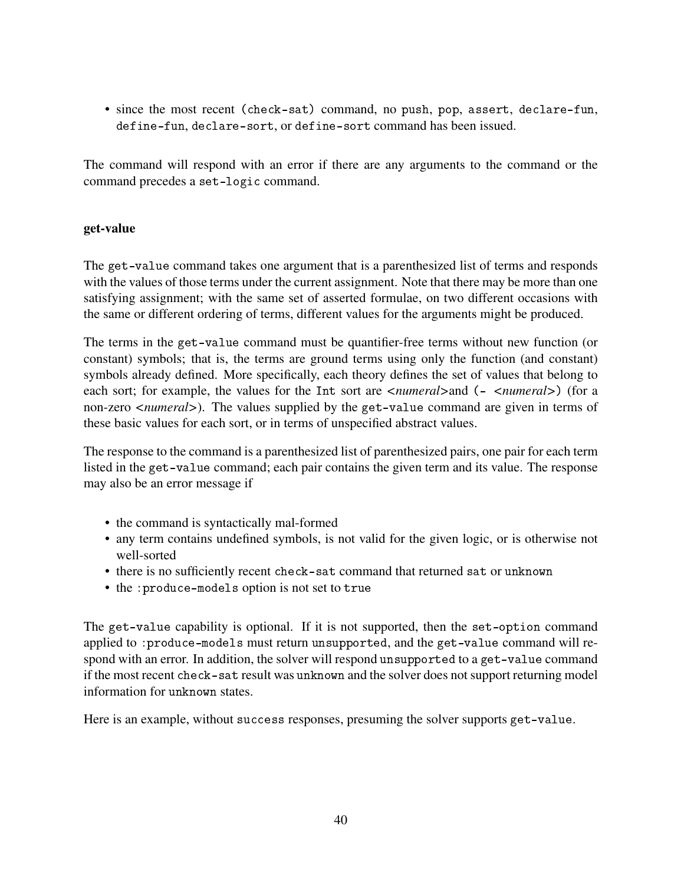- since the most recent `(check-sat)` command, no `push`, `pop`, `assert`, `declare-fun`, `define-fun`, `declare-sort`, or `define-sort` command has been issued.

The command will respond with an error if there are any arguments to the command or the command precedes a `set-logic` command.

**get-value**

The `get-value` command takes one argument that is a parenthesized list of terms and responds with the values of those terms under the current assignment. Note that there may be more than one satisfying assignment; with the same set of asserted formulae, on two different occasions with the same or different ordering of terms, different values for the arguments might be produced.

The terms in the `get-value` command must be quantifier-free terms without new function (or constant) symbols; that is, the terms are ground terms using only the function (and constant) symbols already defined. More specifically, each theory defines the set of values that belong to each sort; for example, the values for the `Int` sort are <*numeral*>and `(-` <*numeral*>`)` (for a non-zero <*numeral*>). The values supplied by the `get-value` command are given in terms of these basic values for each sort, or in terms of unspecified abstract values.

The response to the command is a parenthesized list of parenthesized pairs, one pair for each term listed in the `get-value` command; each pair contains the given term and its value. The response may also be an error message if

- the command is syntactically mal-formed
- any term contains undefined symbols, is not valid for the given logic, or is otherwise not well-sorted
- there is no sufficiently recent `check-sat` command that returned `sat` or `unknown`
- the `:produce-models` option is not set to `true`

The `get-value` capability is optional. If it is not supported, then the `set-option` command applied to `:produce-models` must return `unsupported`, and the `get-value` command will respond with an error. In addition, the solver will respond `unsupported` to a `get-value` command if the most recent `check-sat` result was `unknown` and the solver does not support returning model information for `unknown` states.

Here is an example, without `success` responses, presuming the solver supports `get-value`.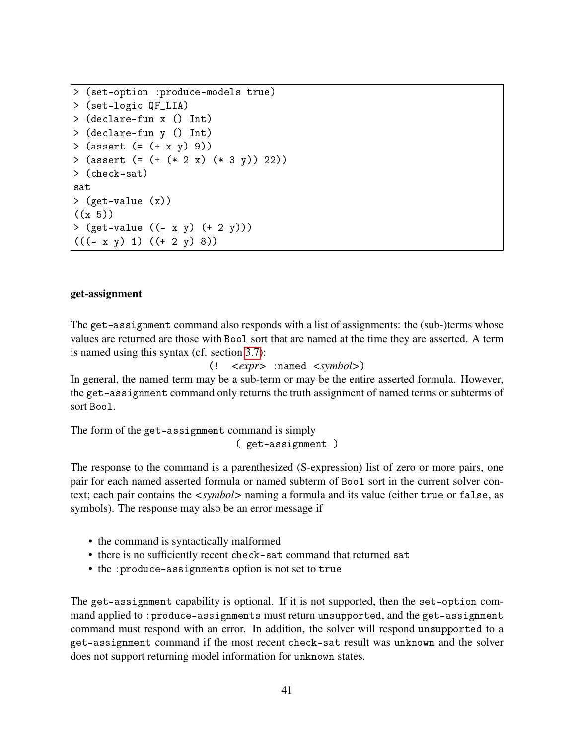```
> (set-option :produce-models true)
> (set-logic QF_LIA)
> (declare-fun x () Int)
> (declare-fun y () Int)
> (assert (= (+ x y) 9))
> (assert (= (+ (* 2 x) (* 3 y)) 22))
> (check-sat)
sat
> (get-value (x))
((x 5))
> (get-value ((- x y) (+ 2 y)))
(((- x y) 1) ((+ 2 y) 8))
```

**get-assignment**

The `get-assignment` command also responds with a list of assignments: the (sub-)terms whose values are returned are those with `Bool` sort that are named at the time they are asserted. A term is named using this syntax (cf. section 3.7):

( ! <*expr*> :named <*symbol*>)

In general, the named term may be a sub-term or may be the entire asserted formula. However, the `get-assignment` command only returns the truth assignment of named terms or subterms of sort `Bool`.

The form of the `get-assignment` command is simply

```
( get-assignment )
```

The response to the command is a parenthesized (S-expression) list of zero or more pairs, one pair for each named asserted formula or named subterm of `Bool` sort in the current solver context; each pair contains the <*symbol*> naming a formula and its value (either `true` or `false`, as symbols). The response may also be an error message if

- the command is syntactically malformed
- there is no sufficiently recent `check-sat` command that returned `sat`
- the `:produce-assignments` option is not set to `true`

The `get-assignment` capability is optional. If it is not supported, then the `set-option` command applied to `:produce-assignments` must return `unsupported`, and the `get-assignment` command must respond with an error. In addition, the solver will respond `unsupported` to a `get-assignment` command if the most recent `check-sat` result was `unknown` and the solver does not support returning model information for `unknown` states.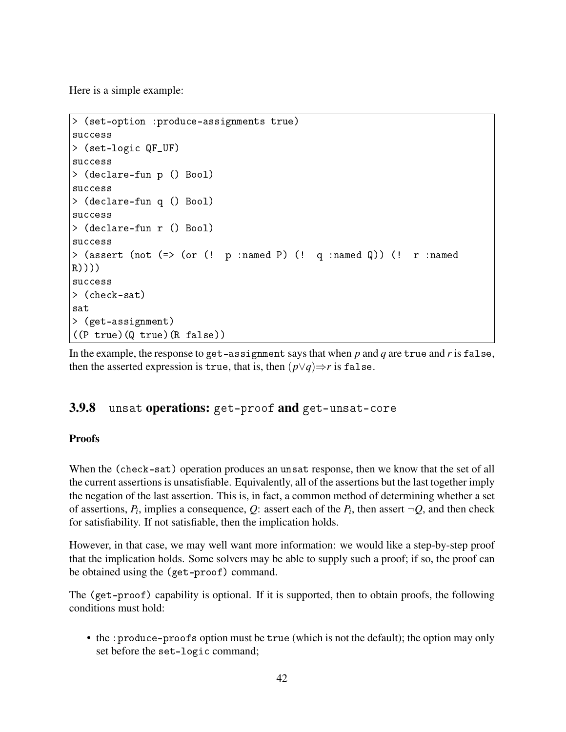Here is a simple example:

```
> (set-option :produce-assignments true)
success
> (set-logic QF_UF)
success
> (declare-fun p () Bool)
success
> (declare-fun q () Bool)
success
> (declare-fun r () Bool)
success
> (assert (not (=> (or (!  p :named P) (!  q :named Q)) (!  r :named
R))))
success
> (check-sat)
sat
> (get-assignment)
((P true)(Q true)(R false))
```

In the example, the response to `get-assignment` says that when $p$ and $q$ are `true` and $r$ is `false`, then the asserted expression is `true`, that is, then $(p \vee q) \Rightarrow r$ is `false`.

### 3.9.8 `unsat` operations: `get-proof` and `get-unsat-core`

#### Proofs

When the `(check-sat)` operation produces an `unsat` response, then we know that the set of all the current assertions is unsatisfiable. Equivalently, all of the assertions but the last together imply the negation of the last assertion. This is, in fact, a common method of determining whether a set of assertions, $P_i$, implies a consequence, $Q$: assert each of the $P_i$, then assert $\neg Q$, and then check for satisfiability. If not satisfiable, then the implication holds.

However, in that case, we may well want more information: we would like a step-by-step proof that the implication holds. Some solvers may be able to supply such a proof; if so, the proof can be obtained using the `(get-proof)` command.

The `(get-proof)` capability is optional. If it is supported, then to obtain proofs, the following conditions must hold:

- the `:produce-proofs` option must be `true` (which is not the default); the option may only set before the `set-logic` command;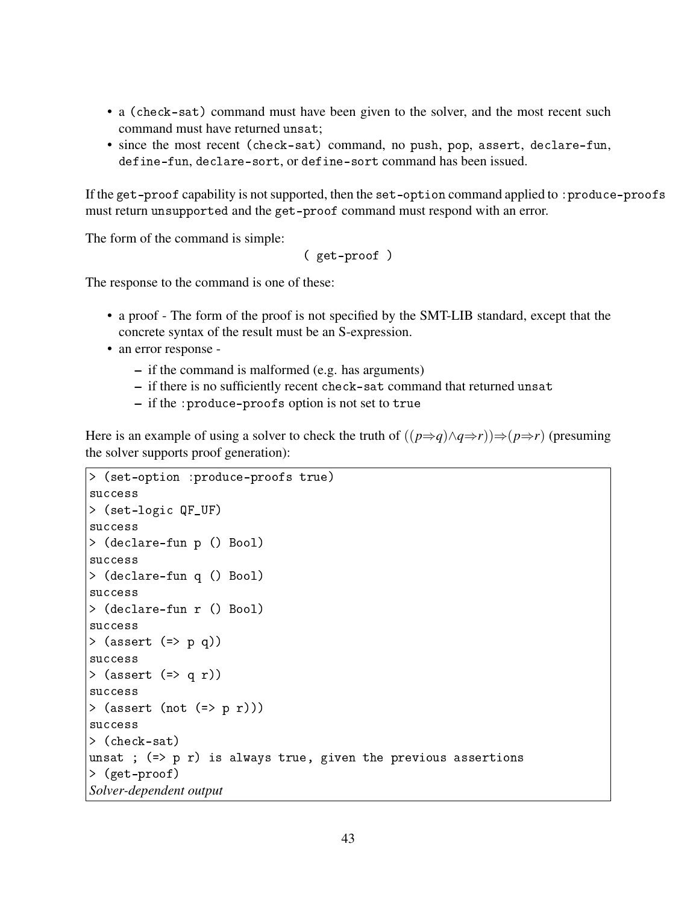- a (check-sat) command must have been given to the solver, and the most recent such command must have returned unsat;
- since the most recent (check-sat) command, no push, pop, assert, declare-fun, define-fun, declare-sort, or define-sort command has been issued.

If the get-proof capability is not supported, then the set-option command applied to :produce-proofs must return unsupported and the get-proof command must respond with an error.

The form of the command is simple:

```
( get-proof )
```

The response to the command is one of these:

- a proof - The form of the proof is not specified by the SMT-LIB standard, except that the concrete syntax of the result must be an S-expression.
- an error response -
  - if the command is malformed (e.g. has arguments)
  - if there is no sufficiently recent check-sat command that returned unsat
  - if the :produce-proofs option is not set to true

Here is an example of using a solver to check the truth of $((p \Rightarrow q) \wedge q \Rightarrow r)) \Rightarrow (p \Rightarrow r)$ (presuming the solver supports proof generation):

```
> (set-option :produce-proofs true)
success
> (set-logic QF_UF)
success
> (declare-fun p () Bool)
success
> (declare-fun q () Bool)
success
> (declare-fun r () Bool)
success
> (assert (=> p q))
success
> (assert (=> q r))
success
> (assert (not (=> p r)))
success
> (check-sat)
unsat ; (=> p r) is always true, given the previous assertions
> (get-proof)
Solver-dependent output
```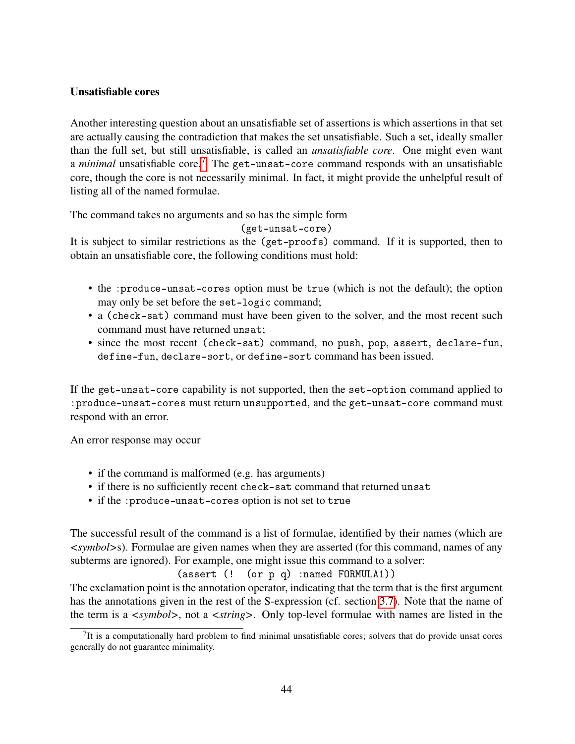### Unsatisfiable cores

Another interesting question about an unsatisfiable set of assertions is which assertions in that set are actually causing the contradiction that makes the set unsatisfiable. Such a set, ideally smaller than the full set, but still unsatisfiable, is called an *unsatisfiable core*. One might even want a *minimal* unsatisfiable core.[7] The `get-unsat-core` command responds with an unsatisfiable core, though the core is not necessarily minimal. In fact, it might provide the unhelpful result of listing all of the named formulae.

The command takes no arguments and so has the simple form

```
(get-unsat-core)
```

It is subject to similar restrictions as the `(get-proofs)` command. If it is supported, then to obtain an unsatisfiable core, the following conditions must hold:

- the `:produce-unsat-cores` option must be `true` (which is not the default); the option may only be set before the `set-logic` command;
- a `(check-sat)` command must have been given to the solver, and the most recent such command must have returned `unsat`;
- since the most recent `(check-sat)` command, no `push`, `pop`, `assert`, `declare-fun`, `define-fun`, `declare-sort`, or `define-sort` command has been issued.

If the `get-unsat-core` capability is not supported, then the `set-option` command applied to `:produce-unsat-cores` must return `unsupported`, and the `get-unsat-core` command must respond with an error.

An error response may occur

- if the command is malformed (e.g. has arguments)
- if there is no sufficiently recent `check-sat` command that returned `unsat`
- if the `:produce-unsat-cores` option is not set to `true`

The successful result of the command is a list of formulae, identified by their names (which are <*symbol*>s). Formulae are given names when they are asserted (for this command, names of any subterms are ignored). For example, one might issue this command to a solver:

```
(assert (!  (or p q)  :named FORMULA1))
```

The exclamation point is the annotation operator, indicating that the term that is the first argument has the annotations given in the rest of the S-expression (cf. section 3.7). Note that the name of the term is a <*symbol*>, not a <*string*>. Only top-level formulae with names are listed in the

[7] It is a computationally hard problem to find minimal unsatisfiable cores; solvers that do provide unsat cores generally do not guarantee minimality.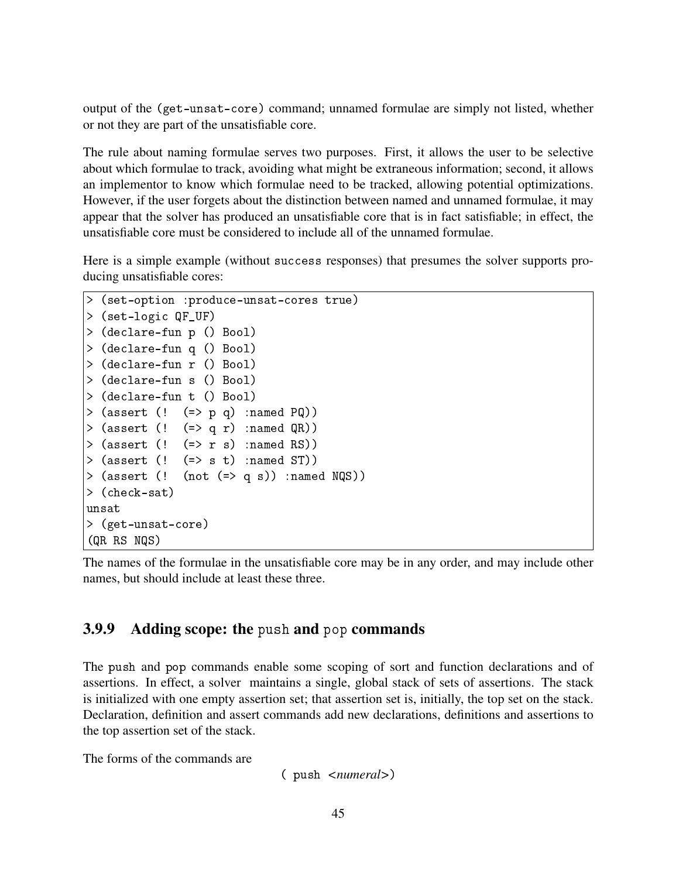output of the (get-unsat-core) command; unnamed formulae are simply not listed, whether or not they are part of the unsatisfiable core.

The rule about naming formulae serves two purposes. First, it allows the user to be selective about which formulae to track, avoiding what might be extraneous information; second, it allows an implementor to know which formulae need to be tracked, allowing potential optimizations. However, if the user forgets about the distinction between named and unnamed formulae, it may appear that the solver has produced an unsatisfiable core that is in fact satisfiable; in effect, the unsatisfiable core must be considered to include all of the unnamed formulae.

Here is a simple example (without success responses) that presumes the solver supports producing unsatisfiable cores:

```
> (set-option :produce-unsat-cores true)
> (set-logic QF_UF)
> (declare-fun p () Bool)
> (declare-fun q () Bool)
> (declare-fun r () Bool)
> (declare-fun s () Bool)
> (declare-fun t () Bool)
> (assert (!  (=> p q) :named PQ))
> (assert (!  (=> q r) :named QR))
> (assert (!  (=> r s) :named RS))
> (assert (!  (=> s t) :named ST))
> (assert (!  (not (=> q s)) :named NQS))
> (check-sat)
unsat
> (get-unsat-core)
(QR RS NQS)
```

The names of the formulae in the unsatisfiable core may be in any order, and may include other names, but should include at least these three.

### 3.9.9 Adding scope: the push and pop commands

The push and pop commands enable some scoping of sort and function declarations and of assertions. In effect, a solver maintains a single, global stack of sets of assertions. The stack is initialized with one empty assertion set; that assertion set is, initially, the top set on the stack. Declaration, definition and assert commands add new declarations, definitions and assertions to the top assertion set of the stack.

The forms of the commands are

( push <*numeral*>)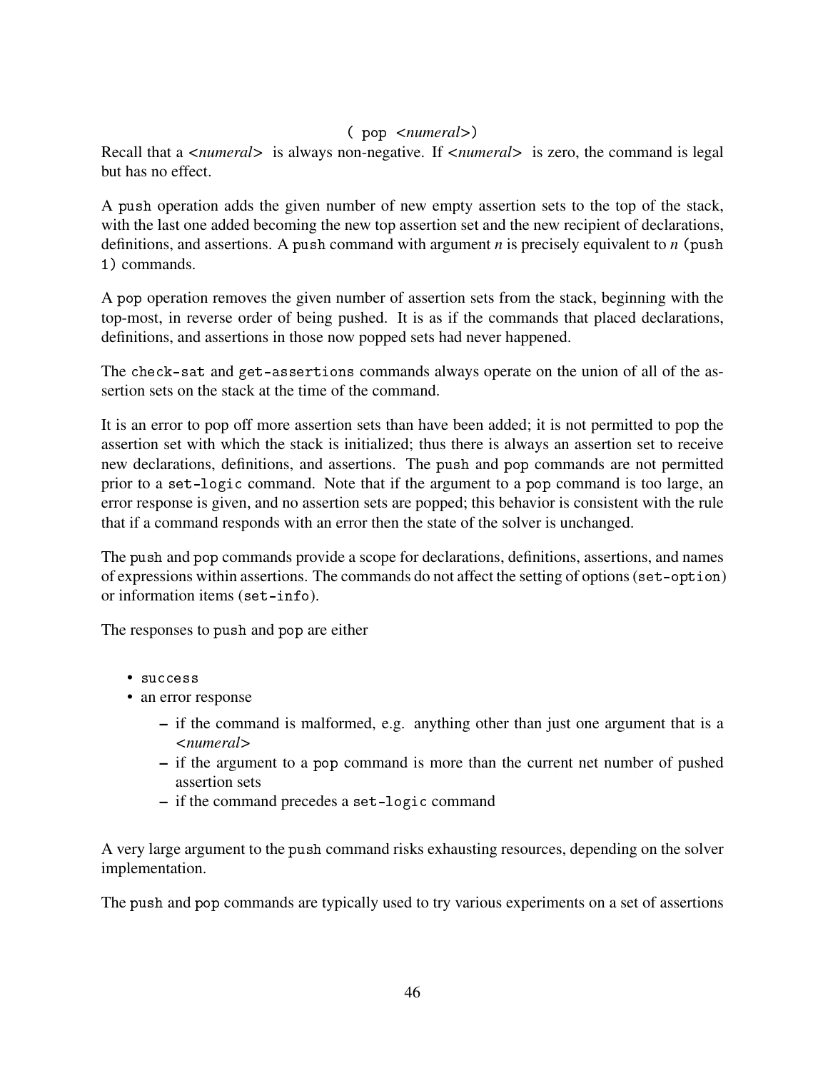```
( pop <numeral>)
```

Recall that a *<numeral>* is always non-negative. If *<numeral>* is zero, the command is legal but has no effect.

A `push` operation adds the given number of new empty assertion sets to the top of the stack, with the last one added becoming the new top assertion set and the new recipient of declarations, definitions, and assertions. A `push` command with argument *n* is precisely equivalent to *n* `(push 1)` commands.

A `pop` operation removes the given number of assertion sets from the stack, beginning with the top-most, in reverse order of being pushed. It is as if the commands that placed declarations, definitions, and assertions in those now popped sets had never happened.

The `check-sat` and `get-assertions` commands always operate on the union of all of the assertion sets on the stack at the time of the command.

It is an error to pop off more assertion sets than have been added; it is not permitted to pop the assertion set with which the stack is initialized; thus there is always an assertion set to receive new declarations, definitions, and assertions. The `push` and `pop` commands are not permitted prior to a `set-logic` command. Note that if the argument to a `pop` command is too large, an error response is given, and no assertion sets are popped; this behavior is consistent with the rule that if a command responds with an error then the state of the solver is unchanged.

The `push` and `pop` commands provide a scope for declarations, definitions, assertions, and names of expressions within assertions. The commands do not affect the setting of options (`set-option`) or information items (`set-info`).

The responses to `push` and `pop` are either

- `success`
- an error response
  - if the command is malformed, e.g. anything other than just one argument that is a *<numeral>*
  - if the argument to a `pop` command is more than the current net number of pushed assertion sets
  - if the command precedes a `set-logic` command

A very large argument to the `push` command risks exhausting resources, depending on the solver implementation.

The `push` and `pop` commands are typically used to try various experiments on a set of assertions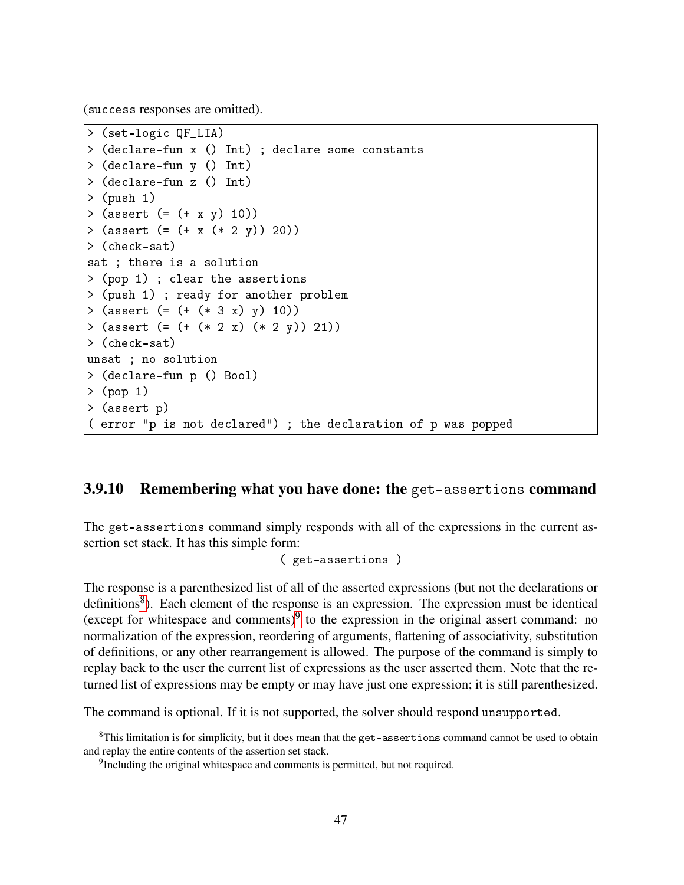(success responses are omitted).

```
> (set-logic QF_LIA)
> (declare-fun x () Int) ; declare some constants
> (declare-fun y () Int)
> (declare-fun z () Int)
> (push 1)
> (assert (= (+ x y) 10))
> (assert (= (+ x (* 2 y)) 20))
> (check-sat)
sat ; there is a solution
> (pop 1) ; clear the assertions
> (push 1) ; ready for another problem
> (assert (= (+ (* 3 x) y) 10))
> (assert (= (+ (* 2 x) (* 2 y)) 21))
> (check-sat)
unsat ; no solution
> (declare-fun p () Bool)
> (pop 1)
> (assert p)
( error "p is not declared") ; the declaration of p was popped
```

### 3.9.10 Remembering what you have done: the get-assertions command

The get-assertions command simply responds with all of the expressions in the current assertion set stack. It has this simple form:

```
( get-assertions )
```

The response is a parenthesized list of all of the asserted expressions (but not the declarations or definitions[8]). Each element of the response is an expression. The expression must be identical (except for whitespace and comments)[9] to the expression in the original assert command: no normalization of the expression, reordering of arguments, flattening of associativity, substitution of definitions, or any other rearrangement is allowed. The purpose of the command is simply to replay back to the user the current list of expressions as the user asserted them. Note that the returned list of expressions may be empty or may have just one expression; it is still parenthesized.

The command is optional. If it is not supported, the solver should respond unsupported.

[8] This limitation is for simplicity, but it does mean that the get-assertions command cannot be used to obtain and replay the entire contents of the assertion set stack.

[9] Including the original whitespace and comments is permitted, but not required.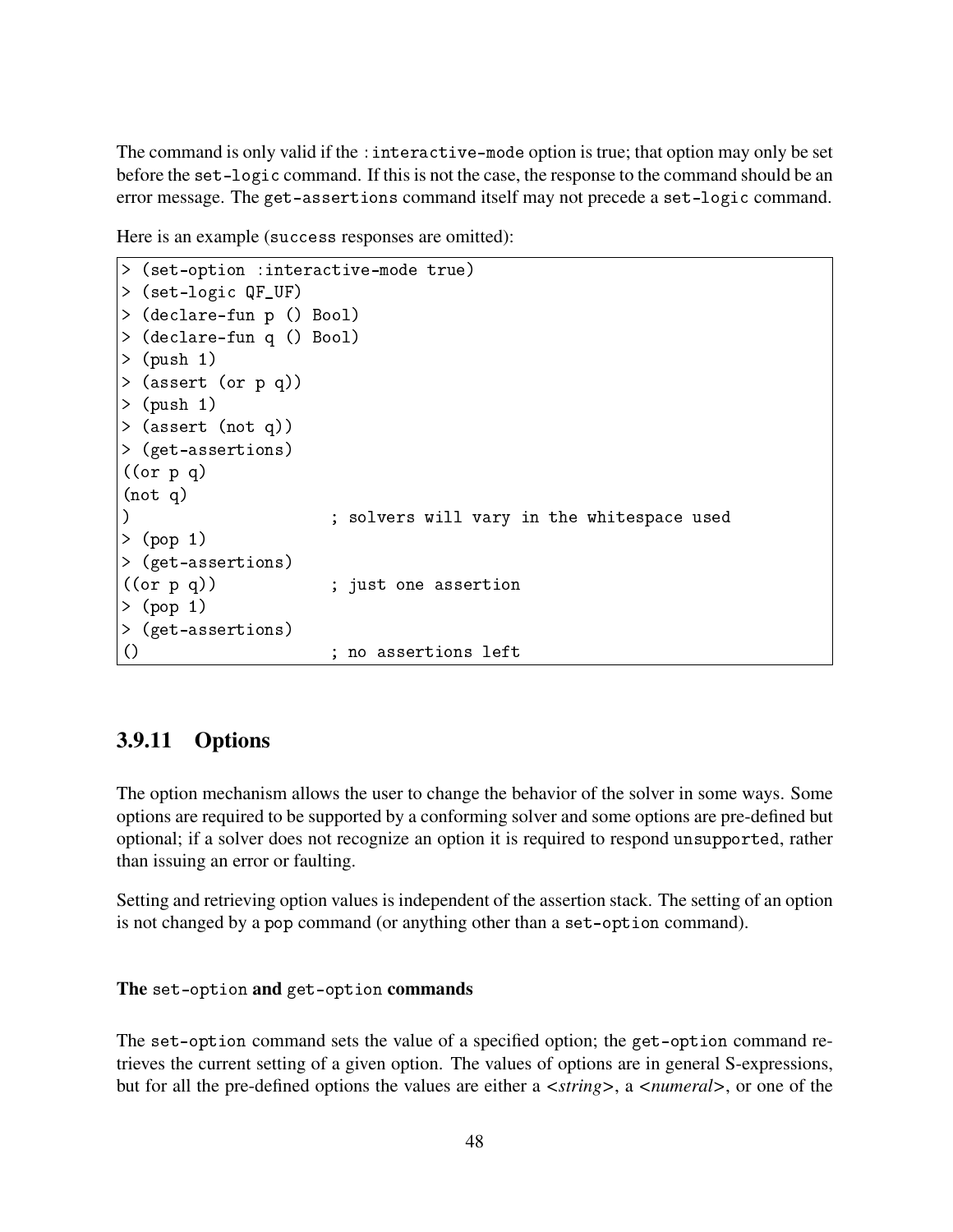The command is only valid if the `:interactive-mode` option is true; that option may only be set before the `set-logic` command. If this is not the case, the response to the command should be an error message. The `get-assertions` command itself may not precede a `set-logic` command.

Here is an example (`success` responses are omitted):

```
> (set-option :interactive-mode true)
> (set-logic QF_UF)
> (declare-fun p () Bool)
> (declare-fun q () Bool)
> (push 1)
> (assert (or p q))
> (push 1)
> (assert (not q))
> (get-assertions)
((or p q)
(not q)
)                    ; solvers will vary in the whitespace used
> (pop 1)
> (get-assertions)
((or p q))           ; just one assertion
> (pop 1)
> (get-assertions)
()                   ; no assertions left
```

### 3.9.11 Options

The option mechanism allows the user to change the behavior of the solver in some ways. Some options are required to be supported by a conforming solver and some options are pre-defined but optional; if a solver does not recognize an option it is required to respond `unsupported`, rather than issuing an error or faulting.

Setting and retrieving option values is independent of the assertion stack. The setting of an option is not changed by a `pop` command (or anything other than a `set-option` command).

#### The `set-option` and `get-option` commands

The `set-option` command sets the value of a specified option; the `get-option` command retrieves the current setting of a given option. The values of options are in general S-expressions, but for all the pre-defined options the values are either a <*string*>, a <*numeral*>, or one of the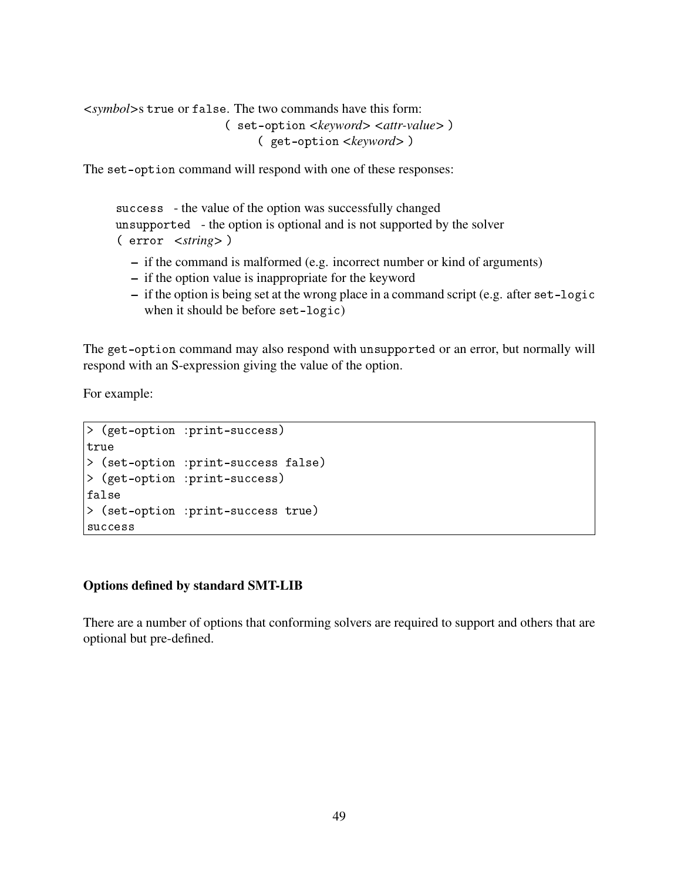<*symbol*>s `true` or `false`. The two commands have this form:

```
( set-option <keyword> <attr-value> )
( get-option <keyword> )
```

The `set-option` command will respond with one of these responses:

`success` - the value of the option was successfully changed
`unsupported` - the option is optional and is not supported by the solver
`( error <string> )`

- if the command is malformed (e.g. incorrect number or kind of arguments)
- if the option value is inappropriate for the keyword
- if the option is being set at the wrong place in a command script (e.g. after `set-logic` when it should be before `set-logic`)

The `get-option` command may also respond with `unsupported` or an error, but normally will respond with an S-expression giving the value of the option.

For example:

```
> (get-option :print-success)
true
> (set-option :print-success false)
> (get-option :print-success)
false
> (set-option :print-success true)
success
```

**Options defined by standard SMT-LIB**

There are a number of options that conforming solvers are required to support and others that are optional but pre-defined.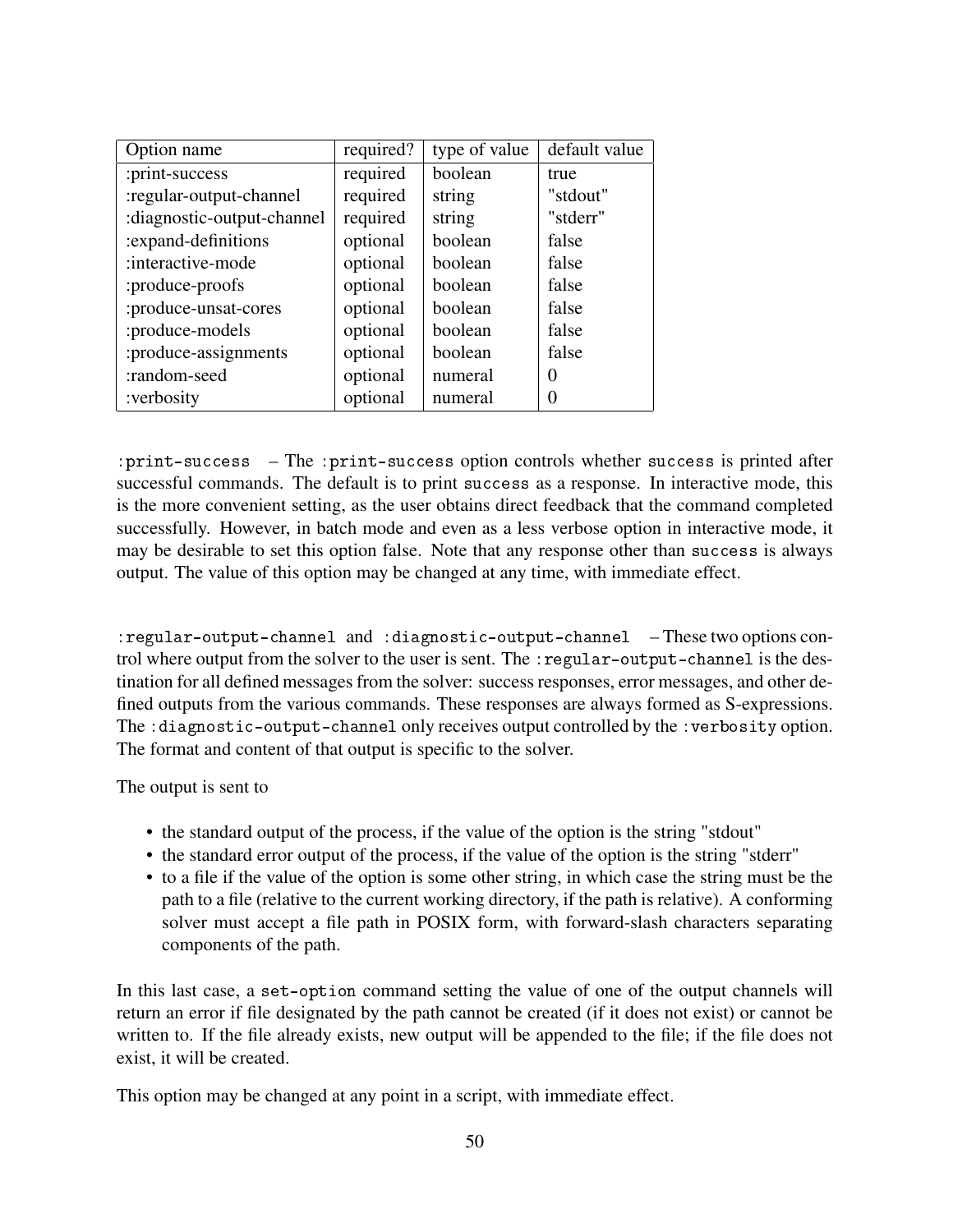| Option name | required? | type of value | default value |
| --- | --- | --- | --- |
| :print-success | required | boolean | true |
| :regular-output-channel | required | string | "stdout" |
| :diagnostic-output-channel | required | string | "stderr" |
| :expand-definitions | optional | boolean | false |
| :interactive-mode | optional | boolean | false |
| :produce-proofs | optional | boolean | false |
| :produce-unsat-cores | optional | boolean | false |
| :produce-models | optional | boolean | false |
| :produce-assignments | optional | boolean | false |
| :random-seed | optional | numeral | 0 |
| :verbosity | optional | numeral | 0 |

`:print-success` – The `:print-success` option controls whether `success` is printed after successful commands. The default is to print `success` as a response. In interactive mode, this is the more convenient setting, as the user obtains direct feedback that the command completed successfully. However, in batch mode and even as a less verbose option in interactive mode, it may be desirable to set this option false. Note that any response other than `success` is always output. The value of this option may be changed at any time, with immediate effect.

`:regular-output-channel` and `:diagnostic-output-channel` – These two options control where output from the solver to the user is sent. The `:regular-output-channel` is the destination for all defined messages from the solver: success responses, error messages, and other defined outputs from the various commands. These responses are always formed as S-expressions. The `:diagnostic-output-channel` only receives output controlled by the `:verbosity` option. The format and content of that output is specific to the solver.

The output is sent to

- the standard output of the process, if the value of the option is the string "stdout"
- the standard error output of the process, if the value of the option is the string "stderr"
- to a file if the value of the option is some other string, in which case the string must be the path to a file (relative to the current working directory, if the path is relative). A conforming solver must accept a file path in POSIX form, with forward-slash characters separating components of the path.

In this last case, a `set-option` command setting the value of one of the output channels will return an error if file designated by the path cannot be created (if it does not exist) or cannot be written to. If the file already exists, new output will be appended to the file; if the file does not exist, it will be created.

This option may be changed at any point in a script, with immediate effect.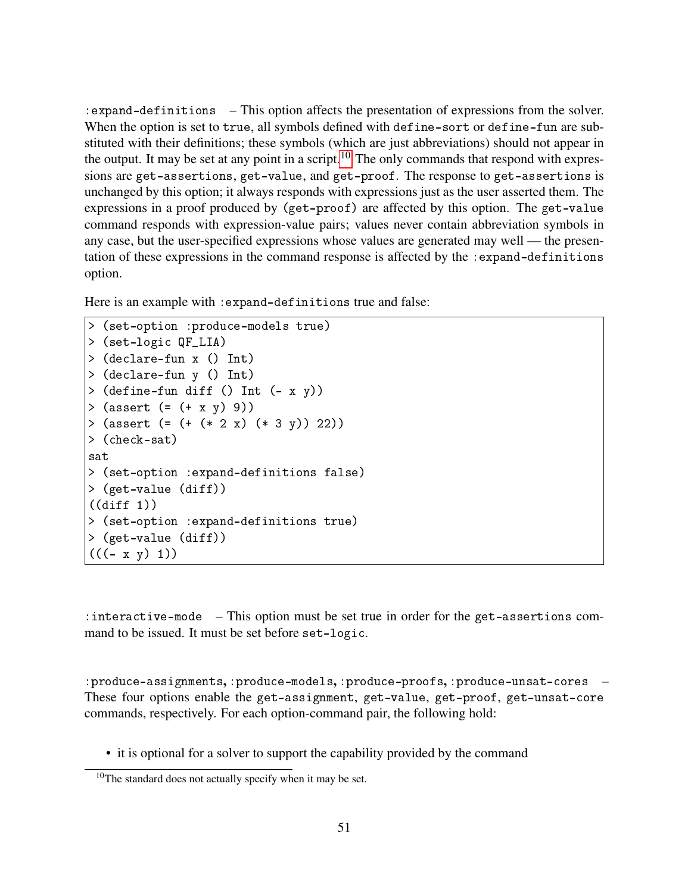`:expand-definitions` – This option affects the presentation of expressions from the solver. When the option is set to `true`, all symbols defined with `define-sort` or `define-fun` are substituted with their definitions; these symbols (which are just abbreviations) should not appear in the output. It may be set at any point in a script.[10] The only commands that respond with expressions are `get-assertions`, `get-value`, and `get-proof`. The response to `get-assertions` is unchanged by this option; it always responds with expressions just as the user asserted them. The expressions in a proof produced by `(get-proof)` are affected by this option. The `get-value` command responds with expression-value pairs; values never contain abbreviation symbols in any case, but the user-specified expressions whose values are generated may well — the presentation of these expressions in the command response is affected by the `:expand-definitions` option.

Here is an example with `:expand-definitions` true and false:

```
> (set-option :produce-models true)
> (set-logic QF_LIA)
> (declare-fun x () Int)
> (declare-fun y () Int)
> (define-fun diff () Int (- x y))
> (assert (= (+ x y) 9))
> (assert (= (+ (* 2 x) (* 3 y)) 22))
> (check-sat)
sat
> (set-option :expand-definitions false)
> (get-value (diff))
((diff 1))
> (set-option :expand-definitions true)
> (get-value (diff))
(((- x y) 1))
```

`:interactive-mode` – This option must be set true in order for the `get-assertions` command to be issued. It must be set before `set-logic`.

`:produce-assignments`, `:produce-models`, `:produce-proofs`, `:produce-unsat-cores` – These four options enable the `get-assignment`, `get-value`, `get-proof`, `get-unsat-core` commands, respectively. For each option-command pair, the following hold:

- it is optional for a solver to support the capability provided by the command

[10] The standard does not actually specify when it may be set.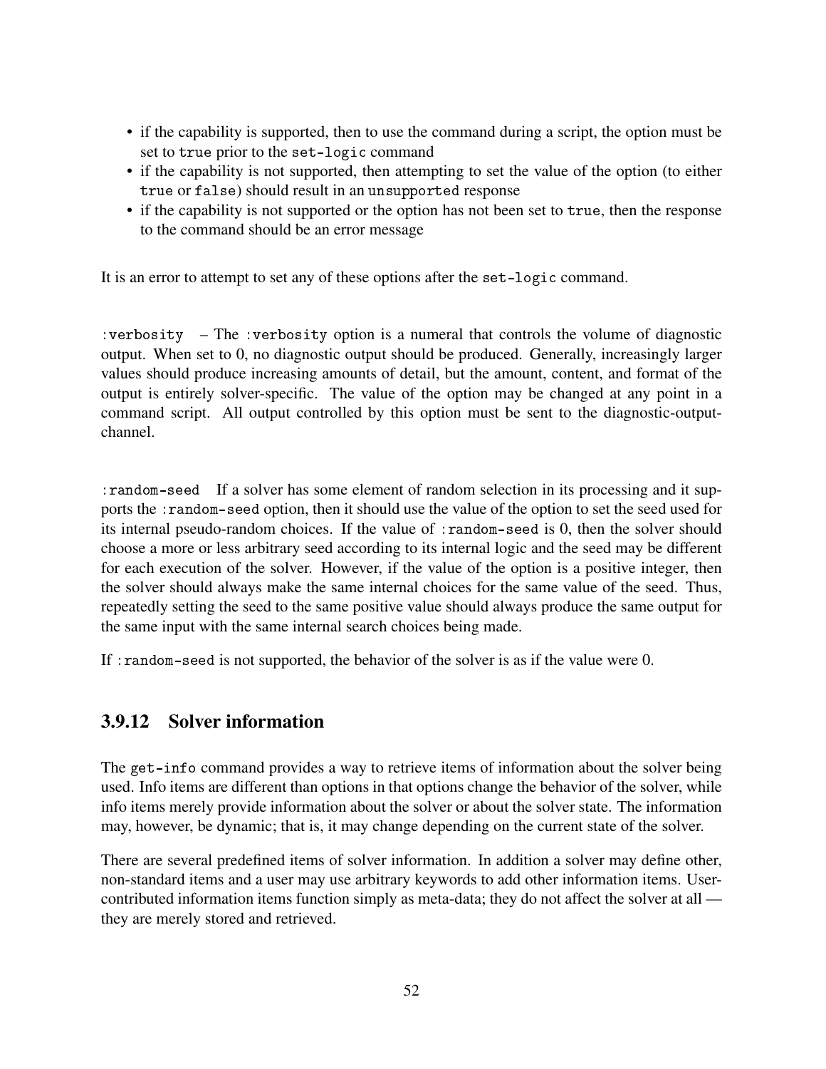- if the capability is supported, then to use the command during a script, the option must be set to `true` prior to the `set-logic` command
- if the capability is not supported, then attempting to set the value of the option (to either `true` or `false`) should result in an `unsupported` response
- if the capability is not supported or the option has not been set to `true`, then the response to the command should be an error message

It is an error to attempt to set any of these options after the `set-logic` command.

`:verbosity` – The `:verbosity` option is a numeral that controls the volume of diagnostic output. When set to 0, no diagnostic output should be produced. Generally, increasingly larger values should produce increasing amounts of detail, but the amount, content, and format of the output is entirely solver-specific. The value of the option may be changed at any point in a command script. All output controlled by this option must be sent to the diagnostic-output-channel.

`:random-seed` If a solver has some element of random selection in its processing and it supports the `:random-seed` option, then it should use the value of the option to set the seed used for its internal pseudo-random choices. If the value of `:random-seed` is 0, then the solver should choose a more or less arbitrary seed according to its internal logic and the seed may be different for each execution of the solver. However, if the value of the option is a positive integer, then the solver should always make the same internal choices for the same value of the seed. Thus, repeatedly setting the seed to the same positive value should always produce the same output for the same input with the same internal search choices being made.

If `:random-seed` is not supported, the behavior of the solver is as if the value were 0.

### 3.9.12 Solver information

The `get-info` command provides a way to retrieve items of information about the solver being used. Info items are different than options in that options change the behavior of the solver, while info items merely provide information about the solver or about the solver state. The information may, however, be dynamic; that is, it may change depending on the current state of the solver.

There are several predefined items of solver information. In addition a solver may define other, non-standard items and a user may use arbitrary keywords to add other information items. User-contributed information items function simply as meta-data; they do not affect the solver at all — they are merely stored and retrieved.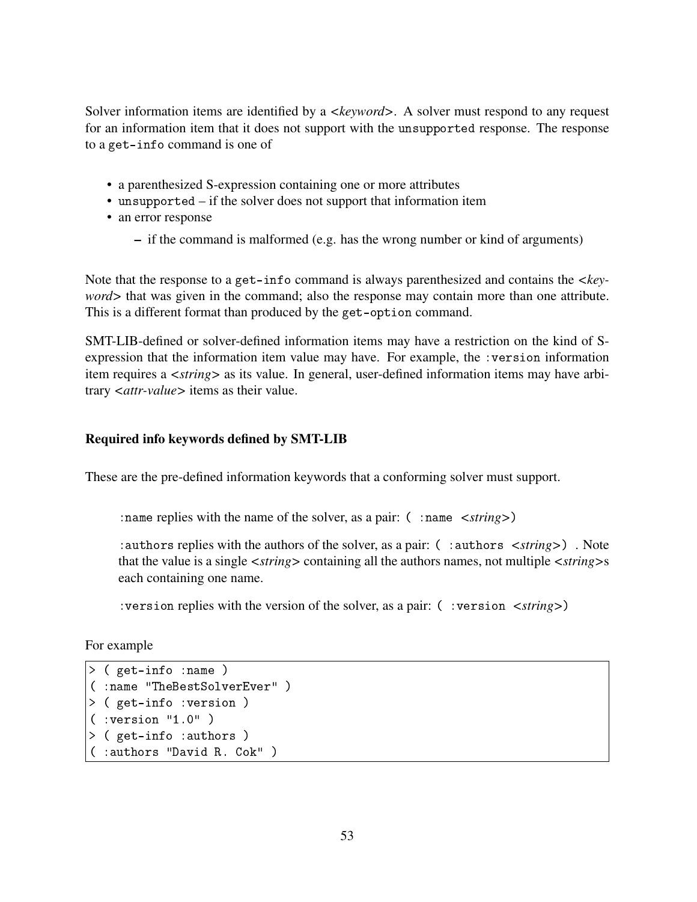Solver information items are identified by a <*keyword*>. A solver must respond to any request for an information item that it does not support with the `unsupported` response. The response to a `get-info` command is one of

- a parenthesized S-expression containing one or more attributes
- `unsupported` – if the solver does not support that information item
- an error response
  - if the command is malformed (e.g. has the wrong number or kind of arguments)

Note that the response to a `get-info` command is always parenthesized and contains the <*keyword*> that was given in the command; also the response may contain more than one attribute. This is a different format than produced by the `get-option` command.

SMT-LIB-defined or solver-defined information items may have a restriction on the kind of S-expression that the information item value may have. For example, the `:version` information item requires a <*string*> as its value. In general, user-defined information items may have arbitrary <*attr-value*> items as their value.

**Required info keywords defined by SMT-LIB**

These are the pre-defined information keywords that a conforming solver must support.

> `:name` replies with the name of the solver, as a pair: `( :name` <*string*>`)`
>
> `:authors` replies with the authors of the solver, as a pair: `( :authors` <*string*>`)` . Note that the value is a single <*string*> containing all the authors names, not multiple <*string*>s each containing one name.
>
> `:version` replies with the version of the solver, as a pair: `( :version` <*string*>`)`

For example

```
> ( get-info :name )
( :name "TheBestSolverEver" )
> ( get-info :version )
( :version "1.0" )
> ( get-info :authors )
( :authors "David R. Cok" )
```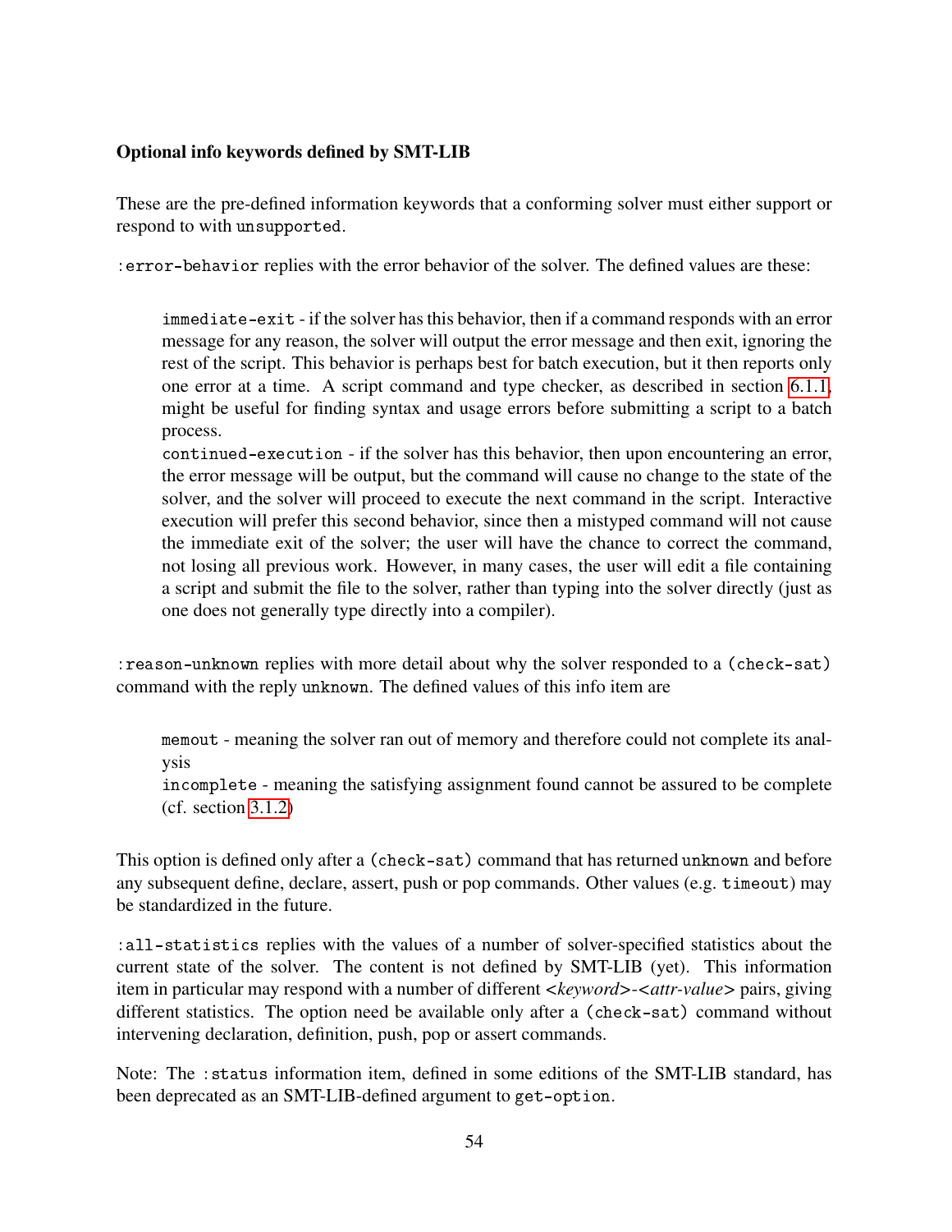**Optional info keywords defined by SMT-LIB**

These are the pre-defined information keywords that a conforming solver must either support or respond to with `unsupported`.

`:error-behavior` replies with the error behavior of the solver. The defined values are these:

> `immediate-exit` - if the solver has this behavior, then if a command responds with an error message for any reason, the solver will output the error message and then exit, ignoring the rest of the script. This behavior is perhaps best for batch execution, but it then reports only one error at a time. A script command and type checker, as described in section 6.1.1, might be useful for finding syntax and usage errors before submitting a script to a batch process.
>
> `continued-execution` - if the solver has this behavior, then upon encountering an error, the error message will be output, but the command will cause no change to the state of the solver, and the solver will proceed to execute the next command in the script. Interactive execution will prefer this second behavior, since then a mistyped command will not cause the immediate exit of the solver; the user will have the chance to correct the command, not losing all previous work. However, in many cases, the user will edit a file containing a script and submit the file to the solver, rather than typing into the solver directly (just as one does not generally type directly into a compiler).

`:reason-unknown` replies with more detail about why the solver responded to a `(check-sat)` command with the reply `unknown`. The defined values of this info item are

> `memout` - meaning the solver ran out of memory and therefore could not complete its analysis
>
> `incomplete` - meaning the satisfying assignment found cannot be assured to be complete (cf. section 3.1.2)

This option is defined only after a `(check-sat)` command that has returned `unknown` and before any subsequent define, declare, assert, push or pop commands. Other values (e.g. `timeout`) may be standardized in the future.

`:all-statistics` replies with the values of a number of solver-specified statistics about the current state of the solver. The content is not defined by SMT-LIB (yet). This information item in particular may respond with a number of different <*keyword*>-<*attr-value*> pairs, giving different statistics. The option need be available only after a `(check-sat)` command without intervening declaration, definition, push, pop or assert commands.

Note: The `:status` information item, defined in some editions of the SMT-LIB standard, has been deprecated as an SMT-LIB-defined argument to `get-option`.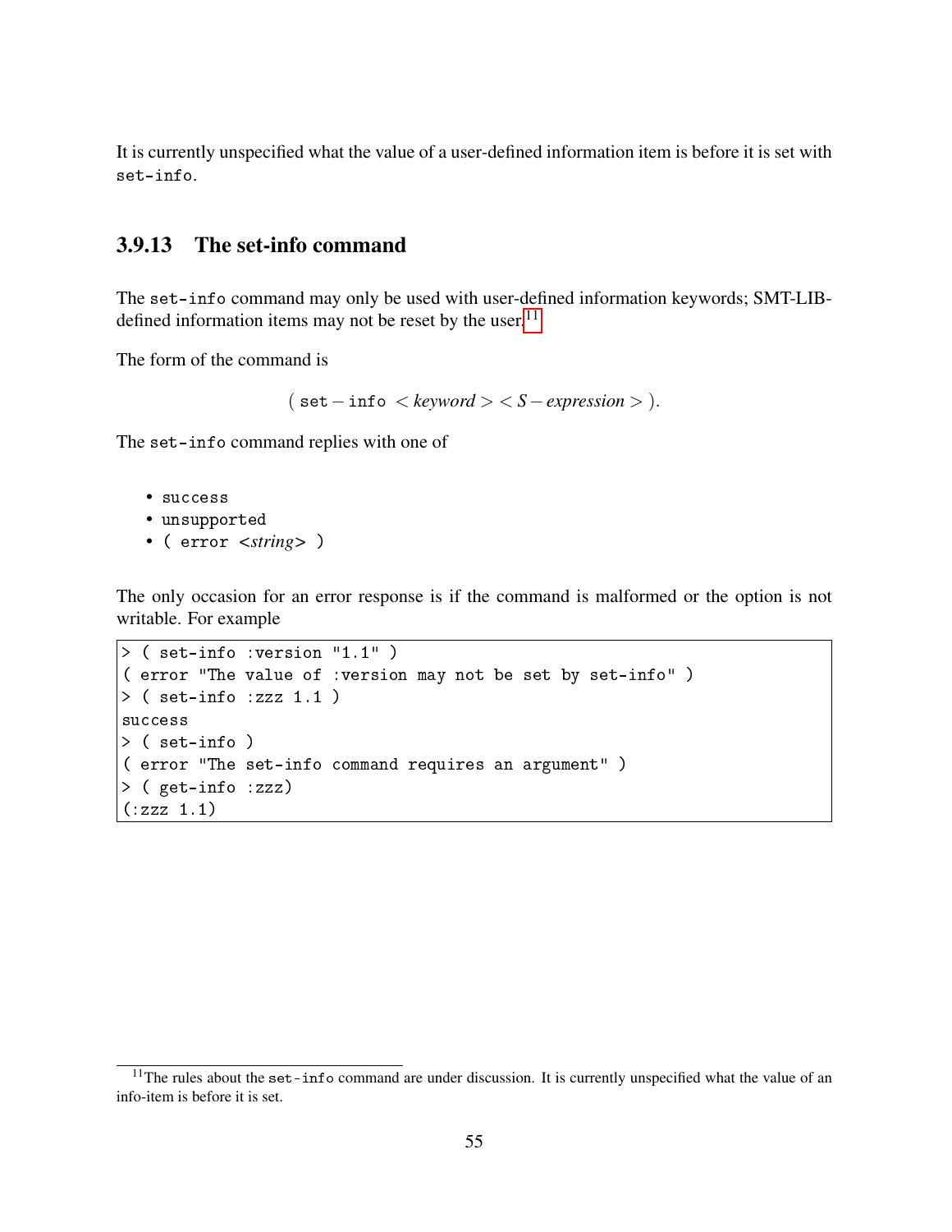It is currently unspecified what the value of a user-defined information item is before it is set with `set-info`.

### 3.9.13 The set-info command

The `set-info` command may only be used with user-defined information keywords; SMT-LIB-defined information items may not be reset by the user.[11]

The form of the command is

$$(\ \texttt{set}-\texttt{info}\ <keyword><S-expression>\ ).$$

The `set-info` command replies with one of

- `success`
- `unsupported`
- `( error <string> )`

The only occasion for an error response is if the command is malformed or the option is not writable. For example

```
> ( set-info :version "1.1" )
( error "The value of :version may not be set by set-info" )
> ( set-info :zzz 1.1 )
success
> ( set-info )
( error "The set-info command requires an argument" )
> ( get-info :zzz)
(:zzz 1.1)
```

[11]The rules about the `set-info` command are under discussion. It is currently unspecified what the value of an info-item is before it is set.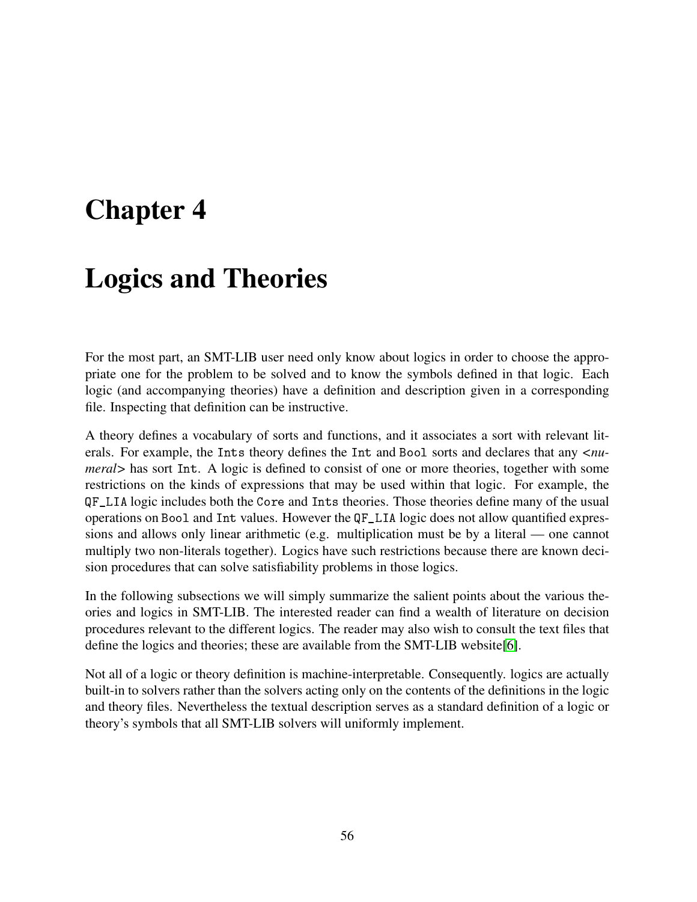# Chapter 4

# Logics and Theories

For the most part, an SMT-LIB user need only know about logics in order to choose the appropriate one for the problem to be solved and to know the symbols defined in that logic. Each logic (and accompanying theories) have a definition and description given in a corresponding file. Inspecting that definition can be instructive.

A theory defines a vocabulary of sorts and functions, and it associates a sort with relevant literals. For example, the `Ints` theory defines the `Int` and `Bool` sorts and declares that any <*numeral*> has sort `Int`. A logic is defined to consist of one or more theories, together with some restrictions on the kinds of expressions that may be used within that logic. For example, the `QF_LIA` logic includes both the `Core` and `Ints` theories. Those theories define many of the usual operations on `Bool` and `Int` values. However the `QF_LIA` logic does not allow quantified expressions and allows only linear arithmetic (e.g. multiplication must be by a literal — one cannot multiply two non-literals together). Logics have such restrictions because there are known decision procedures that can solve satisfiability problems in those logics.

In the following subsections we will simply summarize the salient points about the various theories and logics in SMT-LIB. The interested reader can find a wealth of literature on decision procedures relevant to the different logics. The reader may also wish to consult the text files that define the logics and theories; these are available from the SMT-LIB website[6].

Not all of a logic or theory definition is machine-interpretable. Consequently. logics are actually built-in to solvers rather than the solvers acting only on the contents of the definitions in the logic and theory files. Nevertheless the textual description serves as a standard definition of a logic or theory's symbols that all SMT-LIB solvers will uniformly implement.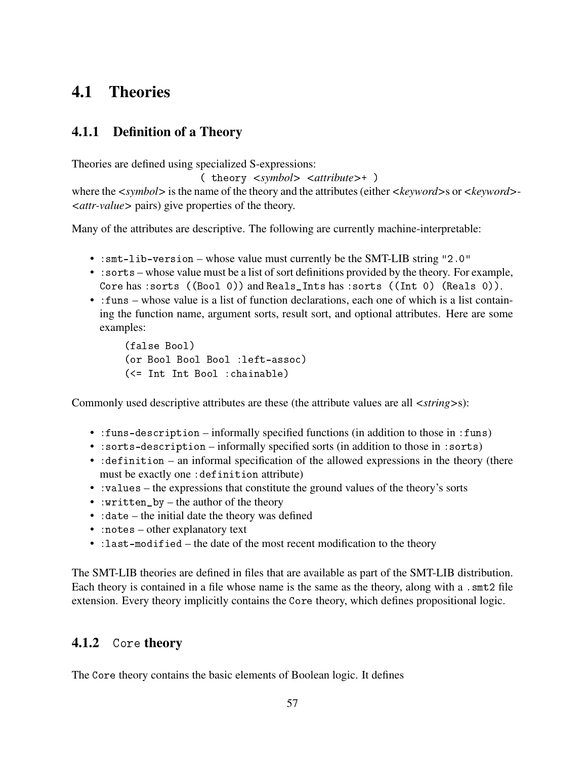## 4.1 Theories

### 4.1.1 Definition of a Theory

Theories are defined using specialized S-expressions:

`( theory <symbol> <attribute>+ )`

where the *<symbol>* is the name of the theory and the attributes (either *<keyword>*s or *<keyword>*-*<attr-value>* pairs) give properties of the theory.

Many of the attributes are descriptive. The following are currently machine-interpretable:

- `:smt-lib-version` – whose value must currently be the SMT-LIB string `"2.0"`
- `:sorts` – whose value must be a list of sort definitions provided by the theory. For example, `Core` has `:sorts ((Bool 0))` and `Reals_Ints` has `:sorts ((Int 0) (Reals 0))`.
- `:funs` – whose value is a list of function declarations, each one of which is a list containing the function name, argument sorts, result sort, and optional attributes. Here are some examples:

```
(false Bool)
(or Bool Bool Bool :left-assoc)
(<= Int Int Bool :chainable)
```

Commonly used descriptive attributes are these (the attribute values are all *<string>*s):

- `:funs-description` – informally specified functions (in addition to those in `:funs`)
- `:sorts-description` – informally specified sorts (in addition to those in `:sorts`)
- `:definition` – an informal specification of the allowed expressions in the theory (there must be exactly one `:definition` attribute)
- `:values` – the expressions that constitute the ground values of the theory's sorts
- `:written_by` – the author of the theory
- `:date` – the initial date the theory was defined
- `:notes` – other explanatory text
- `:last-modified` – the date of the most recent modification to the theory

The SMT-LIB theories are defined in files that are available as part of the SMT-LIB distribution. Each theory is contained in a file whose name is the same as the theory, along with a `.smt2` file extension. Every theory implicitly contains the `Core` theory, which defines propositional logic.

### 4.1.2 `Core` theory

The `Core` theory contains the basic elements of Boolean logic. It defines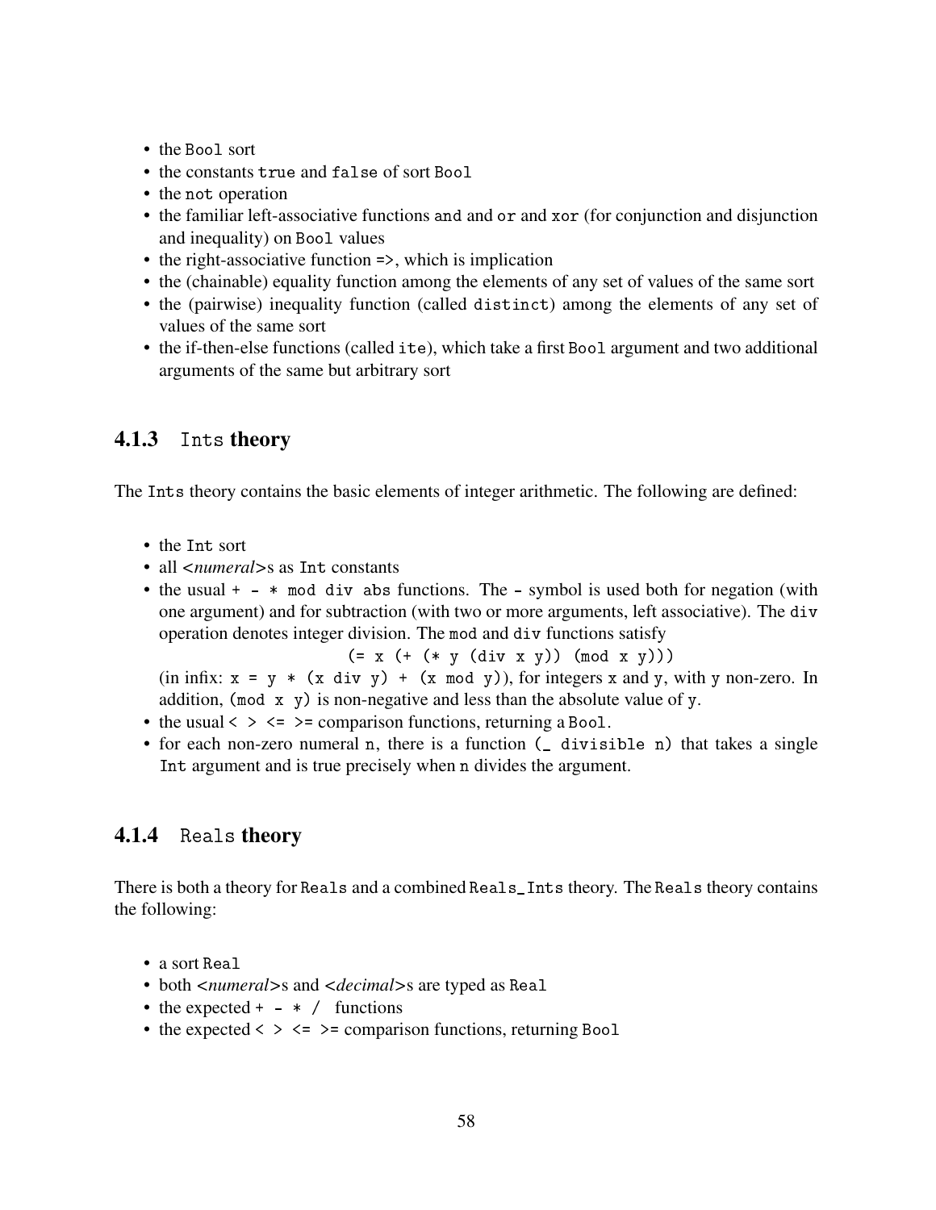- the `Bool` sort
- the constants `true` and `false` of sort `Bool`
- the `not` operation
- the familiar left-associative functions `and` and `or` and `xor` (for conjunction and disjunction and inequality) on `Bool` values
- the right-associative function `=>`, which is implication
- the (chainable) equality function among the elements of any set of values of the same sort
- the (pairwise) inequality function (called `distinct`) among the elements of any set of values of the same sort
- the if-then-else functions (called `ite`), which take a first `Bool` argument and two additional arguments of the same but arbitrary sort

### 4.1.3 `Ints` theory

The `Ints` theory contains the basic elements of integer arithmetic. The following are defined:

- the `Int` sort
- all <*numeral*>s as `Int` constants
- the usual `+ - * mod div abs` functions. The `-` symbol is used both for negation (with one argument) and for subtraction (with two or more arguments, left associative). The `div` operation denotes integer division. The `mod` and `div` functions satisfy

  `(= x (+ (* y (div x y)) (mod x y)))`

  (in infix: `x = y * (x div y) + (x mod y)`), for integers `x` and `y`, with `y` non-zero. In addition, `(mod x y)` is non-negative and less than the absolute value of `y`.
- the usual `< > <= >=` comparison functions, returning a `Bool`.
- for each non-zero numeral `n`, there is a function `(_ divisible n)` that takes a single `Int` argument and is true precisely when `n` divides the argument.

### 4.1.4 `Reals` theory

There is both a theory for `Reals` and a combined `Reals_Ints` theory. The `Reals` theory contains the following:

- a sort `Real`
- both <*numeral*>s and <*decimal*>s are typed as `Real`
- the expected `+ - * /` functions
- the expected `< > <= >=` comparison functions, returning `Bool`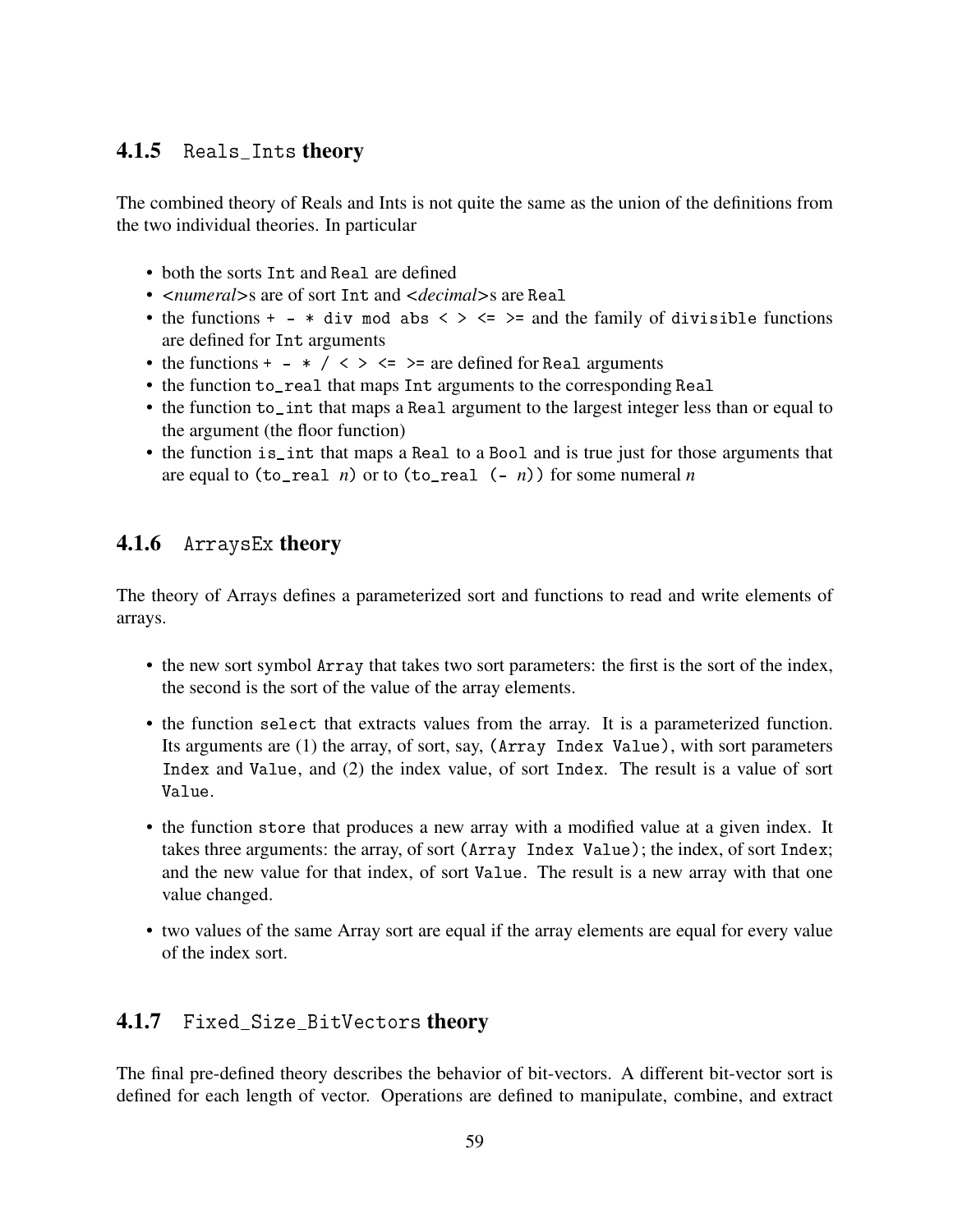### 4.1.5 `Reals_Ints` theory

The combined theory of Reals and Ints is not quite the same as the union of the definitions from the two individual theories. In particular

- both the sorts `Int` and `Real` are defined
- <*numeral*>s are of sort `Int` and <*decimal*>s are `Real`
- the functions `+ - * div mod abs < > <= >=` and the family of `divisible` functions are defined for `Int` arguments
- the functions `+ - * / < > <= >=` are defined for `Real` arguments
- the function `to_real` that maps `Int` arguments to the corresponding `Real`
- the function `to_int` that maps a `Real` argument to the largest integer less than or equal to the argument (the floor function)
- the function `is_int` that maps a `Real` to a `Bool` and is true just for those arguments that are equal to `(to_real` *n*`)` or to `(to_real (-` *n*`))` for some numeral *n*

### 4.1.6 `ArraysEx` theory

The theory of Arrays defines a parameterized sort and functions to read and write elements of arrays.

- the new sort symbol `Array` that takes two sort parameters: the first is the sort of the index, the second is the sort of the value of the array elements.

- the function `select` that extracts values from the array. It is a parameterized function. Its arguments are (1) the array, of sort, say, `(Array Index Value)`, with sort parameters `Index` and `Value`, and (2) the index value, of sort `Index`. The result is a value of sort `Value`.

- the function `store` that produces a new array with a modified value at a given index. It takes three arguments: the array, of sort `(Array Index Value)`; the index, of sort `Index`; and the new value for that index, of sort `Value`. The result is a new array with that one value changed.

- two values of the same Array sort are equal if the array elements are equal for every value of the index sort.

### 4.1.7 `Fixed_Size_BitVectors` theory

The final pre-defined theory describes the behavior of bit-vectors. A different bit-vector sort is defined for each length of vector. Operations are defined to manipulate, combine, and extract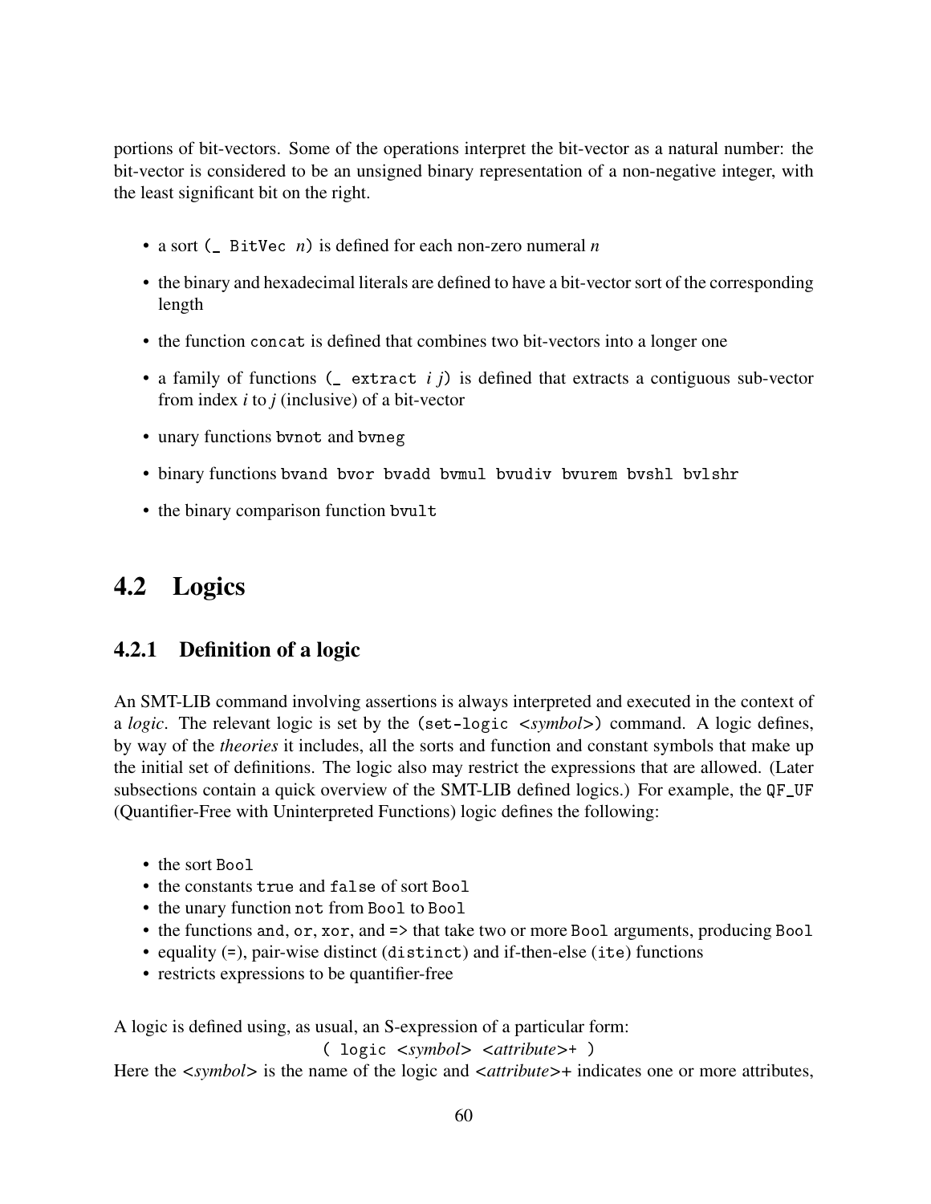portions of bit-vectors. Some of the operations interpret the bit-vector as a natural number: the bit-vector is considered to be an unsigned binary representation of a non-negative integer, with the least significant bit on the right.

- a sort `(_ BitVec` *n*`)` is defined for each non-zero numeral *n*
- the binary and hexadecimal literals are defined to have a bit-vector sort of the corresponding length
- the function `concat` is defined that combines two bit-vectors into a longer one
- a family of functions `(_ extract` *i j*`)` is defined that extracts a contiguous sub-vector from index *i* to *j* (inclusive) of a bit-vector
- unary functions `bvnot` and `bvneg`
- binary functions `bvand bvor bvadd bvmul bvudiv bvurem bvshl bvlshr`
- the binary comparison function `bvult`

## 4.2 Logics

### 4.2.1 Definition of a logic

An SMT-LIB command involving assertions is always interpreted and executed in the context of a *logic*. The relevant logic is set by the `(set-logic` <*symbol*>`)` command. A logic defines, by way of the *theories* it includes, all the sorts and function and constant symbols that make up the initial set of definitions. The logic also may restrict the expressions that are allowed. (Later subsections contain a quick overview of the SMT-LIB defined logics.) For example, the `QF_UF` (Quantifier-Free with Uninterpreted Functions) logic defines the following:

- the sort `Bool`
- the constants `true` and `false` of sort `Bool`
- the unary function `not` from `Bool` to `Bool`
- the functions `and`, `or`, `xor`, and `=>` that take two or more `Bool` arguments, producing `Bool`
- equality (`=`), pair-wise distinct (`distinct`) and if-then-else (`ite`) functions
- restricts expressions to be quantifier-free

A logic is defined using, as usual, an S-expression of a particular form:

`( logic` <*symbol*> <*attribute*>`+ )`

Here the <*symbol*> is the name of the logic and <*attribute*>+ indicates one or more attributes,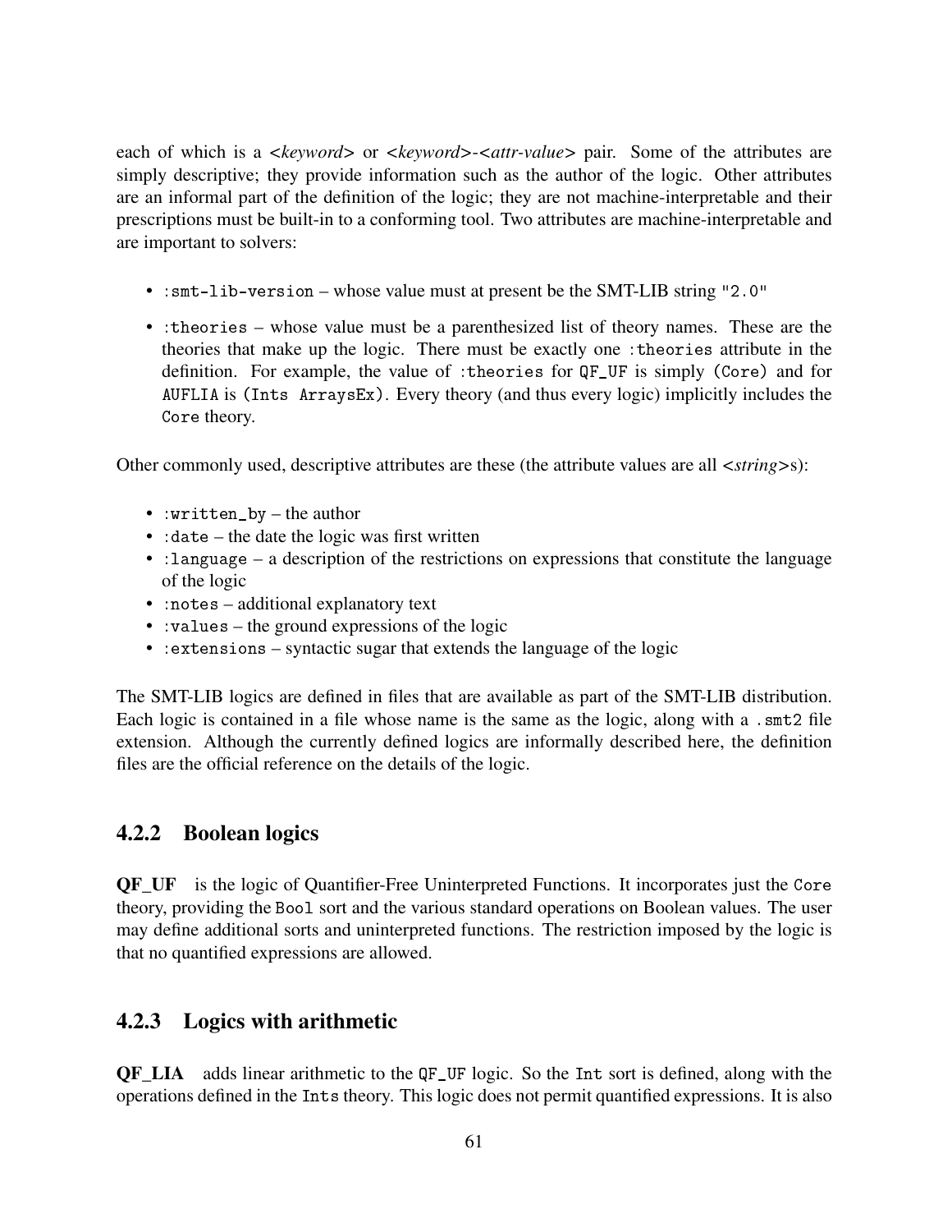each of which is a <*keyword*> or <*keyword*>-<*attr-value*> pair. Some of the attributes are simply descriptive; they provide information such as the author of the logic. Other attributes are an informal part of the definition of the logic; they are not machine-interpretable and their prescriptions must be built-in to a conforming tool. Two attributes are machine-interpretable and are important to solvers:

- `:smt-lib-version` – whose value must at present be the SMT-LIB string `"2.0"`
- `:theories` – whose value must be a parenthesized list of theory names. These are the theories that make up the logic. There must be exactly one `:theories` attribute in the definition. For example, the value of `:theories` for `QF_UF` is simply `(Core)` and for `AUFLIA` is `(Ints ArraysEx)`. Every theory (and thus every logic) implicitly includes the `Core` theory.

Other commonly used, descriptive attributes are these (the attribute values are all <*string*>s):

- `:written_by` – the author
- `:date` – the date the logic was first written
- `:language` – a description of the restrictions on expressions that constitute the language of the logic
- `:notes` – additional explanatory text
- `:values` – the ground expressions of the logic
- `:extensions` – syntactic sugar that extends the language of the logic

The SMT-LIB logics are defined in files that are available as part of the SMT-LIB distribution. Each logic is contained in a file whose name is the same as the logic, along with a `.smt2` file extension. Although the currently defined logics are informally described here, the definition files are the official reference on the details of the logic.

### 4.2.2 Boolean logics

**QF_UF** is the logic of Quantifier-Free Uninterpreted Functions. It incorporates just the `Core` theory, providing the `Bool` sort and the various standard operations on Boolean values. The user may define additional sorts and uninterpreted functions. The restriction imposed by the logic is that no quantified expressions are allowed.

### 4.2.3 Logics with arithmetic

**QF_LIA** adds linear arithmetic to the `QF_UF` logic. So the `Int` sort is defined, along with the operations defined in the `Ints` theory. This logic does not permit quantified expressions. It is also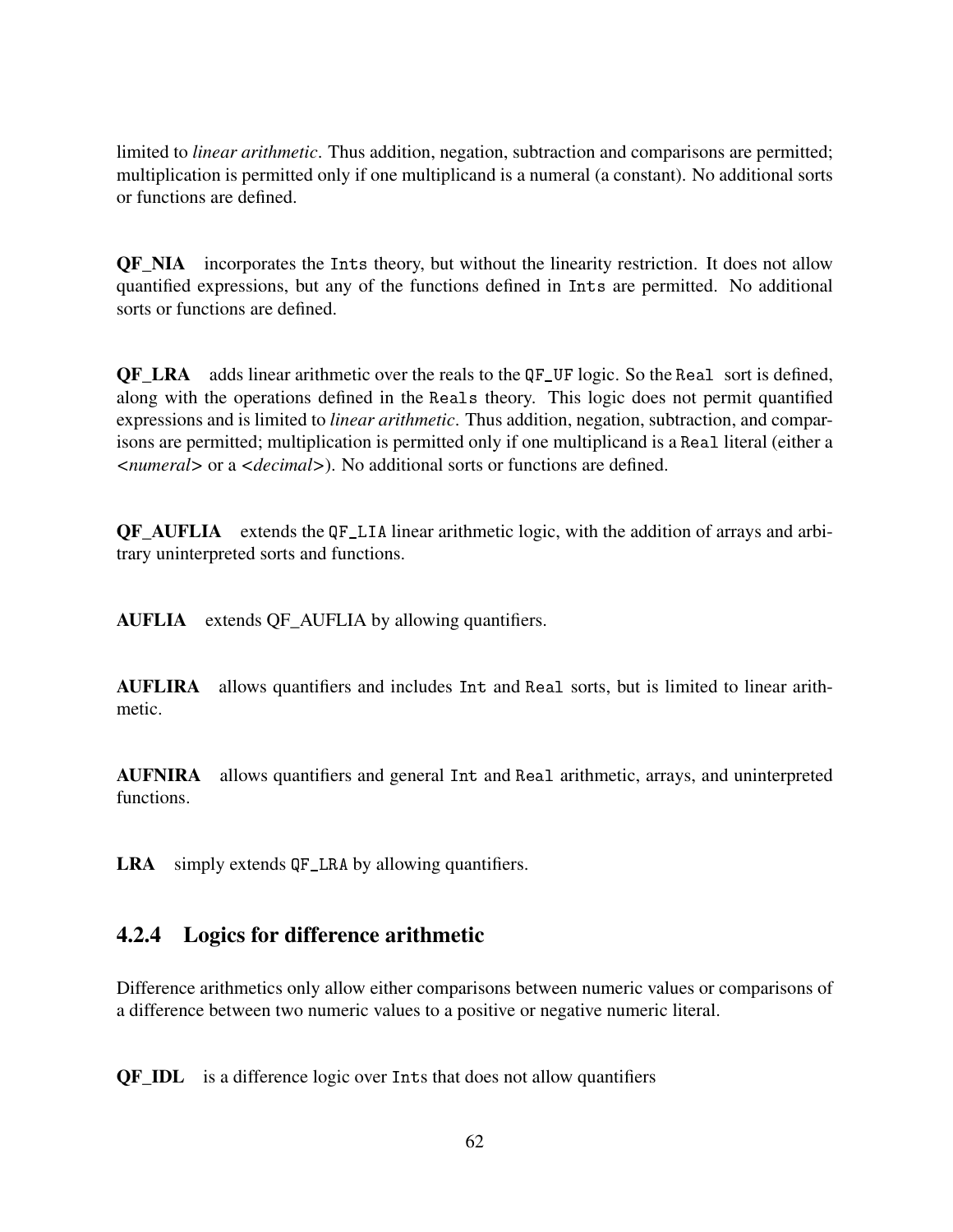limited to *linear arithmetic*. Thus addition, negation, subtraction and comparisons are permitted; multiplication is permitted only if one multiplicand is a numeral (a constant). No additional sorts or functions are defined.

**QF_NIA** incorporates the `Ints` theory, but without the linearity restriction. It does not allow quantified expressions, but any of the functions defined in `Ints` are permitted. No additional sorts or functions are defined.

**QF_LRA** adds linear arithmetic over the reals to the `QF_UF` logic. So the `Real` sort is defined, along with the operations defined in the `Reals` theory. This logic does not permit quantified expressions and is limited to *linear arithmetic*. Thus addition, negation, subtraction, and comparisons are permitted; multiplication is permitted only if one multiplicand is a `Real` literal (either a <*numeral*> or a <*decimal*>). No additional sorts or functions are defined.

**QF_AUFLIA** extends the `QF_LIA` linear arithmetic logic, with the addition of arrays and arbitrary uninterpreted sorts and functions.

**AUFLIA** extends QF_AUFLIA by allowing quantifiers.

**AUFLIRA** allows quantifiers and includes `Int` and `Real` sorts, but is limited to linear arithmetic.

**AUFNIRA** allows quantifiers and general `Int` and `Real` arithmetic, arrays, and uninterpreted functions.

**LRA** simply extends `QF_LRA` by allowing quantifiers.

### 4.2.4 Logics for difference arithmetic

Difference arithmetics only allow either comparisons between numeric values or comparisons of a difference between two numeric values to a positive or negative numeric literal.

**QF_IDL** is a difference logic over `Ints` that does not allow quantifiers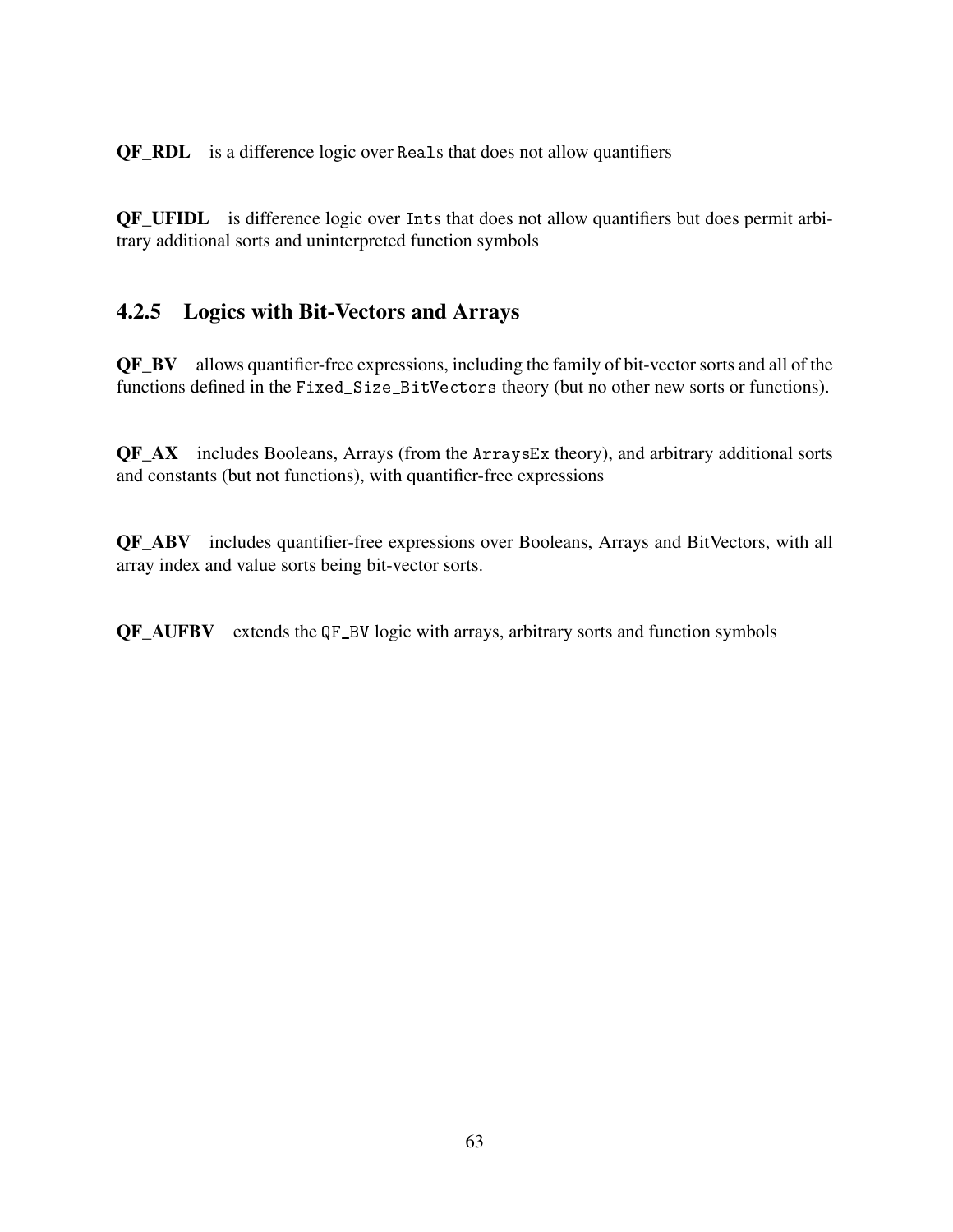**QF_RDL** is a difference logic over `Reals` that does not allow quantifiers

**QF_UFIDL** is difference logic over `Ints` that does not allow quantifiers but does permit arbitrary additional sorts and uninterpreted function symbols

### 4.2.5 Logics with Bit-Vectors and Arrays

**QF_BV** allows quantifier-free expressions, including the family of bit-vector sorts and all of the functions defined in the `Fixed_Size_BitVectors` theory (but no other new sorts or functions).

**QF_AX** includes Booleans, Arrays (from the `ArraysEx` theory), and arbitrary additional sorts and constants (but not functions), with quantifier-free expressions

**QF_ABV** includes quantifier-free expressions over Booleans, Arrays and BitVectors, with all array index and value sorts being bit-vector sorts.

**QF_AUFBV** extends the `QF_BV` logic with arrays, arbitrary sorts and function symbols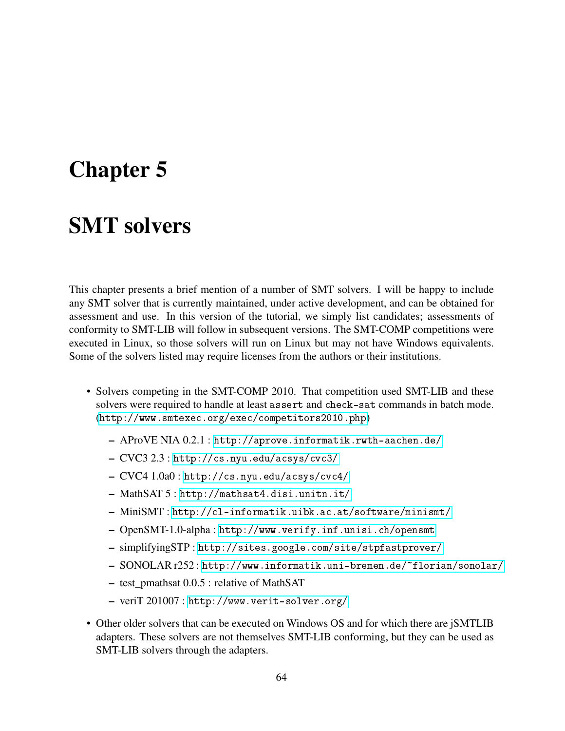# Chapter 5

# SMT solvers

This chapter presents a brief mention of a number of SMT solvers. I will be happy to include any SMT solver that is currently maintained, under active development, and can be obtained for assessment and use. In this version of the tutorial, we simply list candidates; assessments of conformity to SMT-LIB will follow in subsequent versions. The SMT-COMP competitions were executed in Linux, so those solvers will run on Linux but may not have Windows equivalents. Some of the solvers listed may require licenses from the authors or their institutions.

- Solvers competing in the SMT-COMP 2010. That competition used SMT-LIB and these solvers were required to handle at least `assert` and `check-sat` commands in batch mode. (`http://www.smtexec.org/exec/competitors2010.php`)
  - AProVE NIA 0.2.1 : `http://aprove.informatik.rwth-aachen.de/`
  - CVC3 2.3 : `http://cs.nyu.edu/acsys/cvc3/`
  - CVC4 1.0a0 : `http://cs.nyu.edu/acsys/cvc4/`
  - MathSAT 5 : `http://mathsat4.disi.unitn.it/`
  - MiniSMT : `http://cl-informatik.uibk.ac.at/software/minismt/`
  - OpenSMT-1.0-alpha : `http://www.verify.inf.unisi.ch/opensmt`
  - simplifyingSTP : `http://sites.google.com/site/stpfastprover/`
  - SONOLAR r252 : `http://www.informatik.uni-bremen.de/~florian/sonolar/`
  - test_pmathsat 0.0.5 : relative of MathSAT
  - veriT 201007 : `http://www.verit-solver.org/`
- Other older solvers that can be executed on Windows OS and for which there are jSMTLIB adapters. These solvers are not themselves SMT-LIB conforming, but they can be used as SMT-LIB solvers through the adapters.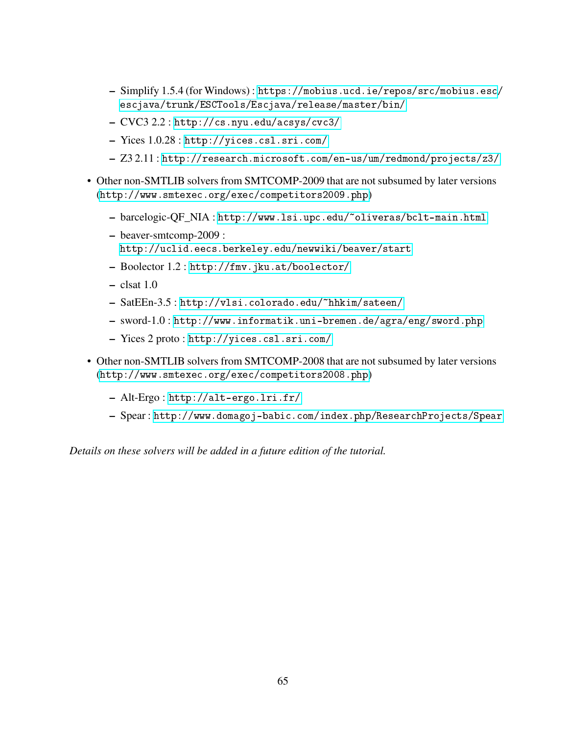- Simplify 1.5.4 (for Windows) : https://mobius.ucd.ie/repos/src/mobius.esc/escjava/trunk/ESCTools/Escjava/release/master/bin/
  - CVC3 2.2 : http://cs.nyu.edu/acsys/cvc3/
  - Yices 1.0.28 : http://yices.csl.sri.com/
  - Z3 2.11 : http://research.microsoft.com/en-us/um/redmond/projects/z3/

- Other non-SMTLIB solvers from SMTCOMP-2009 that are not subsumed by later versions (http://www.smtexec.org/exec/competitors2009.php)
  - barcelogic-QF_NIA : http://www.lsi.upc.edu/~oliveras/bclt-main.html
  - beaver-smtcomp-2009 : http://uclid.eecs.berkeley.edu/newwiki/beaver/start
  - Boolector 1.2 : http://fmv.jku.at/boolector/
  - clsat 1.0
  - SatEEn-3.5 : http://vlsi.colorado.edu/~hhkim/sateen/
  - sword-1.0 : http://www.informatik.uni-bremen.de/agra/eng/sword.php
  - Yices 2 proto : http://yices.csl.sri.com/

- Other non-SMTLIB solvers from SMTCOMP-2008 that are not subsumed by later versions (http://www.smtexec.org/exec/competitors2008.php)
  - Alt-Ergo : http://alt-ergo.lri.fr/
  - Spear : http://www.domagoj-babic.com/index.php/ResearchProjects/Spear

*Details on these solvers will be added in a future edition of the tutorial.*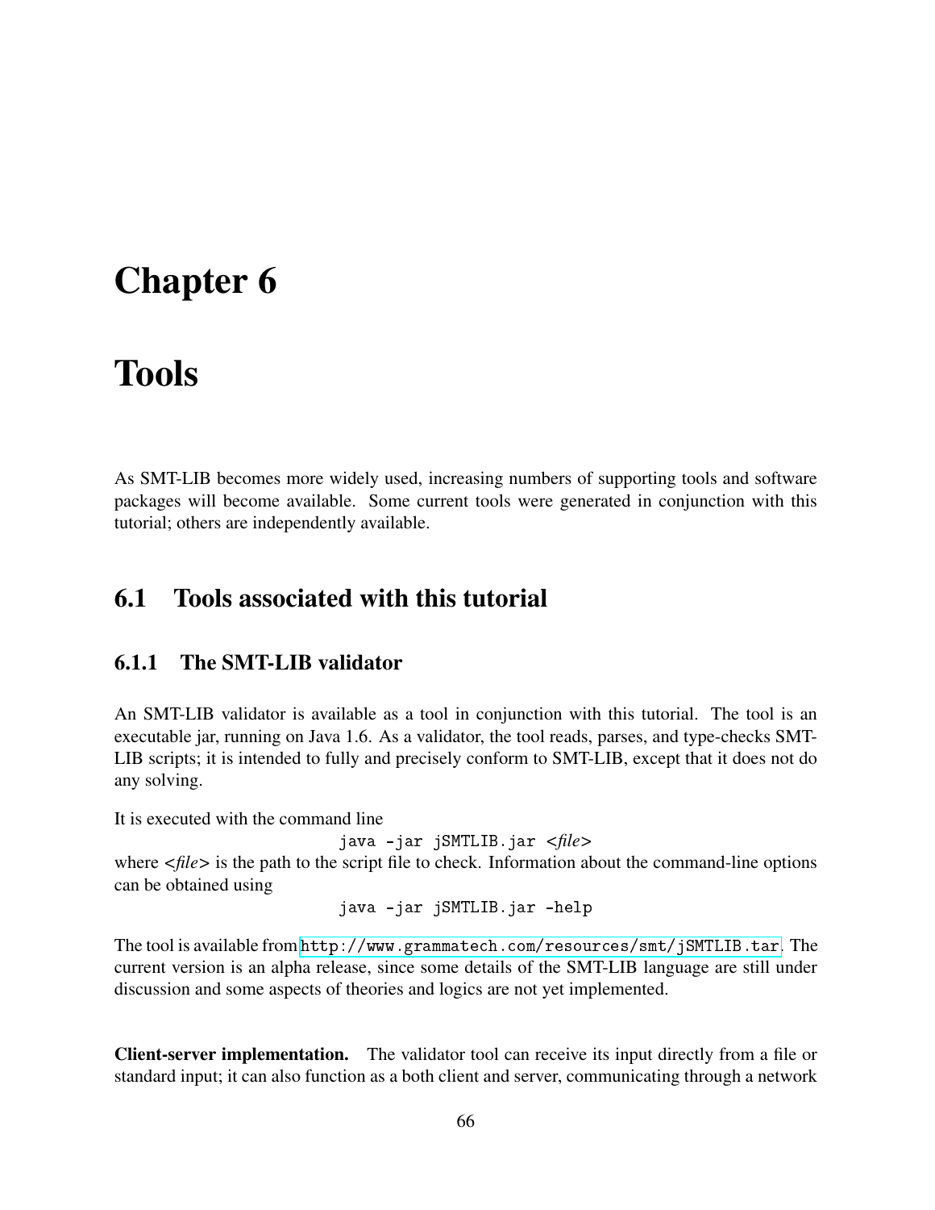# Chapter 6

# Tools

As SMT-LIB becomes more widely used, increasing numbers of supporting tools and software packages will become available. Some current tools were generated in conjunction with this tutorial; others are independently available.

## 6.1 Tools associated with this tutorial

### 6.1.1 The SMT-LIB validator

An SMT-LIB validator is available as a tool in conjunction with this tutorial. The tool is an executable jar, running on Java 1.6. As a validator, the tool reads, parses, and type-checks SMT-LIB scripts; it is intended to fully and precisely conform to SMT-LIB, except that it does not do any solving.

It is executed with the command line

```
java -jar jSMTLIB.jar <file>
```

where <*file*> is the path to the script file to check. Information about the command-line options can be obtained using

```
java -jar jSMTLIB.jar -help
```

The tool is available from `http://www.grammatech.com/resources/smt/jSMTLIB.tar`. The current version is an alpha release, since some details of the SMT-LIB language are still under discussion and some aspects of theories and logics are not yet implemented.

**Client-server implementation.** The validator tool can receive its input directly from a file or standard input; it can also function as a both client and server, communicating through a network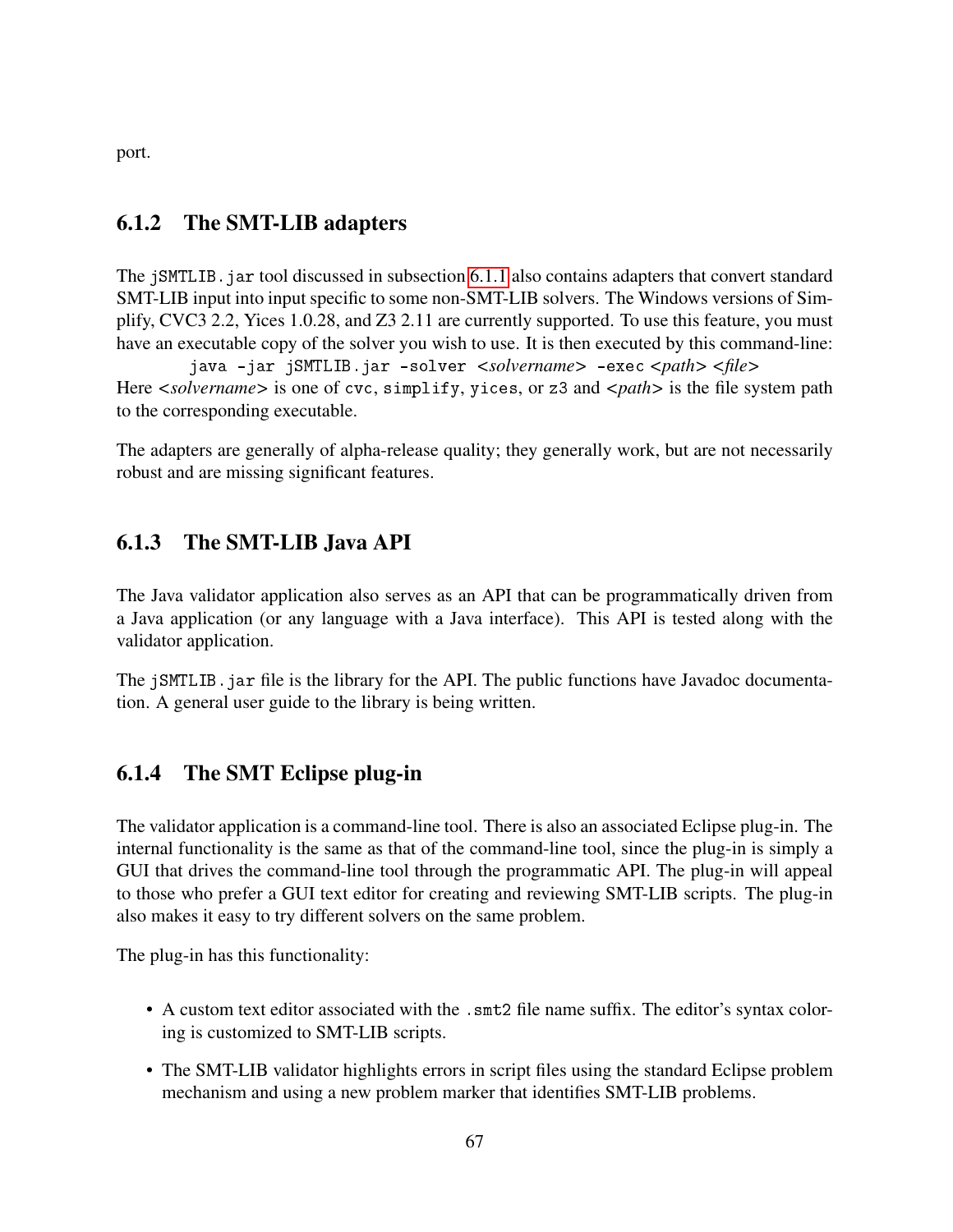port.

### 6.1.2 The SMT-LIB adapters

The `jSMTLIB.jar` tool discussed in subsection 6.1.1 also contains adapters that convert standard SMT-LIB input into input specific to some non-SMT-LIB solvers. The Windows versions of Simplify, CVC3 2.2, Yices 1.0.28, and Z3 2.11 are currently supported. To use this feature, you must have an executable copy of the solver you wish to use. It is then executed by this command-line:

`java -jar jSMTLIB.jar -solver` <*solvername*> `-exec` <*path*> <*file*>

Here <*solvername*> is one of `cvc`, `simplify`, `yices`, or `z3` and <*path*> is the file system path to the corresponding executable.

The adapters are generally of alpha-release quality; they generally work, but are not necessarily robust and are missing significant features.

### 6.1.3 The SMT-LIB Java API

The Java validator application also serves as an API that can be programmatically driven from a Java application (or any language with a Java interface). This API is tested along with the validator application.

The `jSMTLIB.jar` file is the library for the API. The public functions have Javadoc documentation. A general user guide to the library is being written.

### 6.1.4 The SMT Eclipse plug-in

The validator application is a command-line tool. There is also an associated Eclipse plug-in. The internal functionality is the same as that of the command-line tool, since the plug-in is simply a GUI that drives the command-line tool through the programmatic API. The plug-in will appeal to those who prefer a GUI text editor for creating and reviewing SMT-LIB scripts. The plug-in also makes it easy to try different solvers on the same problem.

The plug-in has this functionality:

- A custom text editor associated with the `.smt2` file name suffix. The editor's syntax coloring is customized to SMT-LIB scripts.
- The SMT-LIB validator highlights errors in script files using the standard Eclipse problem mechanism and using a new problem marker that identifies SMT-LIB problems.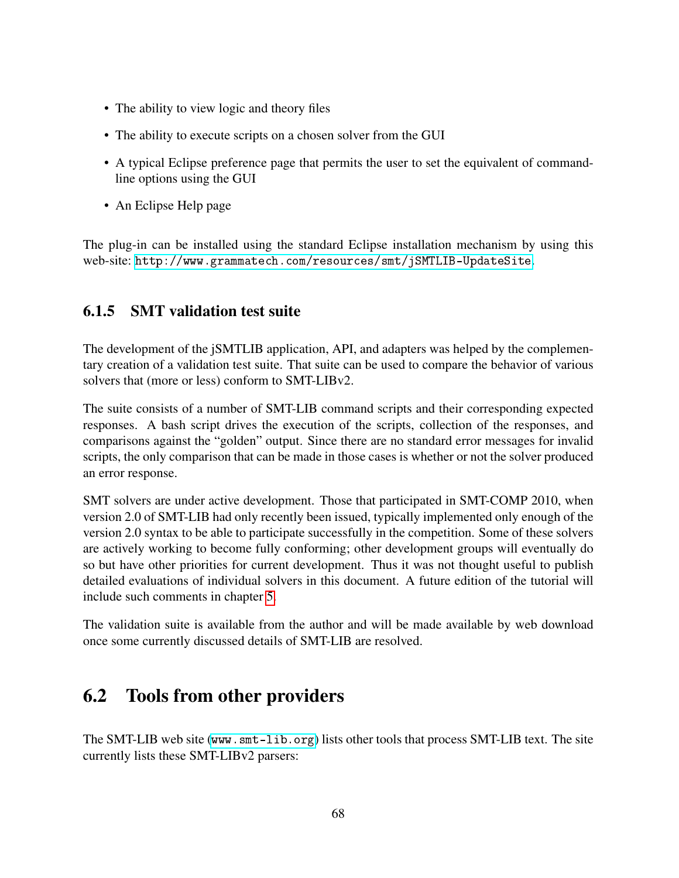- The ability to view logic and theory files
- The ability to execute scripts on a chosen solver from the GUI
- A typical Eclipse preference page that permits the user to set the equivalent of command-line options using the GUI
- An Eclipse Help page

The plug-in can be installed using the standard Eclipse installation mechanism by using this web-site: `http://www.grammatech.com/resources/smt/jSMTLIB-UpdateSite`.

### 6.1.5 SMT validation test suite

The development of the jSMTLIB application, API, and adapters was helped by the complementary creation of a validation test suite. That suite can be used to compare the behavior of various solvers that (more or less) conform to SMT-LIBv2.

The suite consists of a number of SMT-LIB command scripts and their corresponding expected responses. A bash script drives the execution of the scripts, collection of the responses, and comparisons against the "golden" output. Since there are no standard error messages for invalid scripts, the only comparison that can be made in those cases is whether or not the solver produced an error response.

SMT solvers are under active development. Those that participated in SMT-COMP 2010, when version 2.0 of SMT-LIB had only recently been issued, typically implemented only enough of the version 2.0 syntax to be able to participate successfully in the competition. Some of these solvers are actively working to become fully conforming; other development groups will eventually do so but have other priorities for current development. Thus it was not thought useful to publish detailed evaluations of individual solvers in this document. A future edition of the tutorial will include such comments in chapter 5.

The validation suite is available from the author and will be made available by web download once some currently discussed details of SMT-LIB are resolved.

## 6.2 Tools from other providers

The SMT-LIB web site (`www.smt-lib.org`) lists other tools that process SMT-LIB text. The site currently lists these SMT-LIBv2 parsers: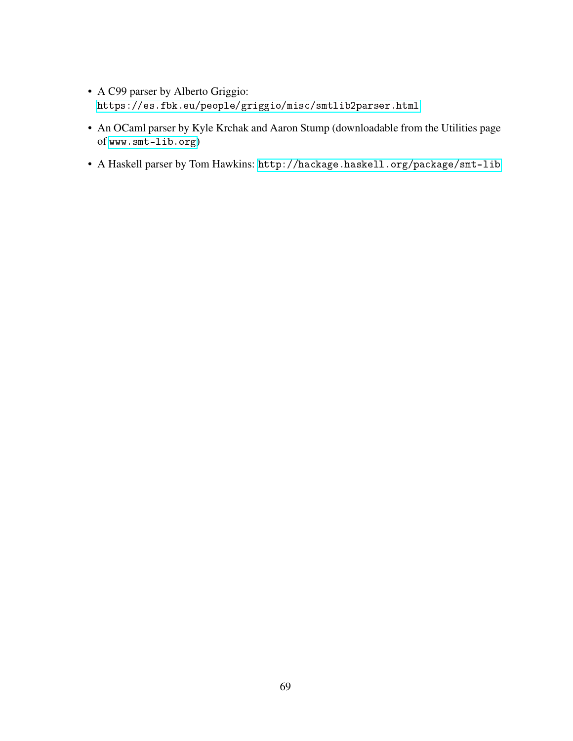- A C99 parser by Alberto Griggio:
`https://es.fbk.eu/people/griggio/misc/smtlib2parser.html`
- An OCaml parser by Kyle Krchak and Aaron Stump (downloadable from the Utilities page of `www.smt-lib.org`)
- A Haskell parser by Tom Hawkins: `http://hackage.haskell.org/package/smt-lib`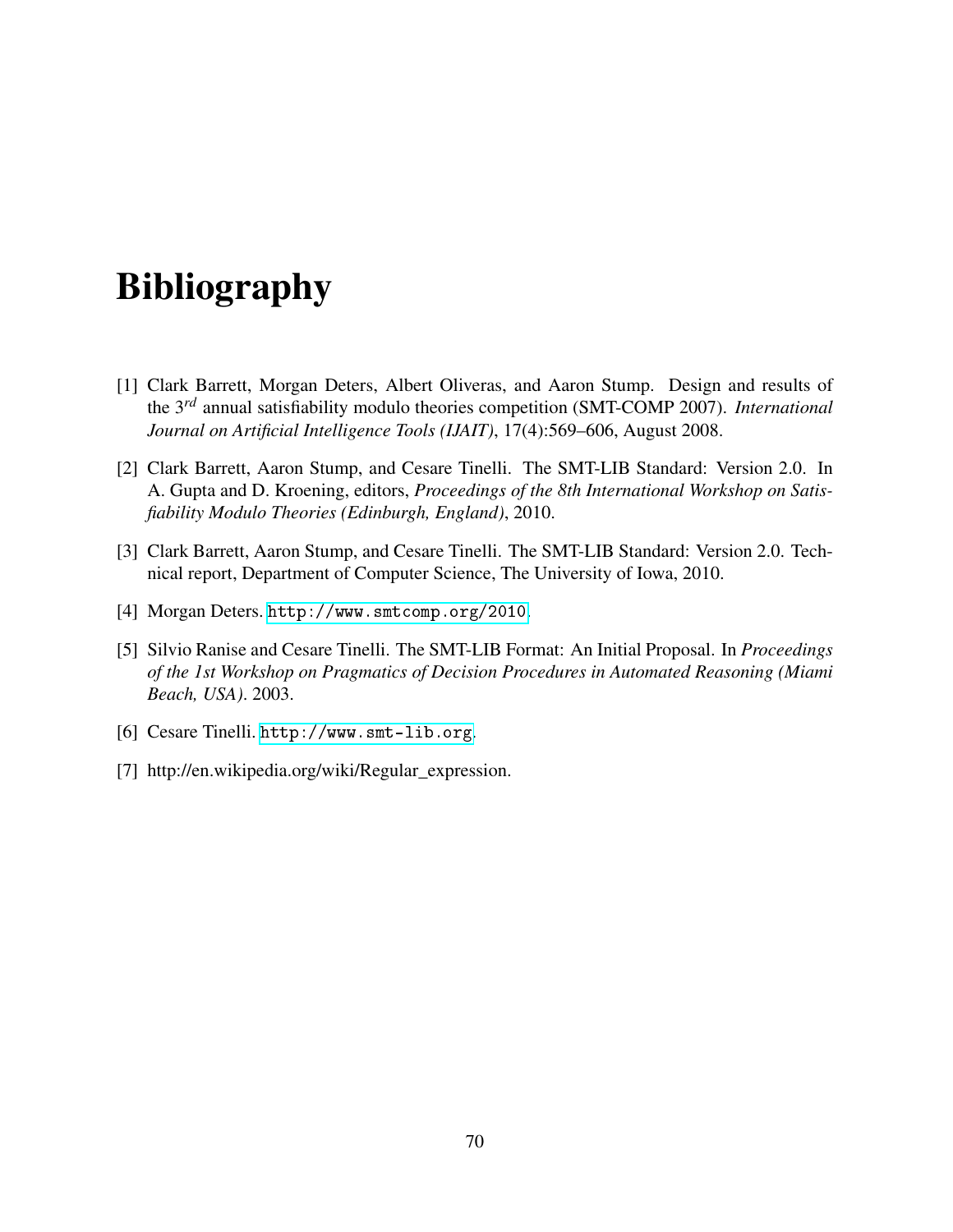# Bibliography

[1] Clark Barrett, Morgan Deters, Albert Oliveras, and Aaron Stump. Design and results of the 3rd annual satisfiability modulo theories competition (SMT-COMP 2007). *International Journal on Artificial Intelligence Tools (IJAIT)*, 17(4):569–606, August 2008.

[2] Clark Barrett, Aaron Stump, and Cesare Tinelli. The SMT-LIB Standard: Version 2.0. In A. Gupta and D. Kroening, editors, *Proceedings of the 8th International Workshop on Satisfiability Modulo Theories (Edinburgh, England)*, 2010.

[3] Clark Barrett, Aaron Stump, and Cesare Tinelli. The SMT-LIB Standard: Version 2.0. Technical report, Department of Computer Science, The University of Iowa, 2010.

[4] Morgan Deters. `http://www.smtcomp.org/2010`.

[5] Silvio Ranise and Cesare Tinelli. The SMT-LIB Format: An Initial Proposal. In *Proceedings of the 1st Workshop on Pragmatics of Decision Procedures in Automated Reasoning (Miami Beach, USA)*. 2003.

[6] Cesare Tinelli. `http://www.smt-lib.org`.

[7] http://en.wikipedia.org/wiki/Regular_expression.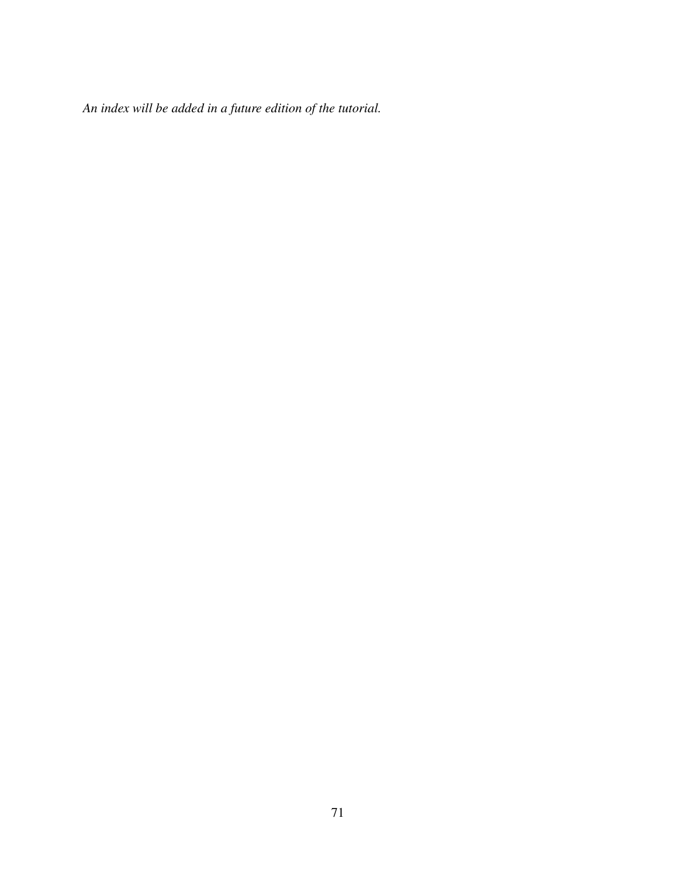*An index will be added in a future edition of the tutorial.*